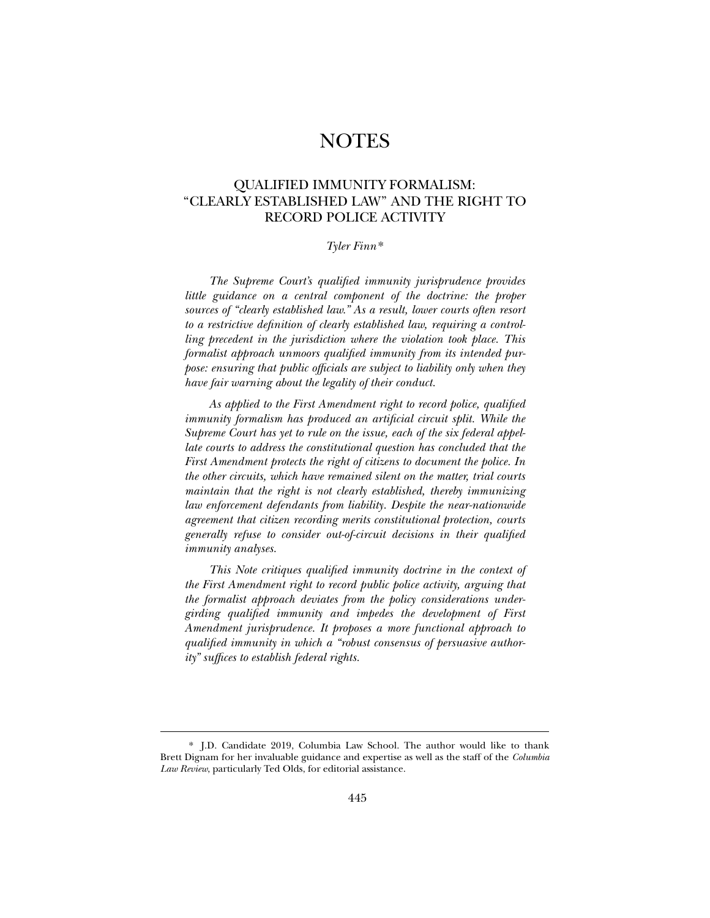# NOTES

## QUALIFIED IMMUNITY FORMALISM: "CLEARLY ESTABLISHED LAW" AND THE RIGHT TO RECORD POLICE ACTIVITY

*Tyler Finn**

*The Supreme Court's qualified immunity jurisprudence provides little guidance on a central component of the doctrine: the proper sources of "clearly established law." As a result, lower courts often resort to a restrictive definition of clearly established law, requiring a controlling precedent in the jurisdiction where the violation took place. This formalist approach unmoors qualified immunity from its intended purpose: ensuring that public officials are subject to liability only when they have fair warning about the legality of their conduct.*

*As applied to the First Amendment right to record police, qualified immunity formalism has produced an artificial circuit split. While the Supreme Court has yet to rule on the issue, each of the six federal appellate courts to address the constitutional question has concluded that the First Amendment protects the right of citizens to document the police. In the other circuits, which have remained silent on the matter, trial courts maintain that the right is not clearly established, thereby immunizing law enforcement defendants from liability. Despite the near-nationwide agreement that citizen recording merits constitutional protection, courts generally refuse to consider out-of-circuit decisions in their qualified immunity analyses.*

*This Note critiques qualified immunity doctrine in the context of the First Amendment right to record public police activity, arguing that the formalist approach deviates from the policy considerations undergirding qualified immunity and impedes the development of First Amendment jurisprudence. It proposes a more functional approach to qualified immunity in which a "robust consensus of persuasive authority" suffices to establish federal rights.*

---

\* J.D. Candidate 2019, Columbia Law School. The author would like to thank Brett Dignam for her invaluable guidance and expertise as well as the staff of the *Columbia Law Review*, particularly Ted Olds, for editorial assistance.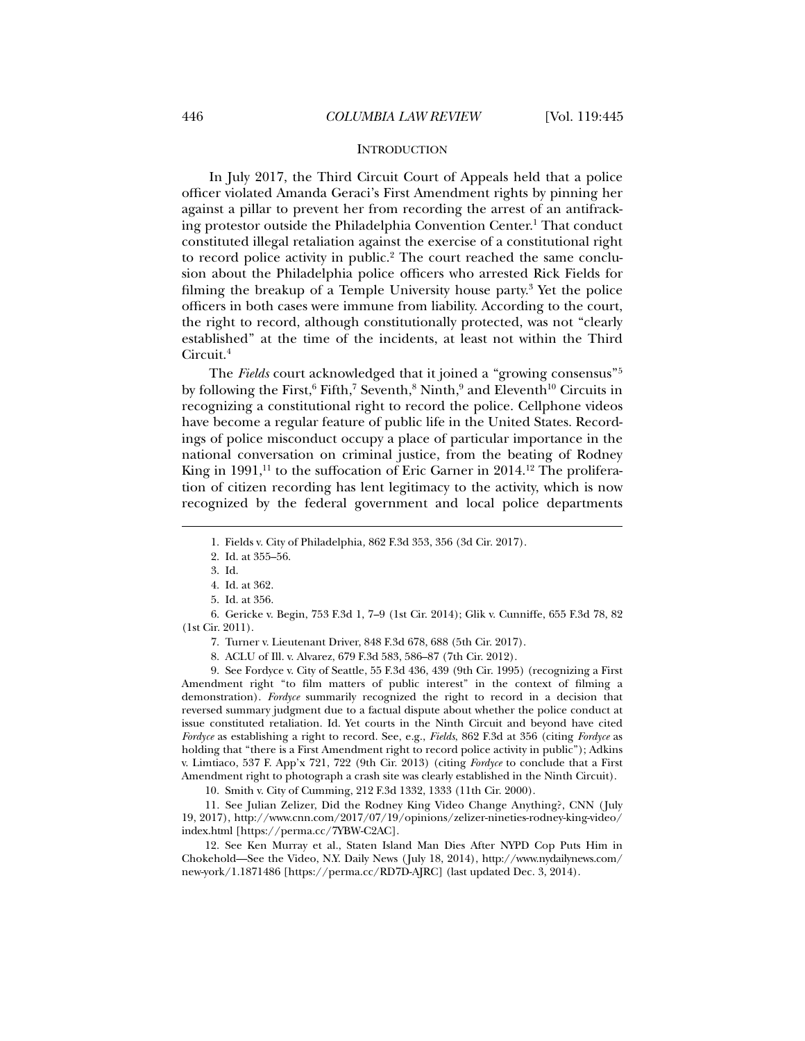## INTRODUCTION

In July 2017, the Third Circuit Court of Appeals held that a police officer violated Amanda Geraci's First Amendment rights by pinning her against a pillar to prevent her from recording the arrest of an antifracking protestor outside the Philadelphia Convention Center.[1] That conduct constituted illegal retaliation against the exercise of a constitutional right to record police activity in public.[2] The court reached the same conclusion about the Philadelphia police officers who arrested Rick Fields for filming the breakup of a Temple University house party.[3] Yet the police officers in both cases were immune from liability. According to the court, the right to record, although constitutionally protected, was not "clearly established" at the time of the incidents, at least not within the Third Circuit.[4]

The *Fields* court acknowledged that it joined a "growing consensus"[5] by following the First,[6] Fifth,[7] Seventh,[8] Ninth,[9] and Eleventh[10] Circuits in recognizing a constitutional right to record the police. Cellphone videos have become a regular feature of public life in the United States. Recordings of police misconduct occupy a place of particular importance in the national conversation on criminal justice, from the beating of Rodney King in 1991,[11] to the suffocation of Eric Garner in 2014.[12] The proliferation of citizen recording has lent legitimacy to the activity, which is now recognized by the federal government and local police departments

---

1. Fields v. City of Philadelphia, 862 F.3d 353, 356 (3d Cir. 2017).

2. Id. at 355–56.

3. Id.

4. Id. at 362.

5. Id. at 356.

6. Gericke v. Begin, 753 F.3d 1, 7–9 (1st Cir. 2014); Glik v. Cunniffe, 655 F.3d 78, 82 (1st Cir. 2011).

7. Turner v. Lieutenant Driver, 848 F.3d 678, 688 (5th Cir. 2017).

8. ACLU of Ill. v. Alvarez, 679 F.3d 583, 586–87 (7th Cir. 2012).

9. See Fordyce v. City of Seattle, 55 F.3d 436, 439 (9th Cir. 1995) (recognizing a First Amendment right "to film matters of public interest" in the context of filming a demonstration). *Fordyce* summarily recognized the right to record in a decision that reversed summary judgment due to a factual dispute about whether the police conduct at issue constituted retaliation. Id. Yet courts in the Ninth Circuit and beyond have cited *Fordyce* as establishing a right to record. See, e.g., *Fields*, 862 F.3d at 356 (citing *Fordyce* as holding that "there is a First Amendment right to record police activity in public"); Adkins v. Limtiaco, 537 F. App'x 721, 722 (9th Cir. 2013) (citing *Fordyce* to conclude that a First Amendment right to photograph a crash site was clearly established in the Ninth Circuit).

10. Smith v. City of Cumming, 212 F.3d 1332, 1333 (11th Cir. 2000).

11. See Julian Zelizer, Did the Rodney King Video Change Anything?, CNN (July 19, 2017), http://www.cnn.com/2017/07/19/opinions/zelizer-nineties-rodney-king-video/index.html [https://perma.cc/7YBW-C2AC].

12. See Ken Murray et al., Staten Island Man Dies After NYPD Cop Puts Him in Chokehold—See the Video, N.Y. Daily News (July 18, 2014), http://www.nydailynews.com/new-york/1.1871486 [https://perma.cc/RD7D-AJRC] (last updated Dec. 3, 2014).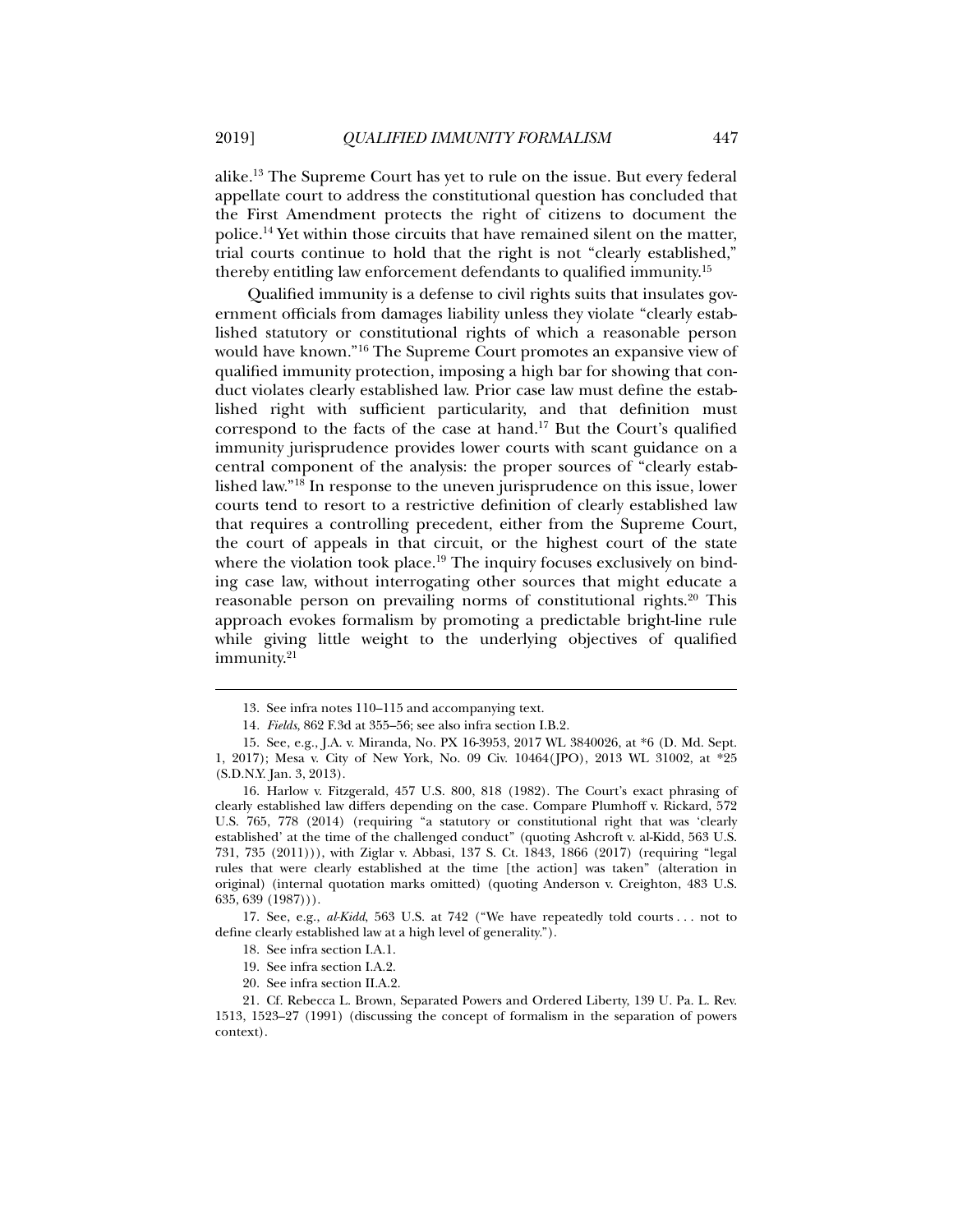alike.[13] The Supreme Court has yet to rule on the issue. But every federal appellate court to address the constitutional question has concluded that the First Amendment protects the right of citizens to document the police.[14] Yet within those circuits that have remained silent on the matter, trial courts continue to hold that the right is not "clearly established," thereby entitling law enforcement defendants to qualified immunity.[15]

Qualified immunity is a defense to civil rights suits that insulates government officials from damages liability unless they violate "clearly established statutory or constitutional rights of which a reasonable person would have known."[16] The Supreme Court promotes an expansive view of qualified immunity protection, imposing a high bar for showing that conduct violates clearly established law. Prior case law must define the established right with sufficient particularity, and that definition must correspond to the facts of the case at hand.[17] But the Court's qualified immunity jurisprudence provides lower courts with scant guidance on a central component of the analysis: the proper sources of "clearly established law."[18] In response to the uneven jurisprudence on this issue, lower courts tend to resort to a restrictive definition of clearly established law that requires a controlling precedent, either from the Supreme Court, the court of appeals in that circuit, or the highest court of the state where the violation took place.[19] The inquiry focuses exclusively on binding case law, without interrogating other sources that might educate a reasonable person on prevailing norms of constitutional rights.[20] This approach evokes formalism by promoting a predictable bright-line rule while giving little weight to the underlying objectives of qualified immunity.[21]

---

13. See infra notes 110–115 and accompanying text.

14. *Fields*, 862 F.3d at 355–56; see also infra section I.B.2.

15. See, e.g., J.A. v. Miranda, No. PX 16-3953, 2017 WL 3840026, at *6 (D. Md. Sept. 1, 2017); Mesa v. City of New York, No. 09 Civ. 10464(JPO), 2013 WL 31002, at *25 (S.D.N.Y. Jan. 3, 2013).

16. Harlow v. Fitzgerald, 457 U.S. 800, 818 (1982). The Court's exact phrasing of clearly established law differs depending on the case. Compare Plumhoff v. Rickard, 572 U.S. 765, 778 (2014) (requiring "a statutory or constitutional right that was 'clearly established' at the time of the challenged conduct" (quoting Ashcroft v. al-Kidd, 563 U.S. 731, 735 (2011))), with Ziglar v. Abbasi, 137 S. Ct. 1843, 1866 (2017) (requiring "legal rules that were clearly established at the time [the action] was taken" (alteration in original) (internal quotation marks omitted) (quoting Anderson v. Creighton, 483 U.S. 635, 639 (1987))).

17. See, e.g., *al-Kidd*, 563 U.S. at 742 ("We have repeatedly told courts . . . not to define clearly established law at a high level of generality.").

18. See infra section I.A.1.

19. See infra section I.A.2.

20. See infra section II.A.2.

21. Cf. Rebecca L. Brown, Separated Powers and Ordered Liberty, 139 U. Pa. L. Rev. 1513, 1523–27 (1991) (discussing the concept of formalism in the separation of powers context).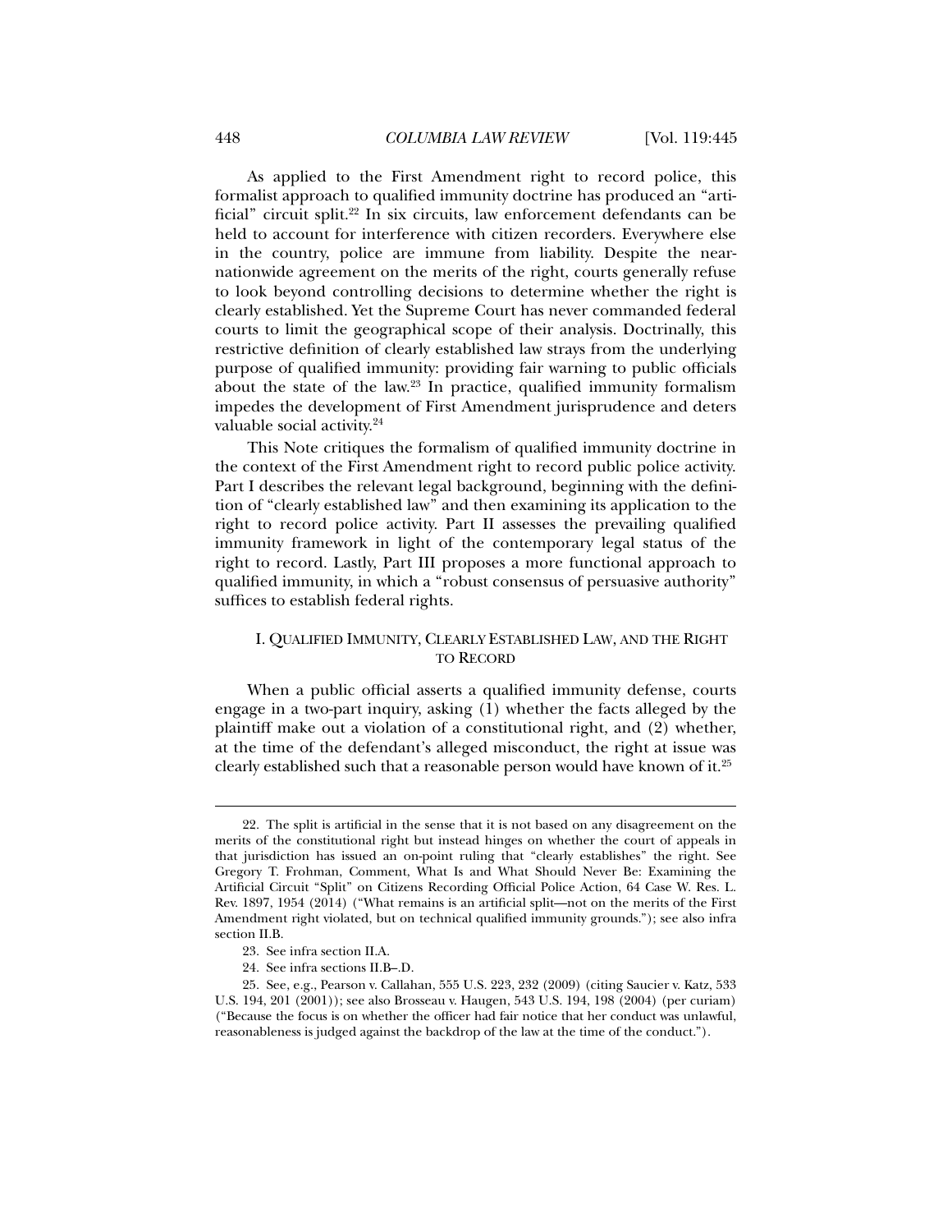As applied to the First Amendment right to record police, this formalist approach to qualified immunity doctrine has produced an "artificial" circuit split.[22] In six circuits, law enforcement defendants can be held to account for interference with citizen recorders. Everywhere else in the country, police are immune from liability. Despite the near-nationwide agreement on the merits of the right, courts generally refuse to look beyond controlling decisions to determine whether the right is clearly established. Yet the Supreme Court has never commanded federal courts to limit the geographical scope of their analysis. Doctrinally, this restrictive definition of clearly established law strays from the underlying purpose of qualified immunity: providing fair warning to public officials about the state of the law.[23] In practice, qualified immunity formalism impedes the development of First Amendment jurisprudence and deters valuable social activity.[24]

This Note critiques the formalism of qualified immunity doctrine in the context of the First Amendment right to record public police activity. Part I describes the relevant legal background, beginning with the definition of "clearly established law" and then examining its application to the right to record police activity. Part II assesses the prevailing qualified immunity framework in light of the contemporary legal status of the right to record. Lastly, Part III proposes a more functional approach to qualified immunity, in which a "robust consensus of persuasive authority" suffices to establish federal rights.

## I. Qualified Immunity, Clearly Established Law, and the Right to Record

When a public official asserts a qualified immunity defense, courts engage in a two-part inquiry, asking (1) whether the facts alleged by the plaintiff make out a violation of a constitutional right, and (2) whether, at the time of the defendant's alleged misconduct, the right at issue was clearly established such that a reasonable person would have known of it.[25]

---

22. The split is artificial in the sense that it is not based on any disagreement on the merits of the constitutional right but instead hinges on whether the court of appeals in that jurisdiction has issued an on-point ruling that "clearly establishes" the right. See Gregory T. Frohman, Comment, What Is and What Should Never Be: Examining the Artificial Circuit "Split" on Citizens Recording Official Police Action, 64 Case W. Res. L. Rev. 1897, 1954 (2014) ("What remains is an artificial split—not on the merits of the First Amendment right violated, but on technical qualified immunity grounds."); see also infra section II.B.

23. See infra section II.A.

24. See infra sections II.B–.D.

25. See, e.g., Pearson v. Callahan, 555 U.S. 223, 232 (2009) (citing Saucier v. Katz, 533 U.S. 194, 201 (2001)); see also Brosseau v. Haugen, 543 U.S. 194, 198 (2004) (per curiam) ("Because the focus is on whether the officer had fair notice that her conduct was unlawful, reasonableness is judged against the backdrop of the law at the time of the conduct.").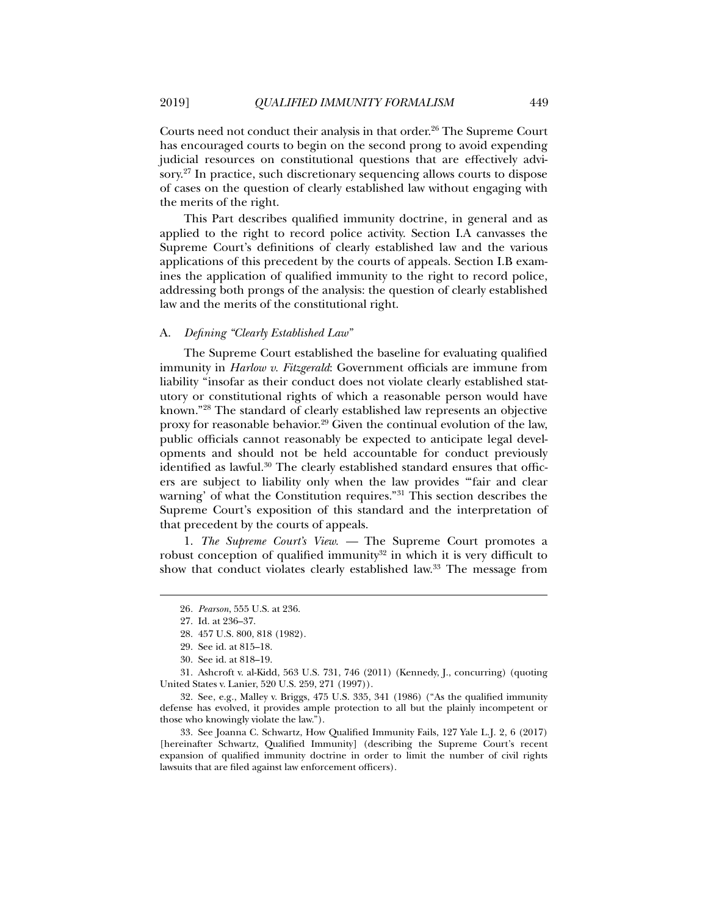Courts need not conduct their analysis in that order.[26] The Supreme Court has encouraged courts to begin on the second prong to avoid expending judicial resources on constitutional questions that are effectively advisory.[27] In practice, such discretionary sequencing allows courts to dispose of cases on the question of clearly established law without engaging with the merits of the right.

This Part describes qualified immunity doctrine, in general and as applied to the right to record police activity. Section I.A canvasses the Supreme Court's definitions of clearly established law and the various applications of this precedent by the courts of appeals. Section I.B examines the application of qualified immunity to the right to record police, addressing both prongs of the analysis: the question of clearly established law and the merits of the constitutional right.

### A. *Defining "Clearly Established Law"*

The Supreme Court established the baseline for evaluating qualified immunity in *Harlow v. Fitzgerald*: Government officials are immune from liability "insofar as their conduct does not violate clearly established statutory or constitutional rights of which a reasonable person would have known."[28] The standard of clearly established law represents an objective proxy for reasonable behavior.[29] Given the continual evolution of the law, public officials cannot reasonably be expected to anticipate legal developments and should not be held accountable for conduct previously identified as lawful.[30] The clearly established standard ensures that officers are subject to liability only when the law provides "'fair and clear warning' of what the Constitution requires."[31] This section describes the Supreme Court's exposition of this standard and the interpretation of that precedent by the courts of appeals.

1. *The Supreme Court's View.* — The Supreme Court promotes a robust conception of qualified immunity[32] in which it is very difficult to show that conduct violates clearly established law.[33] The message from

---

26. *Pearson*, 555 U.S. at 236.

27. Id. at 236–37.

28. 457 U.S. 800, 818 (1982).

29. See id. at 815–18.

30. See id. at 818–19.

31. Ashcroft v. al-Kidd, 563 U.S. 731, 746 (2011) (Kennedy, J., concurring) (quoting United States v. Lanier, 520 U.S. 259, 271 (1997)).

32. See, e.g., Malley v. Briggs, 475 U.S. 335, 341 (1986) ("As the qualified immunity defense has evolved, it provides ample protection to all but the plainly incompetent or those who knowingly violate the law.").

33. See Joanna C. Schwartz, How Qualified Immunity Fails, 127 Yale L.J. 2, 6 (2017) [hereinafter Schwartz, Qualified Immunity] (describing the Supreme Court's recent expansion of qualified immunity doctrine in order to limit the number of civil rights lawsuits that are filed against law enforcement officers).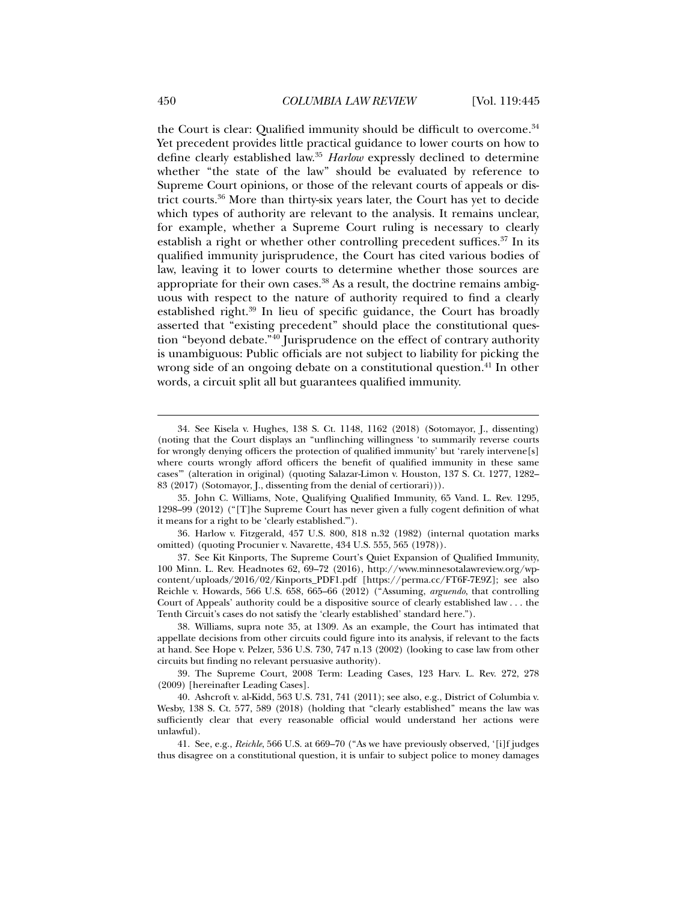the Court is clear: Qualified immunity should be difficult to overcome.[34] Yet precedent provides little practical guidance to lower courts on how to define clearly established law.[35] *Harlow* expressly declined to determine whether "the state of the law" should be evaluated by reference to Supreme Court opinions, or those of the relevant courts of appeals or district courts.[36] More than thirty-six years later, the Court has yet to decide which types of authority are relevant to the analysis. It remains unclear, for example, whether a Supreme Court ruling is necessary to clearly establish a right or whether other controlling precedent suffices.[37] In its qualified immunity jurisprudence, the Court has cited various bodies of law, leaving it to lower courts to determine whether those sources are appropriate for their own cases.[38] As a result, the doctrine remains ambiguous with respect to the nature of authority required to find a clearly established right.[39] In lieu of specific guidance, the Court has broadly asserted that "existing precedent" should place the constitutional question "beyond debate."[40] Jurisprudence on the effect of contrary authority is unambiguous: Public officials are not subject to liability for picking the wrong side of an ongoing debate on a constitutional question.[41] In other words, a circuit split all but guarantees qualified immunity.

---

34. See Kisela v. Hughes, 138 S. Ct. 1148, 1162 (2018) (Sotomayor, J., dissenting) (noting that the Court displays an "unflinching willingness 'to summarily reverse courts for wrongly denying officers the protection of qualified immunity' but 'rarely intervene[s] where courts wrongly afford officers the benefit of qualified immunity in these same cases'" (alteration in original) (quoting Salazar-Limon v. Houston, 137 S. Ct. 1277, 1282–83 (2017) (Sotomayor, J., dissenting from the denial of certiorari))).

35. John C. Williams, Note, Qualifying Qualified Immunity, 65 Vand. L. Rev. 1295, 1298–99 (2012) ("[T]he Supreme Court has never given a fully cogent definition of what it means for a right to be 'clearly established.'").

36. Harlow v. Fitzgerald, 457 U.S. 800, 818 n.32 (1982) (internal quotation marks omitted) (quoting Procunier v. Navarette, 434 U.S. 555, 565 (1978)).

37. See Kit Kinports, The Supreme Court's Quiet Expansion of Qualified Immunity, 100 Minn. L. Rev. Headnotes 62, 69–72 (2016), http://www.minnesotalawreview.org/wp-content/uploads/2016/02/Kinports_PDF1.pdf [https://perma.cc/FT6F-7E9Z]; see also Reichle v. Howards, 566 U.S. 658, 665–66 (2012) ("Assuming, *arguendo*, that controlling Court of Appeals' authority could be a dispositive source of clearly established law . . . the Tenth Circuit's cases do not satisfy the 'clearly established' standard here.").

38. Williams, supra note 35, at 1309. As an example, the Court has intimated that appellate decisions from other circuits could figure into its analysis, if relevant to the facts at hand. See Hope v. Pelzer, 536 U.S. 730, 747 n.13 (2002) (looking to case law from other circuits but finding no relevant persuasive authority).

39. The Supreme Court, 2008 Term: Leading Cases, 123 Harv. L. Rev. 272, 278 (2009) [hereinafter Leading Cases].

40. Ashcroft v. al-Kidd, 563 U.S. 731, 741 (2011); see also, e.g., District of Columbia v. Wesby, 138 S. Ct. 577, 589 (2018) (holding that "clearly established" means the law was sufficiently clear that every reasonable official would understand her actions were unlawful).

41. See, e.g., *Reichle*, 566 U.S. at 669–70 ("As we have previously observed, '[i]f judges thus disagree on a constitutional question, it is unfair to subject police to money damages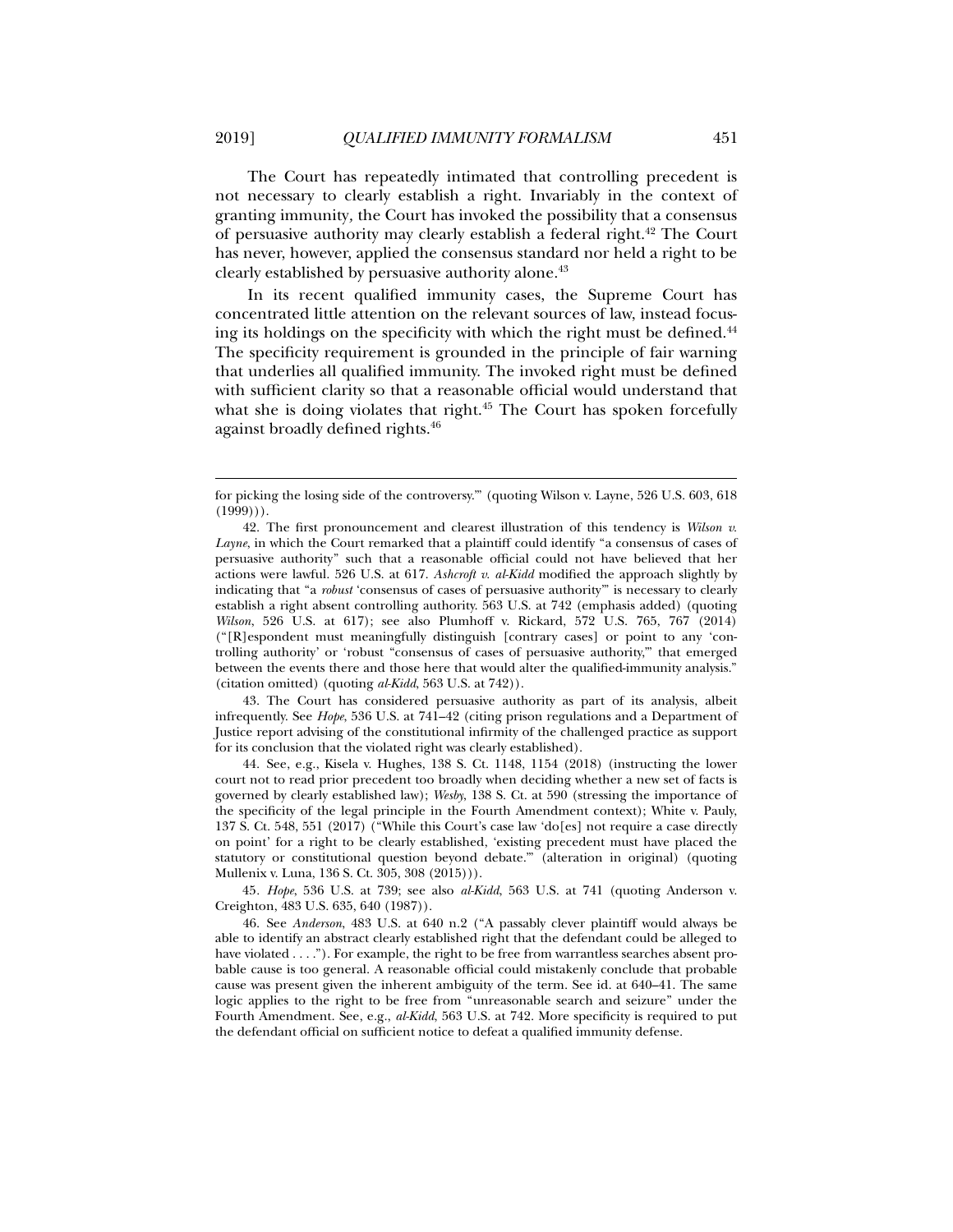The Court has repeatedly intimated that controlling precedent is not necessary to clearly establish a right. Invariably in the context of granting immunity, the Court has invoked the possibility that a consensus of persuasive authority may clearly establish a federal right.[42] The Court has never, however, applied the consensus standard nor held a right to be clearly established by persuasive authority alone.[43]

In its recent qualified immunity cases, the Supreme Court has concentrated little attention on the relevant sources of law, instead focusing its holdings on the specificity with which the right must be defined.[44] The specificity requirement is grounded in the principle of fair warning that underlies all qualified immunity. The invoked right must be defined with sufficient clarity so that a reasonable official would understand that what she is doing violates that right.[45] The Court has spoken forcefully against broadly defined rights.[46]

---

for picking the losing side of the controversy.'" (quoting Wilson v. Layne, 526 U.S. 603, 618 (1999))).

42. The first pronouncement and clearest illustration of this tendency is *Wilson v. Layne*, in which the Court remarked that a plaintiff could identify "a consensus of cases of persuasive authority" such that a reasonable official could not have believed that her actions were lawful. 526 U.S. at 617. *Ashcroft v. al-Kidd* modified the approach slightly by indicating that "a *robust* 'consensus of cases of persuasive authority'" is necessary to clearly establish a right absent controlling authority. 563 U.S. at 742 (emphasis added) (quoting *Wilson*, 526 U.S. at 617); see also Plumhoff v. Rickard, 572 U.S. 765, 767 (2014) ("[R]espondent must meaningfully distinguish [contrary cases] or point to any 'controlling authority' or 'robust "consensus of cases of persuasive authority,"' that emerged between the events there and those here that would alter the qualified-immunity analysis." (citation omitted) (quoting *al-Kidd*, 563 U.S. at 742)).

43. The Court has considered persuasive authority as part of its analysis, albeit infrequently. See *Hope*, 536 U.S. at 741–42 (citing prison regulations and a Department of Justice report advising of the constitutional infirmity of the challenged practice as support for its conclusion that the violated right was clearly established).

44. See, e.g., Kisela v. Hughes, 138 S. Ct. 1148, 1154 (2018) (instructing the lower court not to read prior precedent too broadly when deciding whether a new set of facts is governed by clearly established law); *Wesby*, 138 S. Ct. at 590 (stressing the importance of the specificity of the legal principle in the Fourth Amendment context); White v. Pauly, 137 S. Ct. 548, 551 (2017) ("While this Court's case law 'do[es] not require a case directly on point' for a right to be clearly established, 'existing precedent must have placed the statutory or constitutional question beyond debate.'" (alteration in original) (quoting Mullenix v. Luna, 136 S. Ct. 305, 308 (2015))).

45. *Hope*, 536 U.S. at 739; see also *al-Kidd*, 563 U.S. at 741 (quoting Anderson v. Creighton, 483 U.S. 635, 640 (1987)).

46. See *Anderson*, 483 U.S. at 640 n.2 ("A passably clever plaintiff would always be able to identify an abstract clearly established right that the defendant could be alleged to have violated . . . ."). For example, the right to be free from warrantless searches absent probable cause is too general. A reasonable official could mistakenly conclude that probable cause was present given the inherent ambiguity of the term. See id. at 640–41. The same logic applies to the right to be free from "unreasonable search and seizure" under the Fourth Amendment. See, e.g., *al-Kidd*, 563 U.S. at 742. More specificity is required to put the defendant official on sufficient notice to defeat a qualified immunity defense.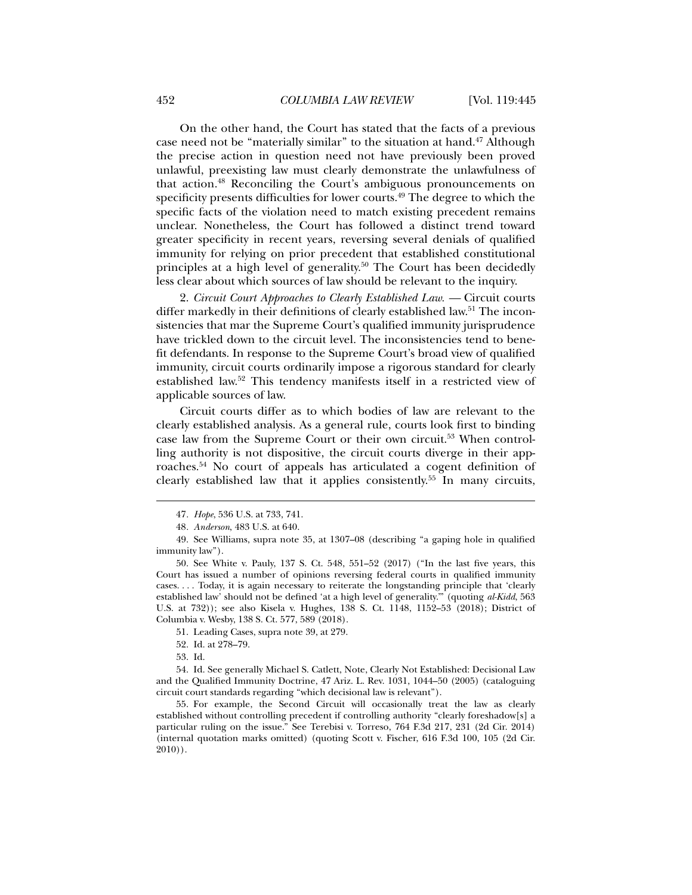On the other hand, the Court has stated that the facts of a previous case need not be "materially similar" to the situation at hand.[47] Although the precise action in question need not have previously been proved unlawful, preexisting law must clearly demonstrate the unlawfulness of that action.[48] Reconciling the Court's ambiguous pronouncements on specificity presents difficulties for lower courts.[49] The degree to which the specific facts of the violation need to match existing precedent remains unclear. Nonetheless, the Court has followed a distinct trend toward greater specificity in recent years, reversing several denials of qualified immunity for relying on prior precedent that established constitutional principles at a high level of generality.[50] The Court has been decidedly less clear about which sources of law should be relevant to the inquiry.

2. *Circuit Court Approaches to Clearly Established Law.* — Circuit courts differ markedly in their definitions of clearly established law.[51] The inconsistencies that mar the Supreme Court's qualified immunity jurisprudence have trickled down to the circuit level. The inconsistencies tend to benefit defendants. In response to the Supreme Court's broad view of qualified immunity, circuit courts ordinarily impose a rigorous standard for clearly established law.[52] This tendency manifests itself in a restricted view of applicable sources of law.

Circuit courts differ as to which bodies of law are relevant to the clearly established analysis. As a general rule, courts look first to binding case law from the Supreme Court or their own circuit.[53] When controlling authority is not dispositive, the circuit courts diverge in their approaches.[54] No court of appeals has articulated a cogent definition of clearly established law that it applies consistently.[55] In many circuits,

---

47. *Hope*, 536 U.S. at 733, 741.

48. *Anderson*, 483 U.S. at 640.

49. See Williams, supra note 35, at 1307–08 (describing "a gaping hole in qualified immunity law").

50. See White v. Pauly, 137 S. Ct. 548, 551–52 (2017) ("In the last five years, this Court has issued a number of opinions reversing federal courts in qualified immunity cases. . . . Today, it is again necessary to reiterate the longstanding principle that 'clearly established law' should not be defined 'at a high level of generality.'" (quoting *al-Kidd*, 563 U.S. at 732)); see also Kisela v. Hughes, 138 S. Ct. 1148, 1152–53 (2018); District of Columbia v. Wesby, 138 S. Ct. 577, 589 (2018).

51. Leading Cases, supra note 39, at 279.

52. Id. at 278–79.

53. Id.

54. Id. See generally Michael S. Catlett, Note, Clearly Not Established: Decisional Law and the Qualified Immunity Doctrine, 47 Ariz. L. Rev. 1031, 1044–50 (2005) (cataloguing circuit court standards regarding "which decisional law is relevant").

55. For example, the Second Circuit will occasionally treat the law as clearly established without controlling precedent if controlling authority "clearly foreshadow[s] a particular ruling on the issue." See Terebisi v. Torreso, 764 F.3d 217, 231 (2d Cir. 2014) (internal quotation marks omitted) (quoting Scott v. Fischer, 616 F.3d 100, 105 (2d Cir. 2010)).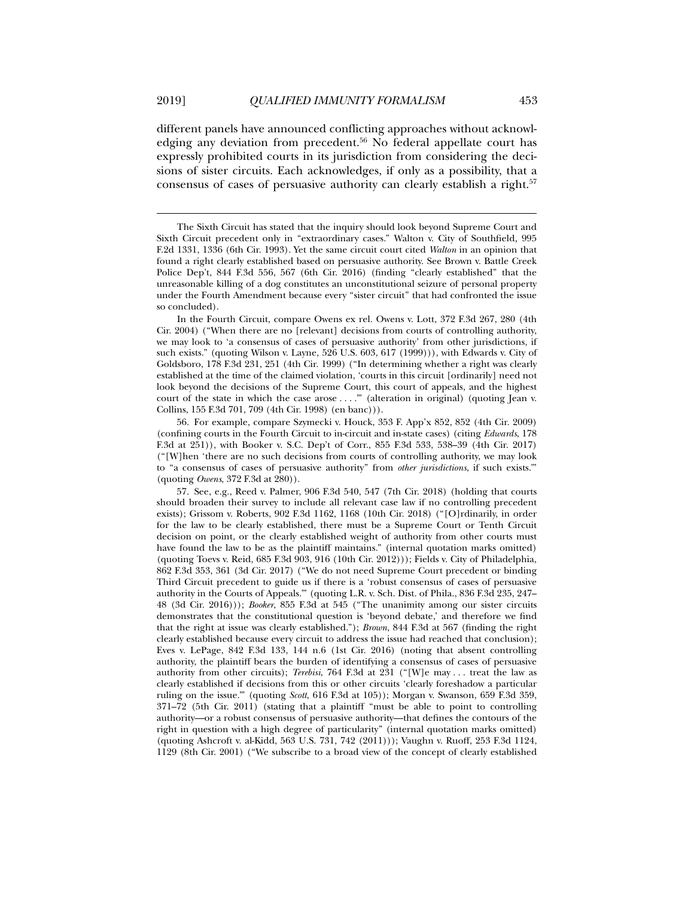different panels have announced conflicting approaches without acknowledging any deviation from precedent.[56] No federal appellate court has expressly prohibited courts in its jurisdiction from considering the decisions of sister circuits. Each acknowledges, if only as a possibility, that a consensus of cases of persuasive authority can clearly establish a right.[57]

---

The Sixth Circuit has stated that the inquiry should look beyond Supreme Court and Sixth Circuit precedent only in "extraordinary cases." Walton v. City of Southfield, 995 F.2d 1331, 1336 (6th Cir. 1993). Yet the same circuit court cited *Walton* in an opinion that found a right clearly established based on persuasive authority. See Brown v. Battle Creek Police Dep't, 844 F.3d 556, 567 (6th Cir. 2016) (finding "clearly established" that the unreasonable killing of a dog constitutes an unconstitutional seizure of personal property under the Fourth Amendment because every "sister circuit" that had confronted the issue so concluded).

In the Fourth Circuit, compare Owens ex rel. Owens v. Lott, 372 F.3d 267, 280 (4th Cir. 2004) ("When there are no [relevant] decisions from courts of controlling authority, we may look to 'a consensus of cases of persuasive authority' from other jurisdictions, if such exists." (quoting Wilson v. Layne, 526 U.S. 603, 617 (1999))), with Edwards v. City of Goldsboro, 178 F.3d 231, 251 (4th Cir. 1999) ("In determining whether a right was clearly established at the time of the claimed violation, 'courts in this circuit [ordinarily] need not look beyond the decisions of the Supreme Court, this court of appeals, and the highest court of the state in which the case arose . . . .'" (alteration in original) (quoting Jean v. Collins, 155 F.3d 701, 709 (4th Cir. 1998) (en banc))).

56. For example, compare Szymecki v. Houck, 353 F. App'x 852, 852 (4th Cir. 2009) (confining courts in the Fourth Circuit to in-circuit and in-state cases) (citing *Edwards*, 178 F.3d at 251)), with Booker v. S.C. Dep't of Corr., 855 F.3d 533, 538–39 (4th Cir. 2017) ("[W]hen 'there are no such decisions from courts of controlling authority, we may look to "a consensus of cases of persuasive authority" from *other jurisdictions*, if such exists.'" (quoting *Owens*, 372 F.3d at 280)).

57. See, e.g., Reed v. Palmer, 906 F.3d 540, 547 (7th Cir. 2018) (holding that courts should broaden their survey to include all relevant case law if no controlling precedent exists); Grissom v. Roberts, 902 F.3d 1162, 1168 (10th Cir. 2018) ("[O]rdinarily, in order for the law to be clearly established, there must be a Supreme Court or Tenth Circuit decision on point, or the clearly established weight of authority from other courts must have found the law to be as the plaintiff maintains." (internal quotation marks omitted) (quoting Toevs v. Reid, 685 F.3d 903, 916 (10th Cir. 2012))); Fields v. City of Philadelphia, 862 F.3d 353, 361 (3d Cir. 2017) ("We do not need Supreme Court precedent or binding Third Circuit precedent to guide us if there is a 'robust consensus of cases of persuasive authority in the Courts of Appeals.'" (quoting L.R. v. Sch. Dist. of Phila., 836 F.3d 235, 247–48 (3d Cir. 2016))); *Booker*, 855 F.3d at 545 ("The unanimity among our sister circuits demonstrates that the constitutional question is 'beyond debate,' and therefore we find that the right at issue was clearly established."); *Brown*, 844 F.3d at 567 (finding the right clearly established because every circuit to address the issue had reached that conclusion); Eves v. LePage, 842 F.3d 133, 144 n.6 (1st Cir. 2016) (noting that absent controlling authority, the plaintiff bears the burden of identifying a consensus of cases of persuasive authority from other circuits); *Terebisi*, 764 F.3d at 231 ("[W]e may . . . treat the law as clearly established if decisions from this or other circuits 'clearly foreshadow a particular ruling on the issue.'" (quoting *Scott*, 616 F.3d at 105)); Morgan v. Swanson, 659 F.3d 359, 371–72 (5th Cir. 2011) (stating that a plaintiff "must be able to point to controlling authority—or a robust consensus of persuasive authority—that defines the contours of the right in question with a high degree of particularity" (internal quotation marks omitted) (quoting Ashcroft v. al-Kidd, 563 U.S. 731, 742 (2011))); Vaughn v. Ruoff, 253 F.3d 1124, 1129 (8th Cir. 2001) ("We subscribe to a broad view of the concept of clearly established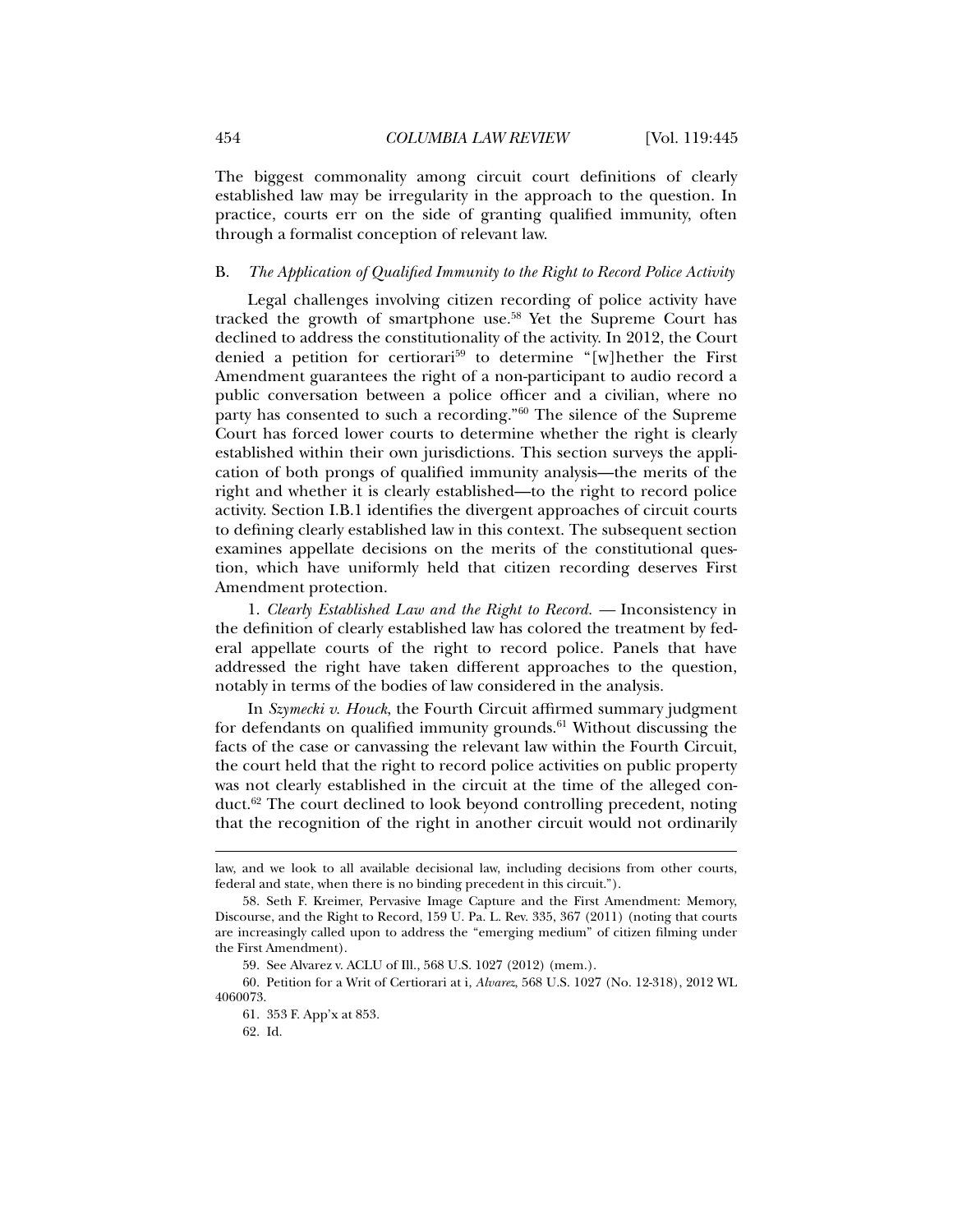The biggest commonality among circuit court definitions of clearly established law may be irregularity in the approach to the question. In practice, courts err on the side of granting qualified immunity, often through a formalist conception of relevant law.

### B. *The Application of Qualified Immunity to the Right to Record Police Activity*

Legal challenges involving citizen recording of police activity have tracked the growth of smartphone use.[58] Yet the Supreme Court has declined to address the constitutionality of the activity. In 2012, the Court denied a petition for certiorari[59] to determine "[w]hether the First Amendment guarantees the right of a non-participant to audio record a public conversation between a police officer and a civilian, where no party has consented to such a recording."[60] The silence of the Supreme Court has forced lower courts to determine whether the right is clearly established within their own jurisdictions. This section surveys the application of both prongs of qualified immunity analysis—the merits of the right and whether it is clearly established—to the right to record police activity. Section I.B.1 identifies the divergent approaches of circuit courts to defining clearly established law in this context. The subsequent section examines appellate decisions on the merits of the constitutional question, which have uniformly held that citizen recording deserves First Amendment protection.

1. *Clearly Established Law and the Right to Record.* — Inconsistency in the definition of clearly established law has colored the treatment by federal appellate courts of the right to record police. Panels that have addressed the right have taken different approaches to the question, notably in terms of the bodies of law considered in the analysis.

In *Szymecki v. Houck*, the Fourth Circuit affirmed summary judgment for defendants on qualified immunity grounds.[61] Without discussing the facts of the case or canvassing the relevant law within the Fourth Circuit, the court held that the right to record police activities on public property was not clearly established in the circuit at the time of the alleged conduct.[62] The court declined to look beyond controlling precedent, noting that the recognition of the right in another circuit would not ordinarily

---

law, and we look to all available decisional law, including decisions from other courts, federal and state, when there is no binding precedent in this circuit.").

58. Seth F. Kreimer, Pervasive Image Capture and the First Amendment: Memory, Discourse, and the Right to Record, 159 U. Pa. L. Rev. 335, 367 (2011) (noting that courts are increasingly called upon to address the "emerging medium" of citizen filming under the First Amendment).

59. See Alvarez v. ACLU of Ill., 568 U.S. 1027 (2012) (mem.).

60. Petition for a Writ of Certiorari at i, *Alvarez*, 568 U.S. 1027 (No. 12-318), 2012 WL 4060073.

61. 353 F. App'x at 853.

62. Id.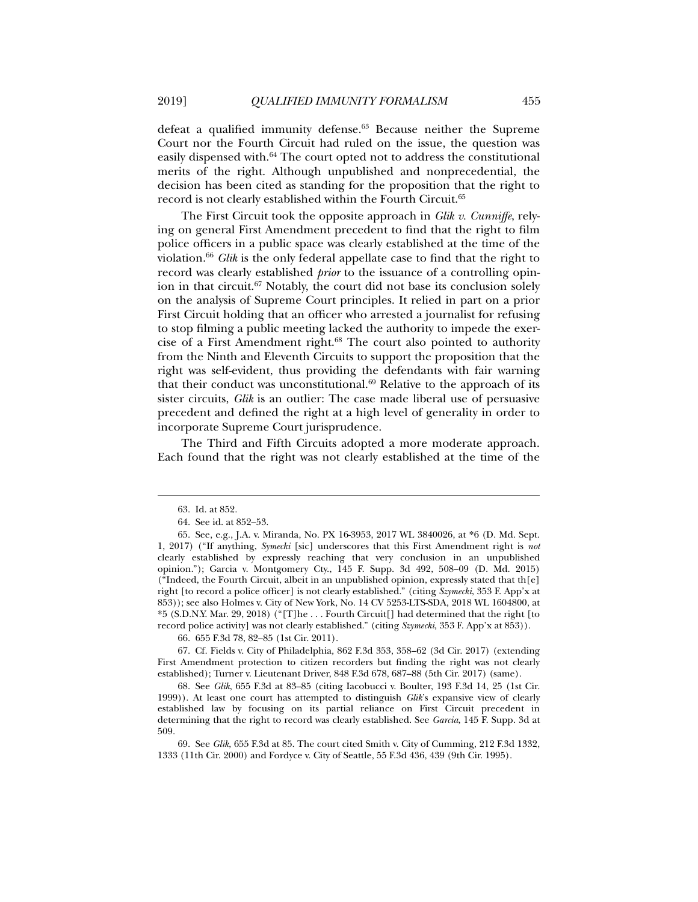defeat a qualified immunity defense.[63] Because neither the Supreme Court nor the Fourth Circuit had ruled on the issue, the question was easily dispensed with.[64] The court opted not to address the constitutional merits of the right. Although unpublished and nonprecedential, the decision has been cited as standing for the proposition that the right to record is not clearly established within the Fourth Circuit.[65]

The First Circuit took the opposite approach in *Glik v. Cunniffe*, relying on general First Amendment precedent to find that the right to film police officers in a public space was clearly established at the time of the violation.[66] *Glik* is the only federal appellate case to find that the right to record was clearly established *prior* to the issuance of a controlling opinion in that circuit.[67] Notably, the court did not base its conclusion solely on the analysis of Supreme Court principles. It relied in part on a prior First Circuit holding that an officer who arrested a journalist for refusing to stop filming a public meeting lacked the authority to impede the exercise of a First Amendment right.[68] The court also pointed to authority from the Ninth and Eleventh Circuits to support the proposition that the right was self-evident, thus providing the defendants with fair warning that their conduct was unconstitutional.[69] Relative to the approach of its sister circuits, *Glik* is an outlier: The case made liberal use of persuasive precedent and defined the right at a high level of generality in order to incorporate Supreme Court jurisprudence.

The Third and Fifth Circuits adopted a more moderate approach. Each found that the right was not clearly established at the time of the

---

63. Id. at 852.

64. See id. at 852–53.

65. See, e.g., J.A. v. Miranda, No. PX 16-3953, 2017 WL 3840026, at *6 (D. Md. Sept. 1, 2017) ("If anything, *Symecki* [sic] underscores that this First Amendment right is *not* clearly established by expressly reaching that very conclusion in an unpublished opinion."); Garcia v. Montgomery Cty., 145 F. Supp. 3d 492, 508–09 (D. Md. 2015) ("Indeed, the Fourth Circuit, albeit in an unpublished opinion, expressly stated that th[e] right [to record a police officer] is not clearly established." (citing *Szymecki*, 353 F. App'x at 853)); see also Holmes v. City of New York, No. 14 CV 5253-LTS-SDA, 2018 WL 1604800, at *5 (S.D.N.Y. Mar. 29, 2018) ("[T]he . . . Fourth Circuit[] had determined that the right [to record police activity] was not clearly established." (citing *Szymecki*, 353 F. App'x at 853)).

66. 655 F.3d 78, 82–85 (1st Cir. 2011).

67. Cf. Fields v. City of Philadelphia, 862 F.3d 353, 358–62 (3d Cir. 2017) (extending First Amendment protection to citizen recorders but finding the right was not clearly established); Turner v. Lieutenant Driver, 848 F.3d 678, 687–88 (5th Cir. 2017) (same).

68. See *Glik*, 655 F.3d at 83–85 (citing Iacobucci v. Boulter, 193 F.3d 14, 25 (1st Cir. 1999)). At least one court has attempted to distinguish *Glik*'s expansive view of clearly established law by focusing on its partial reliance on First Circuit precedent in determining that the right to record was clearly established. See *Garcia*, 145 F. Supp. 3d at 509.

69. See *Glik*, 655 F.3d at 85. The court cited Smith v. City of Cumming, 212 F.3d 1332, 1333 (11th Cir. 2000) and Fordyce v. City of Seattle, 55 F.3d 436, 439 (9th Cir. 1995).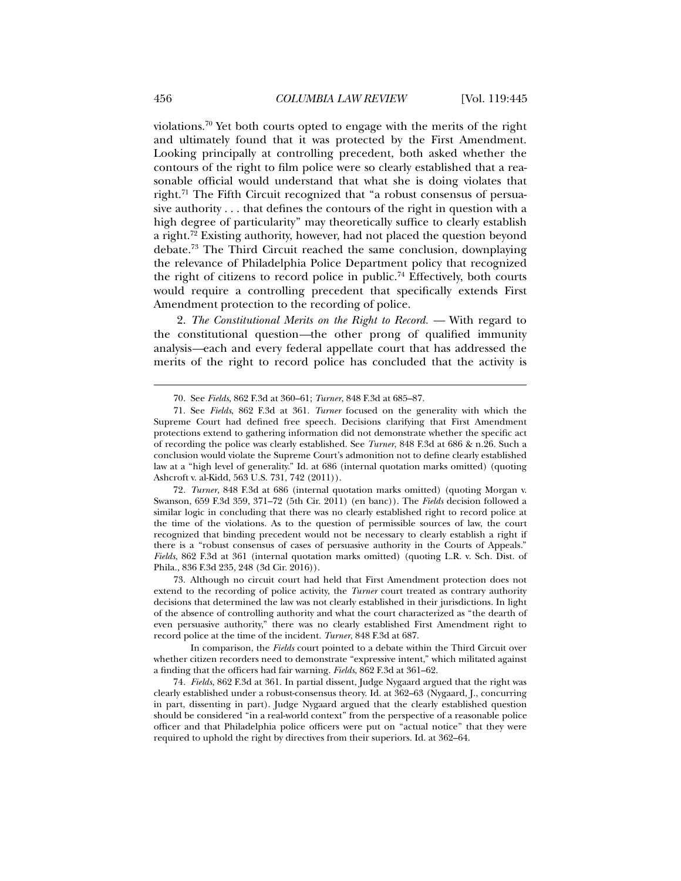violations.[70] Yet both courts opted to engage with the merits of the right and ultimately found that it was protected by the First Amendment. Looking principally at controlling precedent, both asked whether the contours of the right to film police were so clearly established that a reasonable official would understand that what she is doing violates that right.[71] The Fifth Circuit recognized that "a robust consensus of persuasive authority . . . that defines the contours of the right in question with a high degree of particularity" may theoretically suffice to clearly establish a right.[72] Existing authority, however, had not placed the question beyond debate.[73] The Third Circuit reached the same conclusion, downplaying the relevance of Philadelphia Police Department policy that recognized the right of citizens to record police in public.[74] Effectively, both courts would require a controlling precedent that specifically extends First Amendment protection to the recording of police.

2. *The Constitutional Merits on the Right to Record.* — With regard to the constitutional question—the other prong of qualified immunity analysis—each and every federal appellate court that has addressed the merits of the right to record police has concluded that the activity is

---

70. See *Fields*, 862 F.3d at 360–61; *Turner*, 848 F.3d at 685–87.

71. See *Fields*, 862 F.3d at 361. *Turner* focused on the generality with which the Supreme Court had defined free speech. Decisions clarifying that First Amendment protections extend to gathering information did not demonstrate whether the specific act of recording the police was clearly established. See *Turner*, 848 F.3d at 686 & n.26. Such a conclusion would violate the Supreme Court's admonition not to define clearly established law at a "high level of generality." Id. at 686 (internal quotation marks omitted) (quoting Ashcroft v. al-Kidd, 563 U.S. 731, 742 (2011)).

72. *Turner*, 848 F.3d at 686 (internal quotation marks omitted) (quoting Morgan v. Swanson, 659 F.3d 359, 371–72 (5th Cir. 2011) (en banc)). The *Fields* decision followed a similar logic in concluding that there was no clearly established right to record police at the time of the violations. As to the question of permissible sources of law, the court recognized that binding precedent would not be necessary to clearly establish a right if there is a "robust consensus of cases of persuasive authority in the Courts of Appeals." *Fields*, 862 F.3d at 361 (internal quotation marks omitted) (quoting L.R. v. Sch. Dist. of Phila., 836 F.3d 235, 248 (3d Cir. 2016)).

73. Although no circuit court had held that First Amendment protection does not extend to the recording of police activity, the *Turner* court treated as contrary authority decisions that determined the law was not clearly established in their jurisdictions. In light of the absence of controlling authority and what the court characterized as "the dearth of even persuasive authority," there was no clearly established First Amendment right to record police at the time of the incident. *Turner*, 848 F.3d at 687.

In comparison, the *Fields* court pointed to a debate within the Third Circuit over whether citizen recorders need to demonstrate "expressive intent," which militated against a finding that the officers had fair warning. *Fields*, 862 F.3d at 361–62.

74. *Fields*, 862 F.3d at 361. In partial dissent, Judge Nygaard argued that the right was clearly established under a robust-consensus theory. Id. at 362–63 (Nygaard, J., concurring in part, dissenting in part). Judge Nygaard argued that the clearly established question should be considered "in a real-world context" from the perspective of a reasonable police officer and that Philadelphia police officers were put on "actual notice" that they were required to uphold the right by directives from their superiors. Id. at 362–64.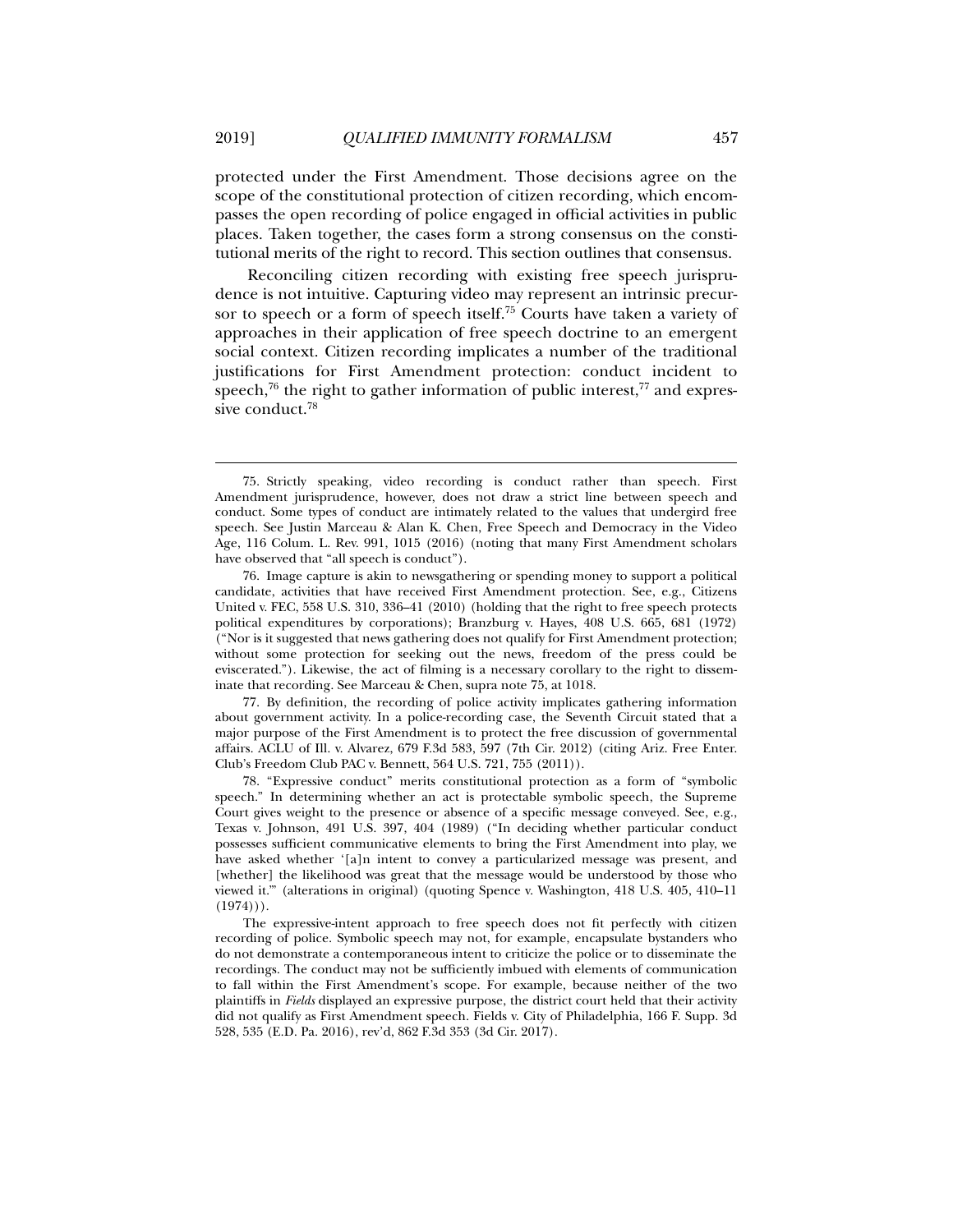protected under the First Amendment. Those decisions agree on the scope of the constitutional protection of citizen recording, which encompasses the open recording of police engaged in official activities in public places. Taken together, the cases form a strong consensus on the constitutional merits of the right to record. This section outlines that consensus.

Reconciling citizen recording with existing free speech jurisprudence is not intuitive. Capturing video may represent an intrinsic precursor to speech or a form of speech itself.[75] Courts have taken a variety of approaches in their application of free speech doctrine to an emergent social context. Citizen recording implicates a number of the traditional justifications for First Amendment protection: conduct incident to speech,[76] the right to gather information of public interest,[77] and expressive conduct.[78]

---

75. Strictly speaking, video recording is conduct rather than speech. First Amendment jurisprudence, however, does not draw a strict line between speech and conduct. Some types of conduct are intimately related to the values that undergird free speech. See Justin Marceau & Alan K. Chen, Free Speech and Democracy in the Video Age, 116 Colum. L. Rev. 991, 1015 (2016) (noting that many First Amendment scholars have observed that "all speech is conduct").

76. Image capture is akin to newsgathering or spending money to support a political candidate, activities that have received First Amendment protection. See, e.g., Citizens United v. FEC, 558 U.S. 310, 336–41 (2010) (holding that the right to free speech protects political expenditures by corporations); Branzburg v. Hayes, 408 U.S. 665, 681 (1972) ("Nor is it suggested that news gathering does not qualify for First Amendment protection; without some protection for seeking out the news, freedom of the press could be eviscerated."). Likewise, the act of filming is a necessary corollary to the right to disseminate that recording. See Marceau & Chen, supra note 75, at 1018.

77. By definition, the recording of police activity implicates gathering information about government activity. In a police-recording case, the Seventh Circuit stated that a major purpose of the First Amendment is to protect the free discussion of governmental affairs. ACLU of Ill. v. Alvarez, 679 F.3d 583, 597 (7th Cir. 2012) (citing Ariz. Free Enter. Club's Freedom Club PAC v. Bennett, 564 U.S. 721, 755 (2011)).

78. "Expressive conduct" merits constitutional protection as a form of "symbolic speech." In determining whether an act is protectable symbolic speech, the Supreme Court gives weight to the presence or absence of a specific message conveyed. See, e.g., Texas v. Johnson, 491 U.S. 397, 404 (1989) ("In deciding whether particular conduct possesses sufficient communicative elements to bring the First Amendment into play, we have asked whether '[a]n intent to convey a particularized message was present, and [whether] the likelihood was great that the message would be understood by those who viewed it.'" (alterations in original) (quoting Spence v. Washington, 418 U.S. 405, 410–11 (1974))).

The expressive-intent approach to free speech does not fit perfectly with citizen recording of police. Symbolic speech may not, for example, encapsulate bystanders who do not demonstrate a contemporaneous intent to criticize the police or to disseminate the recordings. The conduct may not be sufficiently imbued with elements of communication to fall within the First Amendment's scope. For example, because neither of the two plaintiffs in *Fields* displayed an expressive purpose, the district court held that their activity did not qualify as First Amendment speech. Fields v. City of Philadelphia, 166 F. Supp. 3d 528, 535 (E.D. Pa. 2016), rev'd, 862 F.3d 353 (3d Cir. 2017).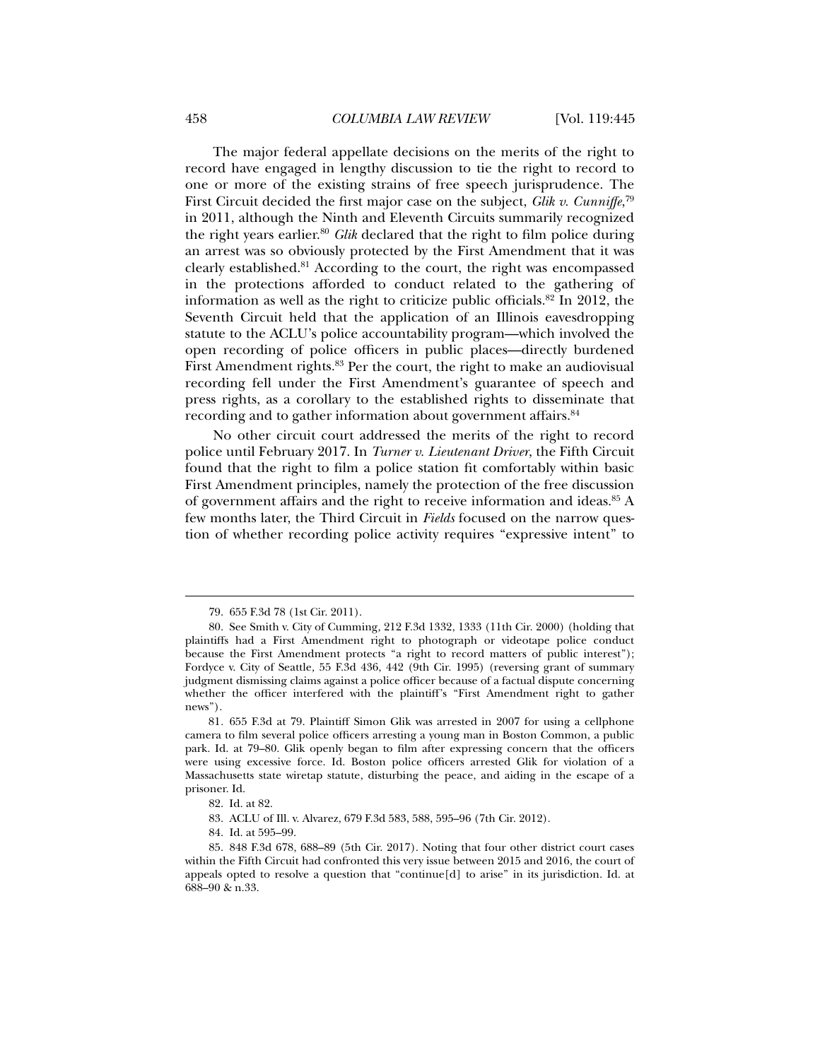The major federal appellate decisions on the merits of the right to record have engaged in lengthy discussion to tie the right to record to one or more of the existing strains of free speech jurisprudence. The First Circuit decided the first major case on the subject, *Glik v. Cunniffe*,[79] in 2011, although the Ninth and Eleventh Circuits summarily recognized the right years earlier.[80] *Glik* declared that the right to film police during an arrest was so obviously protected by the First Amendment that it was clearly established.[81] According to the court, the right was encompassed in the protections afforded to conduct related to the gathering of information as well as the right to criticize public officials.[82] In 2012, the Seventh Circuit held that the application of an Illinois eavesdropping statute to the ACLU's police accountability program—which involved the open recording of police officers in public places—directly burdened First Amendment rights.[83] Per the court, the right to make an audiovisual recording fell under the First Amendment's guarantee of speech and press rights, as a corollary to the established rights to disseminate that recording and to gather information about government affairs.[84]

No other circuit court addressed the merits of the right to record police until February 2017. In *Turner v. Lieutenant Driver*, the Fifth Circuit found that the right to film a police station fit comfortably within basic First Amendment principles, namely the protection of the free discussion of government affairs and the right to receive information and ideas.[85] A few months later, the Third Circuit in *Fields* focused on the narrow question of whether recording police activity requires "expressive intent" to

---

79. 655 F.3d 78 (1st Cir. 2011).

80. See Smith v. City of Cumming, 212 F.3d 1332, 1333 (11th Cir. 2000) (holding that plaintiffs had a First Amendment right to photograph or videotape police conduct because the First Amendment protects "a right to record matters of public interest"); Fordyce v. City of Seattle, 55 F.3d 436, 442 (9th Cir. 1995) (reversing grant of summary judgment dismissing claims against a police officer because of a factual dispute concerning whether the officer interfered with the plaintiff's "First Amendment right to gather news").

81. 655 F.3d at 79. Plaintiff Simon Glik was arrested in 2007 for using a cellphone camera to film several police officers arresting a young man in Boston Common, a public park. Id. at 79–80. Glik openly began to film after expressing concern that the officers were using excessive force. Id. Boston police officers arrested Glik for violation of a Massachusetts state wiretap statute, disturbing the peace, and aiding in the escape of a prisoner. Id.

82. Id. at 82.

83. ACLU of Ill. v. Alvarez, 679 F.3d 583, 588, 595–96 (7th Cir. 2012).

84. Id. at 595–99.

85. 848 F.3d 678, 688–89 (5th Cir. 2017). Noting that four other district court cases within the Fifth Circuit had confronted this very issue between 2015 and 2016, the court of appeals opted to resolve a question that "continue[d] to arise" in its jurisdiction. Id. at 688–90 & n.33.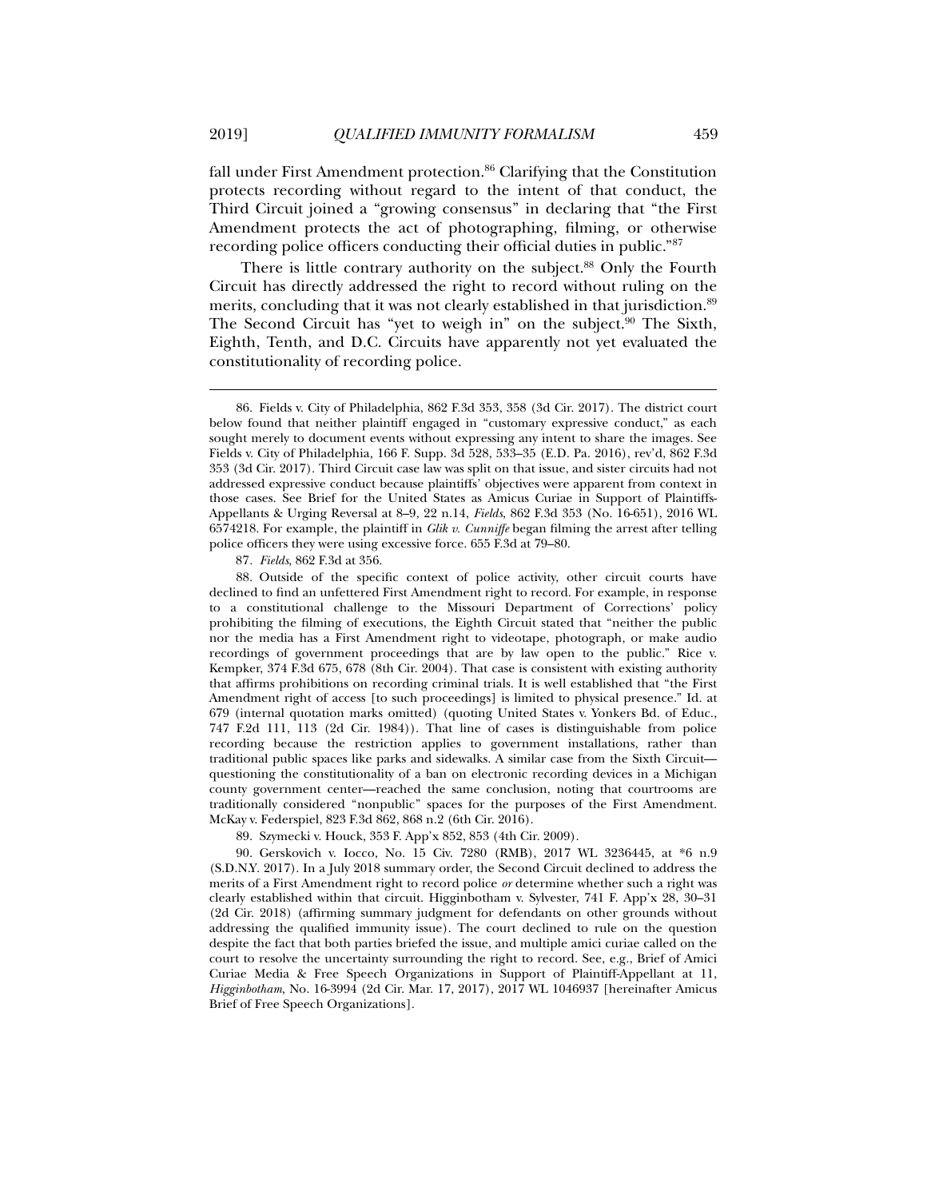fall under First Amendment protection.[86] Clarifying that the Constitution protects recording without regard to the intent of that conduct, the Third Circuit joined a "growing consensus" in declaring that "the First Amendment protects the act of photographing, filming, or otherwise recording police officers conducting their official duties in public."[87]

There is little contrary authority on the subject.[88] Only the Fourth Circuit has directly addressed the right to record without ruling on the merits, concluding that it was not clearly established in that jurisdiction.[89] The Second Circuit has "yet to weigh in" on the subject.[90] The Sixth, Eighth, Tenth, and D.C. Circuits have apparently not yet evaluated the constitutionality of recording police.

---

86. Fields v. City of Philadelphia, 862 F.3d 353, 358 (3d Cir. 2017). The district court below found that neither plaintiff engaged in "customary expressive conduct," as each sought merely to document events without expressing any intent to share the images. See Fields v. City of Philadelphia, 166 F. Supp. 3d 528, 533–35 (E.D. Pa. 2016), rev'd, 862 F.3d 353 (3d Cir. 2017). Third Circuit case law was split on that issue, and sister circuits had not addressed expressive conduct because plaintiffs' objectives were apparent from context in those cases. See Brief for the United States as Amicus Curiae in Support of Plaintiffs-Appellants & Urging Reversal at 8–9, 22 n.14, *Fields*, 862 F.3d 353 (No. 16-651), 2016 WL 6574218. For example, the plaintiff in *Glik v. Cunniffe* began filming the arrest after telling police officers they were using excessive force. 655 F.3d at 79–80.

87. *Fields*, 862 F.3d at 356.

88. Outside of the specific context of police activity, other circuit courts have declined to find an unfettered First Amendment right to record. For example, in response to a constitutional challenge to the Missouri Department of Corrections' policy prohibiting the filming of executions, the Eighth Circuit stated that "neither the public nor the media has a First Amendment right to videotape, photograph, or make audio recordings of government proceedings that are by law open to the public." Rice v. Kempker, 374 F.3d 675, 678 (8th Cir. 2004). That case is consistent with existing authority that affirms prohibitions on recording criminal trials. It is well established that "the First Amendment right of access [to such proceedings] is limited to physical presence." Id. at 679 (internal quotation marks omitted) (quoting United States v. Yonkers Bd. of Educ., 747 F.2d 111, 113 (2d Cir. 1984)). That line of cases is distinguishable from police recording because the restriction applies to government installations, rather than traditional public spaces like parks and sidewalks. A similar case from the Sixth Circuit—questioning the constitutionality of a ban on electronic recording devices in a Michigan county government center—reached the same conclusion, noting that courtrooms are traditionally considered "nonpublic" spaces for the purposes of the First Amendment. McKay v. Federspiel, 823 F.3d 862, 868 n.2 (6th Cir. 2016).

89. Szymecki v. Houck, 353 F. App'x 852, 853 (4th Cir. 2009).

90. Gerskovich v. Iocco, No. 15 Civ. 7280 (RMB), 2017 WL 3236445, at *6 n.9 (S.D.N.Y. 2017). In a July 2018 summary order, the Second Circuit declined to address the merits of a First Amendment right to record police *or* determine whether such a right was clearly established within that circuit. Higginbotham v. Sylvester, 741 F. App'x 28, 30–31 (2d Cir. 2018) (affirming summary judgment for defendants on other grounds without addressing the qualified immunity issue). The court declined to rule on the question despite the fact that both parties briefed the issue, and multiple amici curiae called on the court to resolve the uncertainty surrounding the right to record. See, e.g., Brief of Amici Curiae Media & Free Speech Organizations in Support of Plaintiff-Appellant at 11, *Higginbotham*, No. 16-3994 (2d Cir. Mar. 17, 2017), 2017 WL 1046937 [hereinafter Amicus Brief of Free Speech Organizations].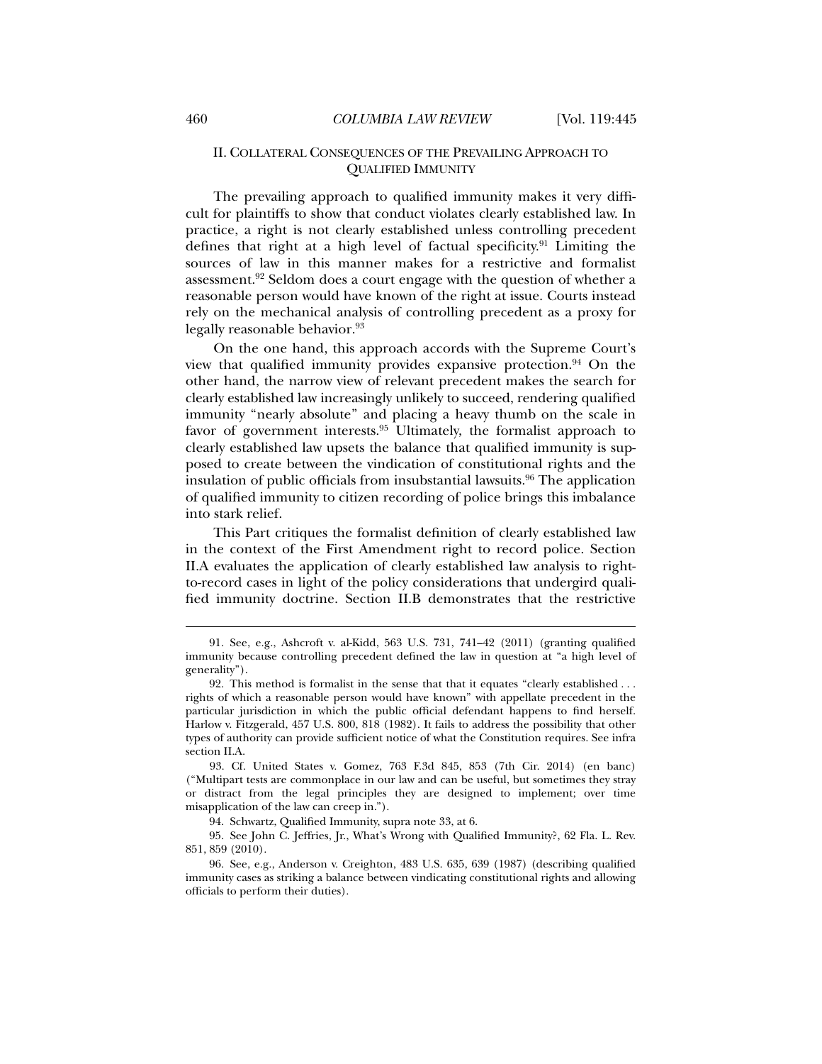## II. COLLATERAL CONSEQUENCES OF THE PREVAILING APPROACH TO QUALIFIED IMMUNITY

The prevailing approach to qualified immunity makes it very difficult for plaintiffs to show that conduct violates clearly established law. In practice, a right is not clearly established unless controlling precedent defines that right at a high level of factual specificity.[91] Limiting the sources of law in this manner makes for a restrictive and formalist assessment.[92] Seldom does a court engage with the question of whether a reasonable person would have known of the right at issue. Courts instead rely on the mechanical analysis of controlling precedent as a proxy for legally reasonable behavior.[93]

On the one hand, this approach accords with the Supreme Court's view that qualified immunity provides expansive protection.[94] On the other hand, the narrow view of relevant precedent makes the search for clearly established law increasingly unlikely to succeed, rendering qualified immunity "nearly absolute" and placing a heavy thumb on the scale in favor of government interests.[95] Ultimately, the formalist approach to clearly established law upsets the balance that qualified immunity is supposed to create between the vindication of constitutional rights and the insulation of public officials from insubstantial lawsuits.[96] The application of qualified immunity to citizen recording of police brings this imbalance into stark relief.

This Part critiques the formalist definition of clearly established law in the context of the First Amendment right to record police. Section II.A evaluates the application of clearly established law analysis to right-to-record cases in light of the policy considerations that undergird qualified immunity doctrine. Section II.B demonstrates that the restrictive

---

91. See, e.g., Ashcroft v. al-Kidd, 563 U.S. 731, 741–42 (2011) (granting qualified immunity because controlling precedent defined the law in question at "a high level of generality").

92. This method is formalist in the sense that that it equates "clearly established . . . rights of which a reasonable person would have known" with appellate precedent in the particular jurisdiction in which the public official defendant happens to find herself. Harlow v. Fitzgerald, 457 U.S. 800, 818 (1982). It fails to address the possibility that other types of authority can provide sufficient notice of what the Constitution requires. See infra section II.A.

93. Cf. United States v. Gomez, 763 F.3d 845, 853 (7th Cir. 2014) (en banc) ("Multipart tests are commonplace in our law and can be useful, but sometimes they stray or distract from the legal principles they are designed to implement; over time misapplication of the law can creep in.").

94. Schwartz, Qualified Immunity, supra note 33, at 6.

95. See John C. Jeffries, Jr., What's Wrong with Qualified Immunity?, 62 Fla. L. Rev. 851, 859 (2010).

96. See, e.g., Anderson v. Creighton, 483 U.S. 635, 639 (1987) (describing qualified immunity cases as striking a balance between vindicating constitutional rights and allowing officials to perform their duties).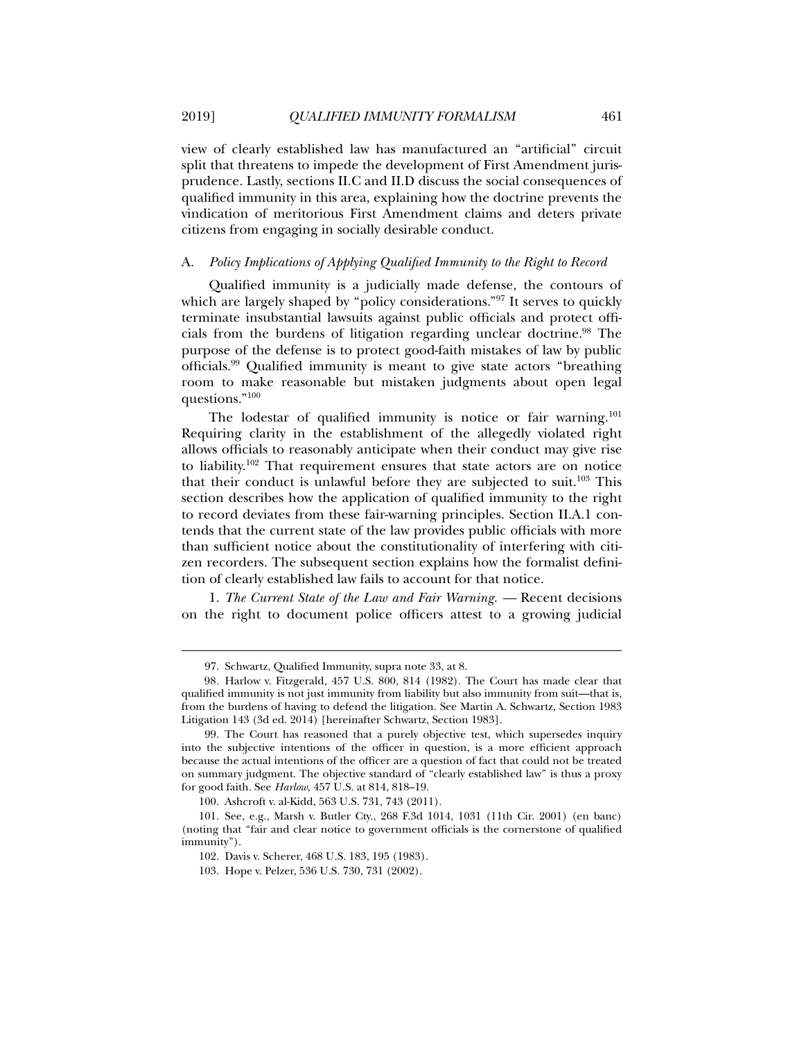view of clearly established law has manufactured an "artificial" circuit split that threatens to impede the development of First Amendment jurisprudence. Lastly, sections II.C and II.D discuss the social consequences of qualified immunity in this area, explaining how the doctrine prevents the vindication of meritorious First Amendment claims and deters private citizens from engaging in socially desirable conduct.

### A. *Policy Implications of Applying Qualified Immunity to the Right to Record*

Qualified immunity is a judicially made defense, the contours of which are largely shaped by "policy considerations."[97] It serves to quickly terminate insubstantial lawsuits against public officials and protect officials from the burdens of litigation regarding unclear doctrine.[98] The purpose of the defense is to protect good-faith mistakes of law by public officials.[99] Qualified immunity is meant to give state actors "breathing room to make reasonable but mistaken judgments about open legal questions."[100]

The lodestar of qualified immunity is notice or fair warning.[101] Requiring clarity in the establishment of the allegedly violated right allows officials to reasonably anticipate when their conduct may give rise to liability.[102] That requirement ensures that state actors are on notice that their conduct is unlawful before they are subjected to suit.[103] This section describes how the application of qualified immunity to the right to record deviates from these fair-warning principles. Section II.A.1 contends that the current state of the law provides public officials with more than sufficient notice about the constitutionality of interfering with citizen recorders. The subsequent section explains how the formalist definition of clearly established law fails to account for that notice.

1. *The Current State of the Law and Fair Warning.* — Recent decisions on the right to document police officers attest to a growing judicial

---

97. Schwartz, Qualified Immunity, supra note 33, at 8.

98. Harlow v. Fitzgerald, 457 U.S. 800, 814 (1982). The Court has made clear that qualified immunity is not just immunity from liability but also immunity from suit—that is, from the burdens of having to defend the litigation. See Martin A. Schwartz, Section 1983 Litigation 143 (3d ed. 2014) [hereinafter Schwartz, Section 1983].

99. The Court has reasoned that a purely objective test, which supersedes inquiry into the subjective intentions of the officer in question, is a more efficient approach because the actual intentions of the officer are a question of fact that could not be treated on summary judgment. The objective standard of "clearly established law" is thus a proxy for good faith. See *Harlow*, 457 U.S. at 814, 818–19.

100. Ashcroft v. al-Kidd, 563 U.S. 731, 743 (2011).

101. See, e.g., Marsh v. Butler Cty., 268 F.3d 1014, 1031 (11th Cir. 2001) (en banc) (noting that "fair and clear notice to government officials is the cornerstone of qualified immunity").

102. Davis v. Scherer, 468 U.S. 183, 195 (1983).

103. Hope v. Pelzer, 536 U.S. 730, 731 (2002).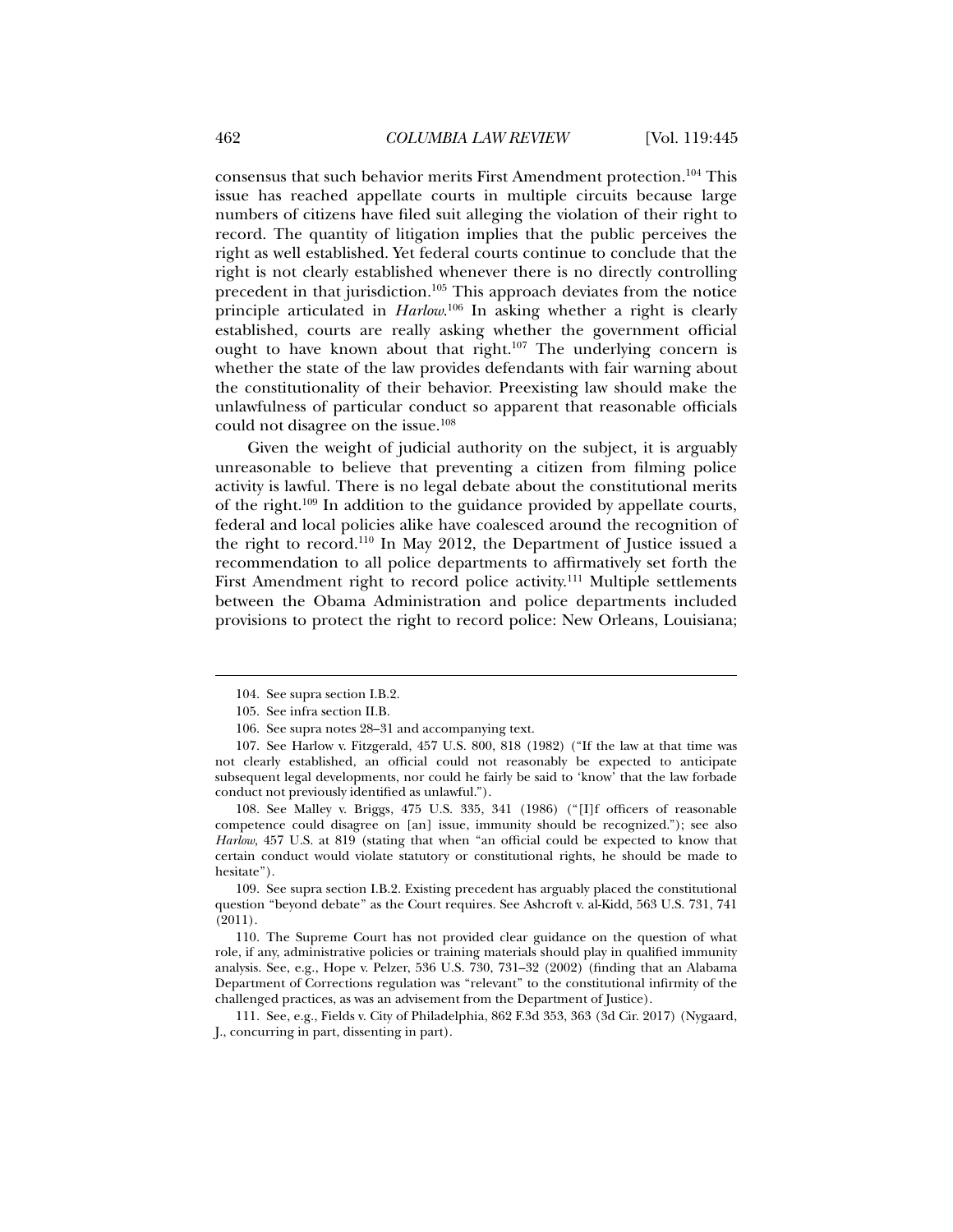consensus that such behavior merits First Amendment protection.[104] This issue has reached appellate courts in multiple circuits because large numbers of citizens have filed suit alleging the violation of their right to record. The quantity of litigation implies that the public perceives the right as well established. Yet federal courts continue to conclude that the right is not clearly established whenever there is no directly controlling precedent in that jurisdiction.[105] This approach deviates from the notice principle articulated in *Harlow*.[106] In asking whether a right is clearly established, courts are really asking whether the government official ought to have known about that right.[107] The underlying concern is whether the state of the law provides defendants with fair warning about the constitutionality of their behavior. Preexisting law should make the unlawfulness of particular conduct so apparent that reasonable officials could not disagree on the issue.[108]

Given the weight of judicial authority on the subject, it is arguably unreasonable to believe that preventing a citizen from filming police activity is lawful. There is no legal debate about the constitutional merits of the right.[109] In addition to the guidance provided by appellate courts, federal and local policies alike have coalesced around the recognition of the right to record.[110] In May 2012, the Department of Justice issued a recommendation to all police departments to affirmatively set forth the First Amendment right to record police activity.[111] Multiple settlements between the Obama Administration and police departments included provisions to protect the right to record police: New Orleans, Louisiana;

---

104. See supra section I.B.2.

105. See infra section II.B.

106. See supra notes 28–31 and accompanying text.

107. See Harlow v. Fitzgerald, 457 U.S. 800, 818 (1982) ("If the law at that time was not clearly established, an official could not reasonably be expected to anticipate subsequent legal developments, nor could he fairly be said to 'know' that the law forbade conduct not previously identified as unlawful.").

108. See Malley v. Briggs, 475 U.S. 335, 341 (1986) ("[I]f officers of reasonable competence could disagree on [an] issue, immunity should be recognized."); see also *Harlow*, 457 U.S. at 819 (stating that when "an official could be expected to know that certain conduct would violate statutory or constitutional rights, he should be made to hesitate").

109. See supra section I.B.2. Existing precedent has arguably placed the constitutional question "beyond debate" as the Court requires. See Ashcroft v. al-Kidd, 563 U.S. 731, 741 (2011).

110. The Supreme Court has not provided clear guidance on the question of what role, if any, administrative policies or training materials should play in qualified immunity analysis. See, e.g., Hope v. Pelzer, 536 U.S. 730, 731–32 (2002) (finding that an Alabama Department of Corrections regulation was "relevant" to the constitutional infirmity of the challenged practices, as was an advisement from the Department of Justice).

111. See, e.g., Fields v. City of Philadelphia, 862 F.3d 353, 363 (3d Cir. 2017) (Nygaard, J., concurring in part, dissenting in part).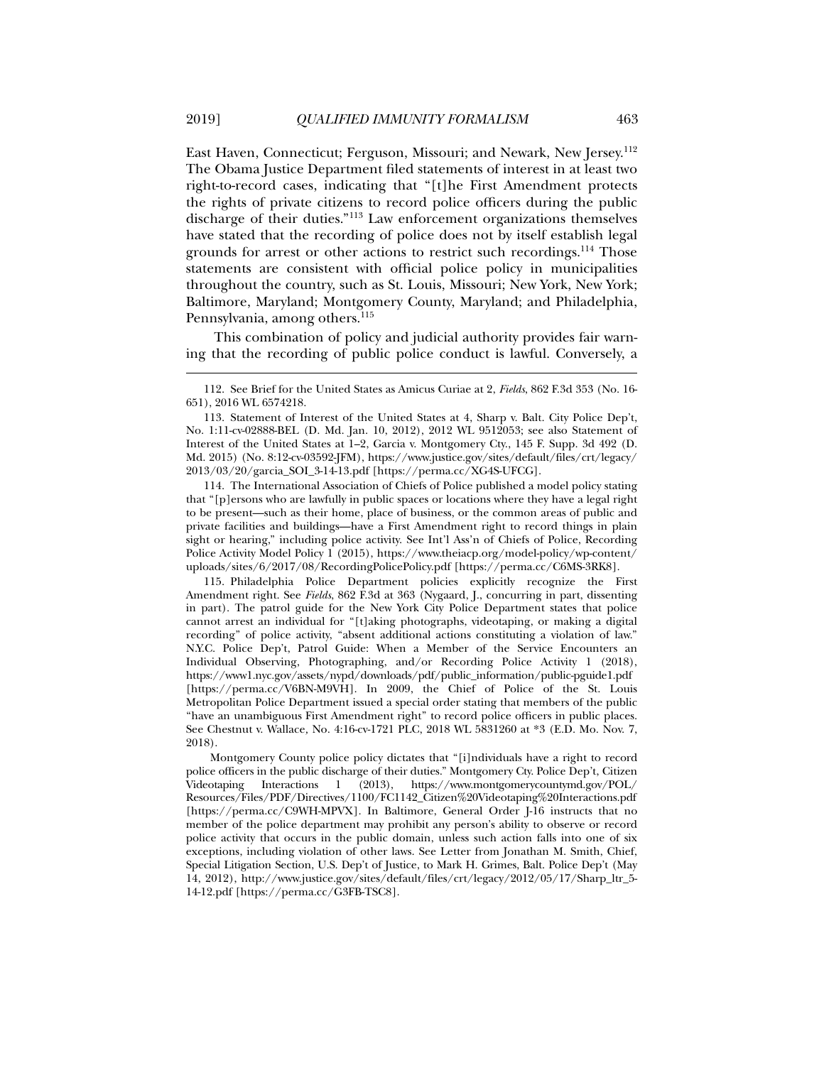East Haven, Connecticut; Ferguson, Missouri; and Newark, New Jersey.[112] The Obama Justice Department filed statements of interest in at least two right-to-record cases, indicating that "[t]he First Amendment protects the rights of private citizens to record police officers during the public discharge of their duties."[113] Law enforcement organizations themselves have stated that the recording of police does not by itself establish legal grounds for arrest or other actions to restrict such recordings.[114] Those statements are consistent with official police policy in municipalities throughout the country, such as St. Louis, Missouri; New York, New York; Baltimore, Maryland; Montgomery County, Maryland; and Philadelphia, Pennsylvania, among others.[115]

This combination of policy and judicial authority provides fair warning that the recording of public police conduct is lawful. Conversely, a

---

112. See Brief for the United States as Amicus Curiae at 2, *Fields*, 862 F.3d 353 (No. 16-651), 2016 WL 6574218.

113. Statement of Interest of the United States at 4, Sharp v. Balt. City Police Dep't, No. 1:11-cv-02888-BEL (D. Md. Jan. 10, 2012), 2012 WL 9512053; see also Statement of Interest of the United States at 1–2, Garcia v. Montgomery Cty., 145 F. Supp. 3d 492 (D. Md. 2015) (No. 8:12-cv-03592-JFM), https://www.justice.gov/sites/default/files/crt/legacy/2013/03/20/garcia_SOI_3-14-13.pdf [https://perma.cc/XG4S-UFCG].

114. The International Association of Chiefs of Police published a model policy stating that "[p]ersons who are lawfully in public spaces or locations where they have a legal right to be present—such as their home, place of business, or the common areas of public and private facilities and buildings—have a First Amendment right to record things in plain sight or hearing," including police activity. See Int'l Ass'n of Chiefs of Police, Recording Police Activity Model Policy 1 (2015), https://www.theiacp.org/model-policy/wp-content/uploads/sites/6/2017/08/RecordingPolicePolicy.pdf [https://perma.cc/C6MS-3RK8].

115. Philadelphia Police Department policies explicitly recognize the First Amendment right. See *Fields*, 862 F.3d at 363 (Nygaard, J., concurring in part, dissenting in part). The patrol guide for the New York City Police Department states that police cannot arrest an individual for "[t]aking photographs, videotaping, or making a digital recording" of police activity, "absent additional actions constituting a violation of law." N.Y.C. Police Dep't, Patrol Guide: When a Member of the Service Encounters an Individual Observing, Photographing, and/or Recording Police Activity 1 (2018), https://www1.nyc.gov/assets/nypd/downloads/pdf/public_information/public-pguide1.pdf [https://perma.cc/V6BN-M9VH]. In 2009, the Chief of Police of the St. Louis Metropolitan Police Department issued a special order stating that members of the public "have an unambiguous First Amendment right" to record police officers in public places. See Chestnut v. Wallace, No. 4:16-cv-1721 PLC, 2018 WL 5831260 at *3 (E.D. Mo. Nov. 7, 2018).

Montgomery County police policy dictates that "[i]ndividuals have a right to record police officers in the public discharge of their duties." Montgomery Cty. Police Dep't, Citizen Videotaping Interactions 1 (2013), https://www.montgomerycountymd.gov/POL/Resources/Files/PDF/Directives/1100/FC1142_Citizen%20Videotaping%20Interactions.pdf [https://perma.cc/C9WH-MPVX]. In Baltimore, General Order J-16 instructs that no member of the police department may prohibit any person's ability to observe or record police activity that occurs in the public domain, unless such action falls into one of six exceptions, including violation of other laws. See Letter from Jonathan M. Smith, Chief, Special Litigation Section, U.S. Dep't of Justice, to Mark H. Grimes, Balt. Police Dep't (May 14, 2012), http://www.justice.gov/sites/default/files/crt/legacy/2012/05/17/Sharp_ltr_5-14-12.pdf [https://perma.cc/G3FB-TSC8].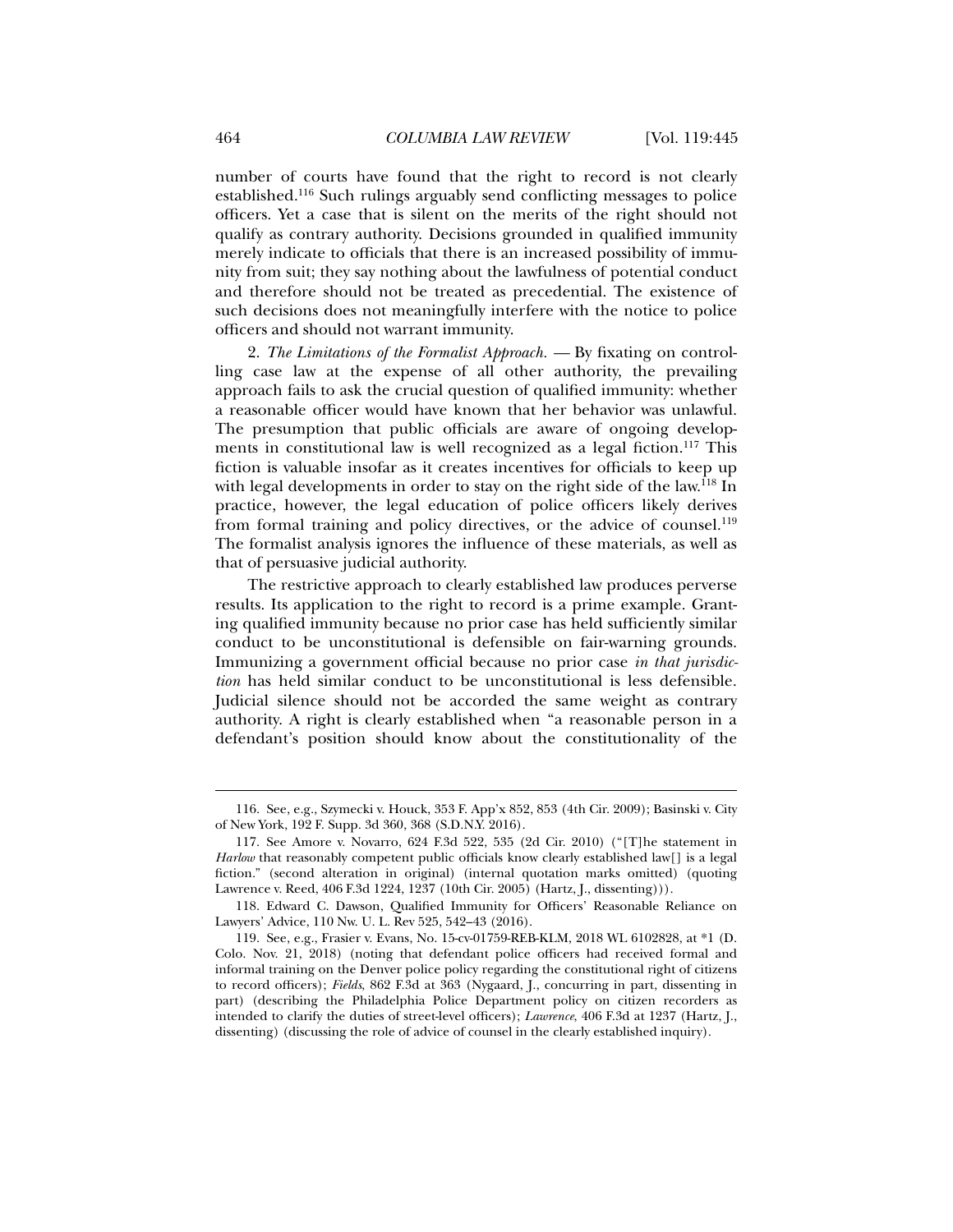number of courts have found that the right to record is not clearly established.[116] Such rulings arguably send conflicting messages to police officers. Yet a case that is silent on the merits of the right should not qualify as contrary authority. Decisions grounded in qualified immunity merely indicate to officials that there is an increased possibility of immunity from suit; they say nothing about the lawfulness of potential conduct and therefore should not be treated as precedential. The existence of such decisions does not meaningfully interfere with the notice to police officers and should not warrant immunity.

2. *The Limitations of the Formalist Approach.* — By fixating on controlling case law at the expense of all other authority, the prevailing approach fails to ask the crucial question of qualified immunity: whether a reasonable officer would have known that her behavior was unlawful. The presumption that public officials are aware of ongoing developments in constitutional law is well recognized as a legal fiction.[117] This fiction is valuable insofar as it creates incentives for officials to keep up with legal developments in order to stay on the right side of the law.[118] In practice, however, the legal education of police officers likely derives from formal training and policy directives, or the advice of counsel.[119] The formalist analysis ignores the influence of these materials, as well as that of persuasive judicial authority.

The restrictive approach to clearly established law produces perverse results. Its application to the right to record is a prime example. Granting qualified immunity because no prior case has held sufficiently similar conduct to be unconstitutional is defensible on fair-warning grounds. Immunizing a government official because no prior case *in that jurisdiction* has held similar conduct to be unconstitutional is less defensible. Judicial silence should not be accorded the same weight as contrary authority. A right is clearly established when "a reasonable person in a defendant's position should know about the constitutionality of the

---

116. See, e.g., Szymecki v. Houck, 353 F. App'x 852, 853 (4th Cir. 2009); Basinski v. City of New York, 192 F. Supp. 3d 360, 368 (S.D.N.Y. 2016).

117. See Amore v. Novarro, 624 F.3d 522, 535 (2d Cir. 2010) ("[T]he statement in *Harlow* that reasonably competent public officials know clearly established law[] is a legal fiction." (second alteration in original) (internal quotation marks omitted) (quoting Lawrence v. Reed, 406 F.3d 1224, 1237 (10th Cir. 2005) (Hartz, J., dissenting))).

118. Edward C. Dawson, Qualified Immunity for Officers' Reasonable Reliance on Lawyers' Advice, 110 Nw. U. L. Rev 525, 542–43 (2016).

119. See, e.g., Frasier v. Evans, No. 15-cv-01759-REB-KLM, 2018 WL 6102828, at *1 (D. Colo. Nov. 21, 2018) (noting that defendant police officers had received formal and informal training on the Denver police policy regarding the constitutional right of citizens to record officers); *Fields*, 862 F.3d at 363 (Nygaard, J., concurring in part, dissenting in part) (describing the Philadelphia Police Department policy on citizen recorders as intended to clarify the duties of street-level officers); *Lawrence*, 406 F.3d at 1237 (Hartz, J., dissenting) (discussing the role of advice of counsel in the clearly established inquiry).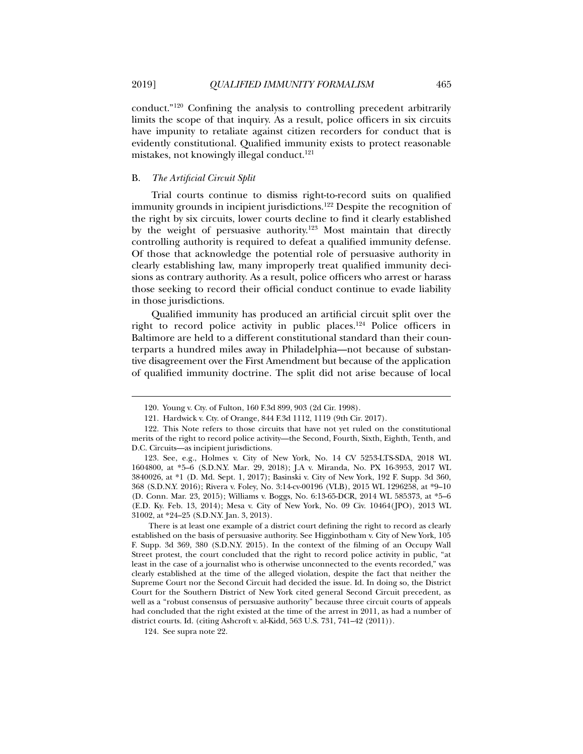conduct."[120] Confining the analysis to controlling precedent arbitrarily limits the scope of that inquiry. As a result, police officers in six circuits have impunity to retaliate against citizen recorders for conduct that is evidently constitutional. Qualified immunity exists to protect reasonable mistakes, not knowingly illegal conduct.[121]

## B. *The Artificial Circuit Split*

Trial courts continue to dismiss right-to-record suits on qualified immunity grounds in incipient jurisdictions.[122] Despite the recognition of the right by six circuits, lower courts decline to find it clearly established by the weight of persuasive authority.[123] Most maintain that directly controlling authority is required to defeat a qualified immunity defense. Of those that acknowledge the potential role of persuasive authority in clearly establishing law, many improperly treat qualified immunity decisions as contrary authority. As a result, police officers who arrest or harass those seeking to record their official conduct continue to evade liability in those jurisdictions.

Qualified immunity has produced an artificial circuit split over the right to record police activity in public places.[124] Police officers in Baltimore are held to a different constitutional standard than their counterparts a hundred miles away in Philadelphia—not because of substantive disagreement over the First Amendment but because of the application of qualified immunity doctrine. The split did not arise because of local

---

120. Young v. Cty. of Fulton, 160 F.3d 899, 903 (2d Cir. 1998).

121. Hardwick v. Cty. of Orange, 844 F.3d 1112, 1119 (9th Cir. 2017).

122. This Note refers to those circuits that have not yet ruled on the constitutional merits of the right to record police activity—the Second, Fourth, Sixth, Eighth, Tenth, and D.C. Circuits—as incipient jurisdictions.

123. See, e.g., Holmes v. City of New York, No. 14 CV 5253-LTS-SDA, 2018 WL 1604800, at *5–6 (S.D.N.Y. Mar. 29, 2018); J.A v. Miranda, No. PX 16-3953, 2017 WL 3840026, at *1 (D. Md. Sept. 1, 2017); Basinski v. City of New York, 192 F. Supp. 3d 360, 368 (S.D.N.Y. 2016); Rivera v. Foley, No. 3:14-cv-00196 (VLB), 2015 WL 1296258, at *9–10 (D. Conn. Mar. 23, 2015); Williams v. Boggs, No. 6:13-65-DCR, 2014 WL 585373, at *5–6 (E.D. Ky. Feb. 13, 2014); Mesa v. City of New York, No. 09 Civ. 10464(JPO), 2013 WL 31002, at *24–25 (S.D.N.Y. Jan. 3, 2013).

There is at least one example of a district court defining the right to record as clearly established on the basis of persuasive authority. See Higginbotham v. City of New York, 105 F. Supp. 3d 369, 380 (S.D.N.Y. 2015). In the context of the filming of an Occupy Wall Street protest, the court concluded that the right to record police activity in public, "at least in the case of a journalist who is otherwise unconnected to the events recorded," was clearly established at the time of the alleged violation, despite the fact that neither the Supreme Court nor the Second Circuit had decided the issue. Id. In doing so, the District Court for the Southern District of New York cited general Second Circuit precedent, as well as a "robust consensus of persuasive authority" because three circuit courts of appeals had concluded that the right existed at the time of the arrest in 2011, as had a number of district courts. Id. (citing Ashcroft v. al-Kidd, 563 U.S. 731, 741–42 (2011)).

124. See supra note 22.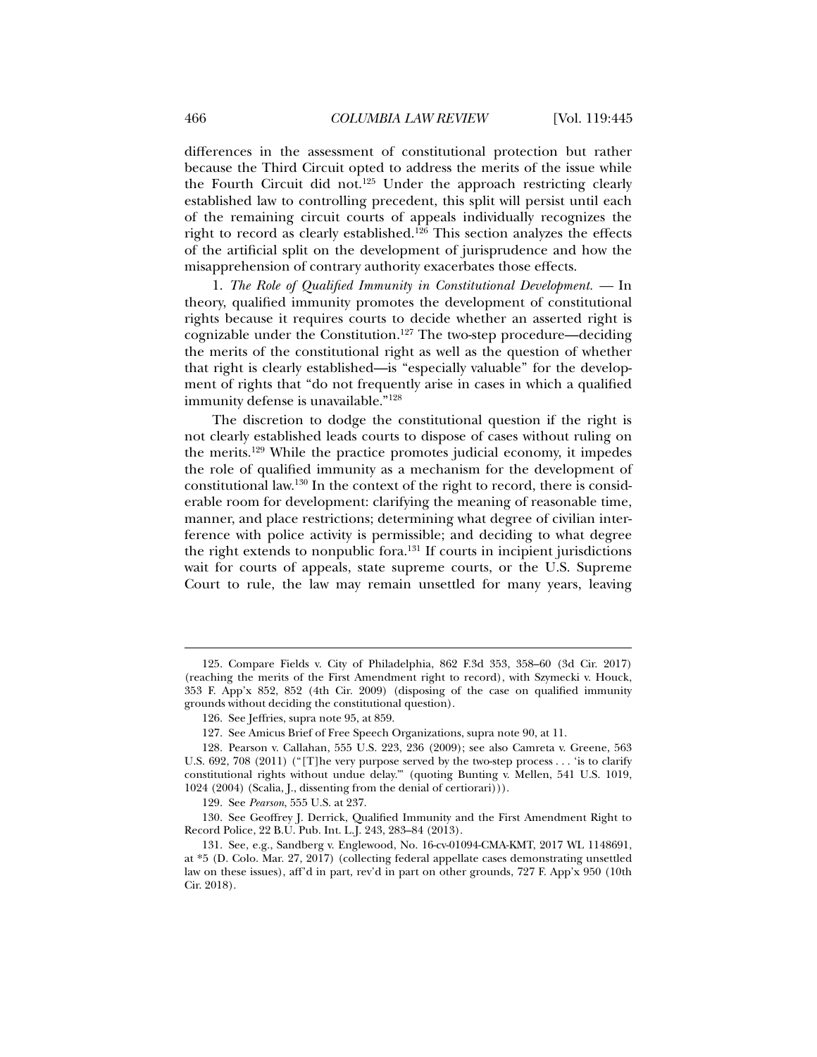differences in the assessment of constitutional protection but rather because the Third Circuit opted to address the merits of the issue while the Fourth Circuit did not.[125] Under the approach restricting clearly established law to controlling precedent, this split will persist until each of the remaining circuit courts of appeals individually recognizes the right to record as clearly established.[126] This section analyzes the effects of the artificial split on the development of jurisprudence and how the misapprehension of contrary authority exacerbates those effects.

1. *The Role of Qualified Immunity in Constitutional Development.* — In theory, qualified immunity promotes the development of constitutional rights because it requires courts to decide whether an asserted right is cognizable under the Constitution.[127] The two-step procedure—deciding the merits of the constitutional right as well as the question of whether that right is clearly established—is "especially valuable" for the development of rights that "do not frequently arise in cases in which a qualified immunity defense is unavailable."[128]

The discretion to dodge the constitutional question if the right is not clearly established leads courts to dispose of cases without ruling on the merits.[129] While the practice promotes judicial economy, it impedes the role of qualified immunity as a mechanism for the development of constitutional law.[130] In the context of the right to record, there is considerable room for development: clarifying the meaning of reasonable time, manner, and place restrictions; determining what degree of civilian interference with police activity is permissible; and deciding to what degree the right extends to nonpublic fora.[131] If courts in incipient jurisdictions wait for courts of appeals, state supreme courts, or the U.S. Supreme Court to rule, the law may remain unsettled for many years, leaving

---

125. Compare Fields v. City of Philadelphia, 862 F.3d 353, 358–60 (3d Cir. 2017) (reaching the merits of the First Amendment right to record), with Szymecki v. Houck, 353 F. App'x 852, 852 (4th Cir. 2009) (disposing of the case on qualified immunity grounds without deciding the constitutional question).

126. See Jeffries, supra note 95, at 859.

127. See Amicus Brief of Free Speech Organizations, supra note 90, at 11.

128. Pearson v. Callahan, 555 U.S. 223, 236 (2009); see also Camreta v. Greene, 563 U.S. 692, 708 (2011) ("[T]he very purpose served by the two-step process . . . 'is to clarify constitutional rights without undue delay.'" (quoting Bunting v. Mellen, 541 U.S. 1019, 1024 (2004) (Scalia, J., dissenting from the denial of certiorari))).

129. See *Pearson*, 555 U.S. at 237.

130. See Geoffrey J. Derrick, Qualified Immunity and the First Amendment Right to Record Police, 22 B.U. Pub. Int. L.J. 243, 283–84 (2013).

131. See, e.g., Sandberg v. Englewood, No. 16-cv-01094-CMA-KMT, 2017 WL 1148691, at *5 (D. Colo. Mar. 27, 2017) (collecting federal appellate cases demonstrating unsettled law on these issues), aff'd in part, rev'd in part on other grounds, 727 F. App'x 950 (10th Cir. 2018).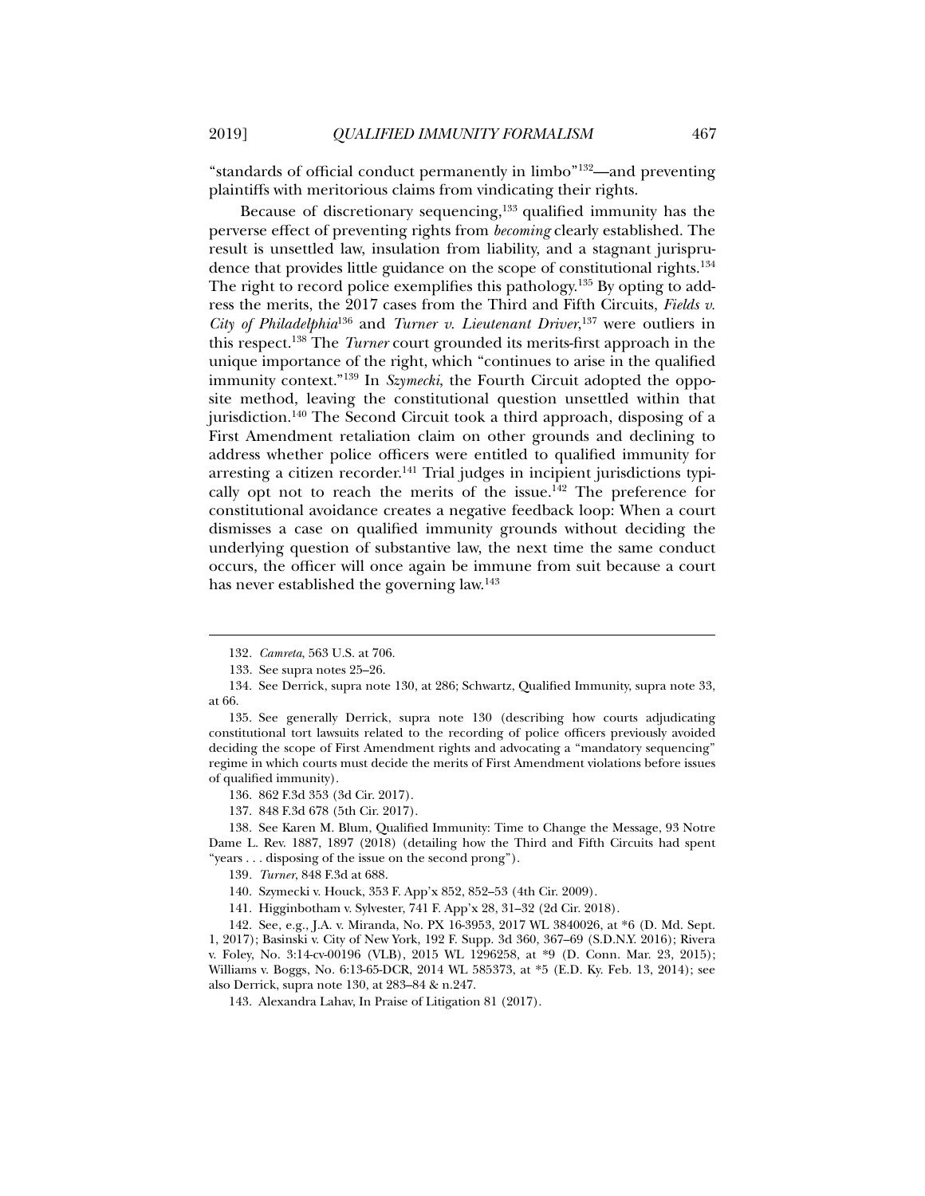"standards of official conduct permanently in limbo"[132]—and preventing plaintiffs with meritorious claims from vindicating their rights.

Because of discretionary sequencing,[133] qualified immunity has the perverse effect of preventing rights from *becoming* clearly established. The result is unsettled law, insulation from liability, and a stagnant jurisprudence that provides little guidance on the scope of constitutional rights.[134] The right to record police exemplifies this pathology.[135] By opting to address the merits, the 2017 cases from the Third and Fifth Circuits, *Fields v. City of Philadelphia*[136] and *Turner v. Lieutenant Driver*,[137] were outliers in this respect.[138] The *Turner* court grounded its merits-first approach in the unique importance of the right, which "continues to arise in the qualified immunity context."[139] In *Szymecki*, the Fourth Circuit adopted the opposite method, leaving the constitutional question unsettled within that jurisdiction.[140] The Second Circuit took a third approach, disposing of a First Amendment retaliation claim on other grounds and declining to address whether police officers were entitled to qualified immunity for arresting a citizen recorder.[141] Trial judges in incipient jurisdictions typically opt not to reach the merits of the issue.[142] The preference for constitutional avoidance creates a negative feedback loop: When a court dismisses a case on qualified immunity grounds without deciding the underlying question of substantive law, the next time the same conduct occurs, the officer will once again be immune from suit because a court has never established the governing law.[143]

---

132. *Camreta*, 563 U.S. at 706.

133. See supra notes 25–26.

134. See Derrick, supra note 130, at 286; Schwartz, Qualified Immunity, supra note 33, at 66.

135. See generally Derrick, supra note 130 (describing how courts adjudicating constitutional tort lawsuits related to the recording of police officers previously avoided deciding the scope of First Amendment rights and advocating a "mandatory sequencing" regime in which courts must decide the merits of First Amendment violations before issues of qualified immunity).

136. 862 F.3d 353 (3d Cir. 2017).

137. 848 F.3d 678 (5th Cir. 2017).

138. See Karen M. Blum, Qualified Immunity: Time to Change the Message, 93 Notre Dame L. Rev. 1887, 1897 (2018) (detailing how the Third and Fifth Circuits had spent "years . . . disposing of the issue on the second prong").

139. *Turner*, 848 F.3d at 688.

140. Szymecki v. Houck, 353 F. App'x 852, 852–53 (4th Cir. 2009).

141. Higginbotham v. Sylvester, 741 F. App'x 28, 31–32 (2d Cir. 2018).

142. See, e.g., J.A. v. Miranda, No. PX 16-3953, 2017 WL 3840026, at *6 (D. Md. Sept. 1, 2017); Basinski v. City of New York, 192 F. Supp. 3d 360, 367–69 (S.D.N.Y. 2016); Rivera v. Foley, No. 3:14-cv-00196 (VLB), 2015 WL 1296258, at *9 (D. Conn. Mar. 23, 2015); Williams v. Boggs, No. 6:13-65-DCR, 2014 WL 585373, at *5 (E.D. Ky. Feb. 13, 2014); see also Derrick, supra note 130, at 283–84 & n.247.

143. Alexandra Lahav, In Praise of Litigation 81 (2017).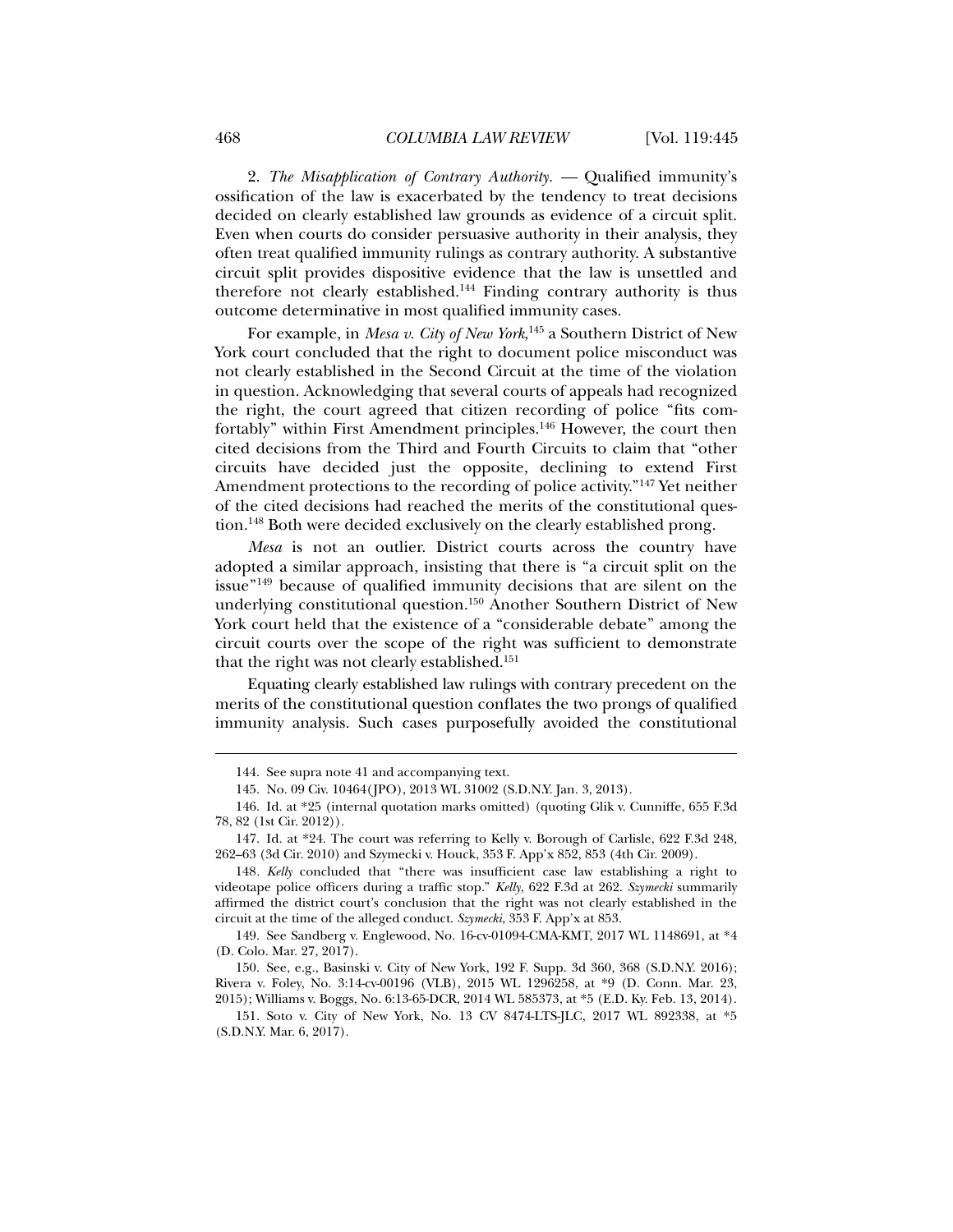2. *The Misapplication of Contrary Authority.* — Qualified immunity's ossification of the law is exacerbated by the tendency to treat decisions decided on clearly established law grounds as evidence of a circuit split. Even when courts do consider persuasive authority in their analysis, they often treat qualified immunity rulings as contrary authority. A substantive circuit split provides dispositive evidence that the law is unsettled and therefore not clearly established.[144] Finding contrary authority is thus outcome determinative in most qualified immunity cases.

For example, in *Mesa v. City of New York*,[145] a Southern District of New York court concluded that the right to document police misconduct was not clearly established in the Second Circuit at the time of the violation in question. Acknowledging that several courts of appeals had recognized the right, the court agreed that citizen recording of police "fits comfortably" within First Amendment principles.[146] However, the court then cited decisions from the Third and Fourth Circuits to claim that "other circuits have decided just the opposite, declining to extend First Amendment protections to the recording of police activity."[147] Yet neither of the cited decisions had reached the merits of the constitutional question.[148] Both were decided exclusively on the clearly established prong.

*Mesa* is not an outlier. District courts across the country have adopted a similar approach, insisting that there is "a circuit split on the issue"[149] because of qualified immunity decisions that are silent on the underlying constitutional question.[150] Another Southern District of New York court held that the existence of a "considerable debate" among the circuit courts over the scope of the right was sufficient to demonstrate that the right was not clearly established.[151]

Equating clearly established law rulings with contrary precedent on the merits of the constitutional question conflates the two prongs of qualified immunity analysis. Such cases purposefully avoided the constitutional

---

144. See supra note 41 and accompanying text.

145. No. 09 Civ. 10464(JPO), 2013 WL 31002 (S.D.N.Y. Jan. 3, 2013).

146. Id. at *25 (internal quotation marks omitted) (quoting Glik v. Cunniffe, 655 F.3d 78, 82 (1st Cir. 2012)).

147. Id. at *24. The court was referring to Kelly v. Borough of Carlisle, 622 F.3d 248, 262–63 (3d Cir. 2010) and Szymecki v. Houck, 353 F. App'x 852, 853 (4th Cir. 2009).

148. *Kelly* concluded that "there was insufficient case law establishing a right to videotape police officers during a traffic stop." *Kelly*, 622 F.3d at 262. *Szymecki* summarily affirmed the district court's conclusion that the right was not clearly established in the circuit at the time of the alleged conduct. *Szymecki*, 353 F. App'x at 853.

149. See Sandberg v. Englewood, No. 16-cv-01094-CMA-KMT, 2017 WL 1148691, at *4 (D. Colo. Mar. 27, 2017).

150. See, e.g., Basinski v. City of New York, 192 F. Supp. 3d 360, 368 (S.D.N.Y. 2016); Rivera v. Foley, No. 3:14-cv-00196 (VLB), 2015 WL 1296258, at *9 (D. Conn. Mar. 23, 2015); Williams v. Boggs, No. 6:13-65-DCR, 2014 WL 585373, at *5 (E.D. Ky. Feb. 13, 2014).

151. Soto v. City of New York, No. 13 CV 8474-LTS-JLC, 2017 WL 892338, at *5 (S.D.N.Y. Mar. 6, 2017).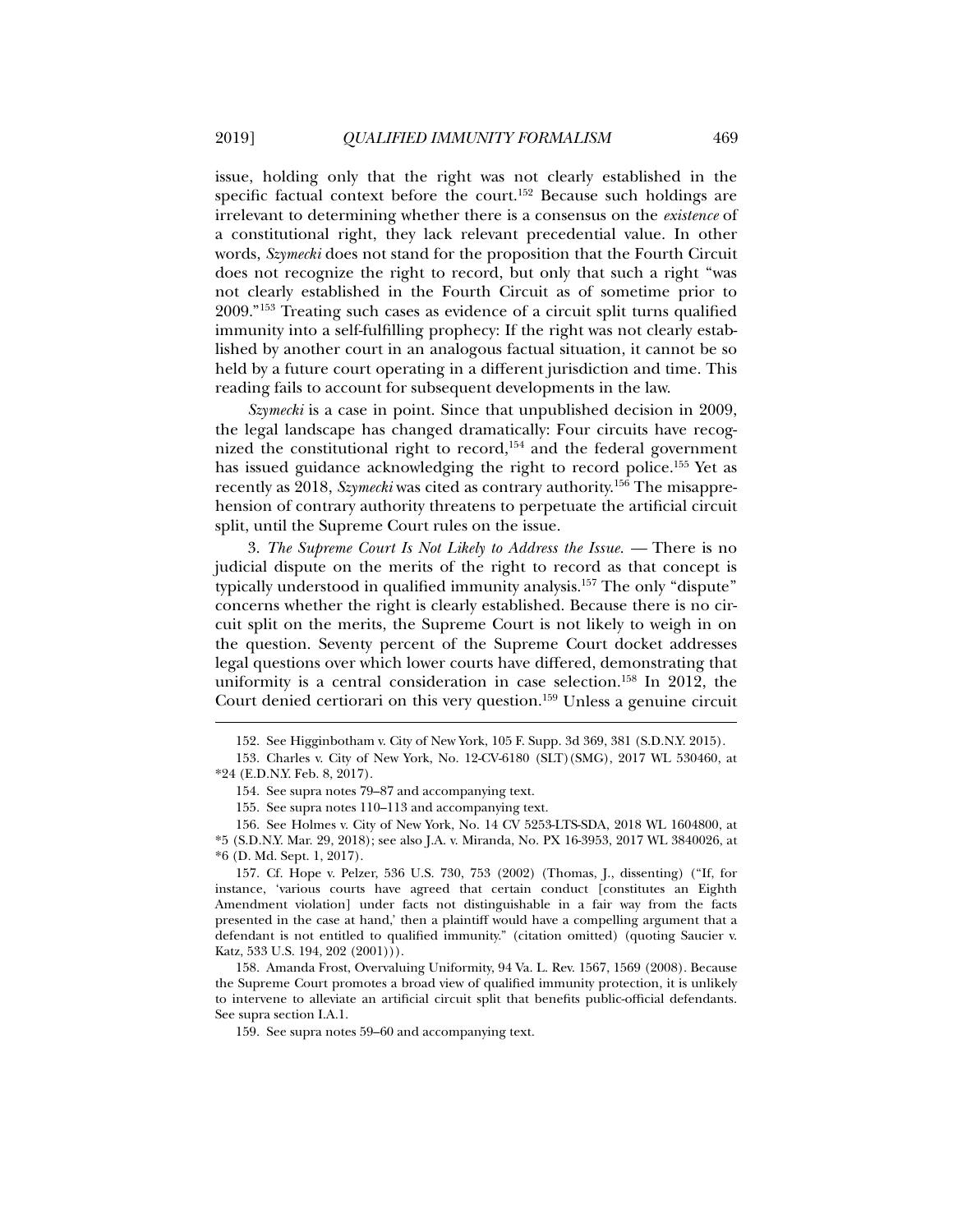issue, holding only that the right was not clearly established in the specific factual context before the court.[152] Because such holdings are irrelevant to determining whether there is a consensus on the *existence* of a constitutional right, they lack relevant precedential value. In other words, *Szymecki* does not stand for the proposition that the Fourth Circuit does not recognize the right to record, but only that such a right "was not clearly established in the Fourth Circuit as of sometime prior to 2009."[153] Treating such cases as evidence of a circuit split turns qualified immunity into a self-fulfilling prophecy: If the right was not clearly established by another court in an analogous factual situation, it cannot be so held by a future court operating in a different jurisdiction and time. This reading fails to account for subsequent developments in the law.

*Szymecki* is a case in point. Since that unpublished decision in 2009, the legal landscape has changed dramatically: Four circuits have recognized the constitutional right to record,[154] and the federal government has issued guidance acknowledging the right to record police.[155] Yet as recently as 2018, *Szymecki* was cited as contrary authority.[156] The misapprehension of contrary authority threatens to perpetuate the artificial circuit split, until the Supreme Court rules on the issue.

3. *The Supreme Court Is Not Likely to Address the Issue.* — There is no judicial dispute on the merits of the right to record as that concept is typically understood in qualified immunity analysis.[157] The only "dispute" concerns whether the right is clearly established. Because there is no circuit split on the merits, the Supreme Court is not likely to weigh in on the question. Seventy percent of the Supreme Court docket addresses legal questions over which lower courts have differed, demonstrating that uniformity is a central consideration in case selection.[158] In 2012, the Court denied certiorari on this very question.[159] Unless a genuine circuit

---

152. See Higginbotham v. City of New York, 105 F. Supp. 3d 369, 381 (S.D.N.Y. 2015).

153. Charles v. City of New York, No. 12-CV-6180 (SLT)(SMG), 2017 WL 530460, at *24 (E.D.N.Y. Feb. 8, 2017).

154. See supra notes 79–87 and accompanying text.

155. See supra notes 110–113 and accompanying text.

156. See Holmes v. City of New York, No. 14 CV 5253-LTS-SDA, 2018 WL 1604800, at *5 (S.D.N.Y. Mar. 29, 2018); see also J.A. v. Miranda, No. PX 16-3953, 2017 WL 3840026, at *6 (D. Md. Sept. 1, 2017).

157. Cf. Hope v. Pelzer, 536 U.S. 730, 753 (2002) (Thomas, J., dissenting) ("If, for instance, 'various courts have agreed that certain conduct [constitutes an Eighth Amendment violation] under facts not distinguishable in a fair way from the facts presented in the case at hand,' then a plaintiff would have a compelling argument that a defendant is not entitled to qualified immunity." (citation omitted) (quoting Saucier v. Katz, 533 U.S. 194, 202 (2001))).

158. Amanda Frost, Overvaluing Uniformity, 94 Va. L. Rev. 1567, 1569 (2008). Because the Supreme Court promotes a broad view of qualified immunity protection, it is unlikely to intervene to alleviate an artificial circuit split that benefits public-official defendants. See supra section I.A.1.

159. See supra notes 59–60 and accompanying text.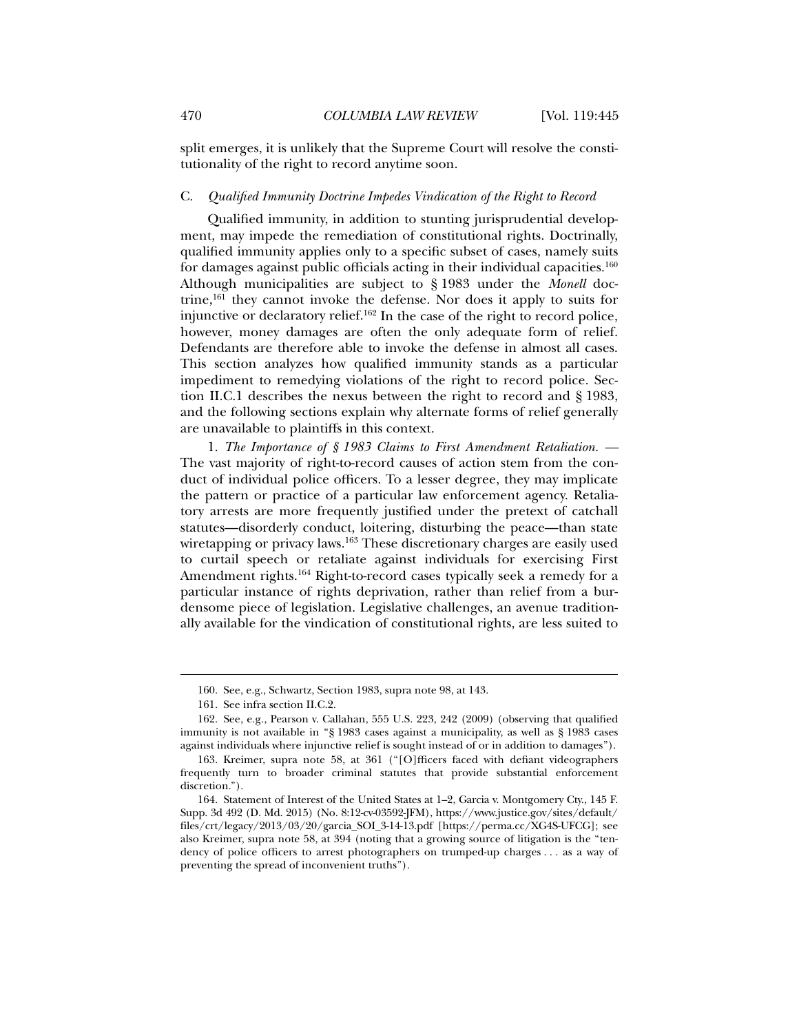split emerges, it is unlikely that the Supreme Court will resolve the constitutionality of the right to record anytime soon.

### C. *Qualified Immunity Doctrine Impedes Vindication of the Right to Record*

Qualified immunity, in addition to stunting jurisprudential development, may impede the remediation of constitutional rights. Doctrinally, qualified immunity applies only to a specific subset of cases, namely suits for damages against public officials acting in their individual capacities.[160] Although municipalities are subject to § 1983 under the *Monell* doctrine,[161] they cannot invoke the defense. Nor does it apply to suits for injunctive or declaratory relief.[162] In the case of the right to record police, however, money damages are often the only adequate form of relief. Defendants are therefore able to invoke the defense in almost all cases. This section analyzes how qualified immunity stands as a particular impediment to remedying violations of the right to record police. Section II.C.1 describes the nexus between the right to record and § 1983, and the following sections explain why alternate forms of relief generally are unavailable to plaintiffs in this context.

1. *The Importance of § 1983 Claims to First Amendment Retaliation.* — The vast majority of right-to-record causes of action stem from the conduct of individual police officers. To a lesser degree, they may implicate the pattern or practice of a particular law enforcement agency. Retaliatory arrests are more frequently justified under the pretext of catchall statutes—disorderly conduct, loitering, disturbing the peace—than state wiretapping or privacy laws.[163] These discretionary charges are easily used to curtail speech or retaliate against individuals for exercising First Amendment rights.[164] Right-to-record cases typically seek a remedy for a particular instance of rights deprivation, rather than relief from a burdensome piece of legislation. Legislative challenges, an avenue traditionally available for the vindication of constitutional rights, are less suited to

---

160. See, e.g., Schwartz, Section 1983, supra note 98, at 143.

161. See infra section II.C.2.

162. See, e.g., Pearson v. Callahan, 555 U.S. 223, 242 (2009) (observing that qualified immunity is not available in "§ 1983 cases against a municipality, as well as § 1983 cases against individuals where injunctive relief is sought instead of or in addition to damages").

163. Kreimer, supra note 58, at 361 ("[O]fficers faced with defiant videographers frequently turn to broader criminal statutes that provide substantial enforcement discretion.").

164. Statement of Interest of the United States at 1–2, Garcia v. Montgomery Cty., 145 F. Supp. 3d 492 (D. Md. 2015) (No. 8:12-cv-03592-JFM), https://www.justice.gov/sites/default/files/crt/legacy/2013/03/20/garcia_SOI_3-14-13.pdf [https://perma.cc/XG4S-UFCG]; see also Kreimer, supra note 58, at 394 (noting that a growing source of litigation is the "tendency of police officers to arrest photographers on trumped-up charges . . . as a way of preventing the spread of inconvenient truths").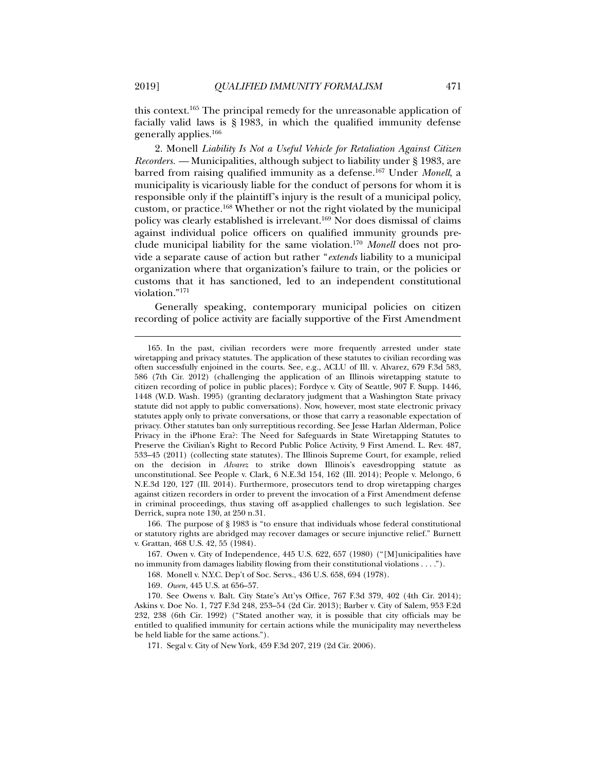this context.[165] The principal remedy for the unreasonable application of facially valid laws is § 1983, in which the qualified immunity defense generally applies.[166]

2. *Monell Liability Is Not a Useful Vehicle for Retaliation Against Citizen Recorders.* — Municipalities, although subject to liability under § 1983, are barred from raising qualified immunity as a defense.[167] Under *Monell*, a municipality is vicariously liable for the conduct of persons for whom it is responsible only if the plaintiff's injury is the result of a municipal policy, custom, or practice.[168] Whether or not the right violated by the municipal policy was clearly established is irrelevant.[169] Nor does dismissal of claims against individual police officers on qualified immunity grounds preclude municipal liability for the same violation.[170] *Monell* does not provide a separate cause of action but rather "*extends* liability to a municipal organization where that organization's failure to train, or the policies or customs that it has sanctioned, led to an independent constitutional violation."[171]

Generally speaking, contemporary municipal policies on citizen recording of police activity are facially supportive of the First Amendment

---

165. In the past, civilian recorders were more frequently arrested under state wiretapping and privacy statutes. The application of these statutes to civilian recording was often successfully enjoined in the courts. See, e.g., ACLU of Ill. v. Alvarez, 679 F.3d 583, 586 (7th Cir. 2012) (challenging the application of an Illinois wiretapping statute to citizen recording of police in public places); Fordyce v. City of Seattle, 907 F. Supp. 1446, 1448 (W.D. Wash. 1995) (granting declaratory judgment that a Washington State privacy statute did not apply to public conversations). Now, however, most state electronic privacy statutes apply only to private conversations, or those that carry a reasonable expectation of privacy. Other statutes ban only surreptitious recording. See Jesse Harlan Alderman, Police Privacy in the iPhone Era?: The Need for Safeguards in State Wiretapping Statutes to Preserve the Civilian's Right to Record Public Police Activity, 9 First Amend. L. Rev. 487, 533–45 (2011) (collecting state statutes). The Illinois Supreme Court, for example, relied on the decision in *Alvarez* to strike down Illinois's eavesdropping statute as unconstitutional. See People v. Clark, 6 N.E.3d 154, 162 (Ill. 2014); People v. Melongo, 6 N.E.3d 120, 127 (Ill. 2014). Furthermore, prosecutors tend to drop wiretapping charges against citizen recorders in order to prevent the invocation of a First Amendment defense in criminal proceedings, thus staving off as-applied challenges to such legislation. See Derrick, supra note 130, at 250 n.31.

166. The purpose of § 1983 is "to ensure that individuals whose federal constitutional or statutory rights are abridged may recover damages or secure injunctive relief." Burnett v. Grattan, 468 U.S. 42, 55 (1984).

167. Owen v. City of Independence, 445 U.S. 622, 657 (1980) ("[M]unicipalities have no immunity from damages liability flowing from their constitutional violations . . . .").

168. Monell v. N.Y.C. Dep't of Soc. Servs., 436 U.S. 658, 694 (1978).

169. *Owen*, 445 U.S. at 656–57.

170. See Owens v. Balt. City State's Att'ys Office, 767 F.3d 379, 402 (4th Cir. 2014); Askins v. Doe No. 1, 727 F.3d 248, 253–54 (2d Cir. 2013); Barber v. City of Salem, 953 F.2d 232, 238 (6th Cir. 1992) ("Stated another way, it is possible that city officials may be entitled to qualified immunity for certain actions while the municipality may nevertheless be held liable for the same actions.").

171. Segal v. City of New York, 459 F.3d 207, 219 (2d Cir. 2006).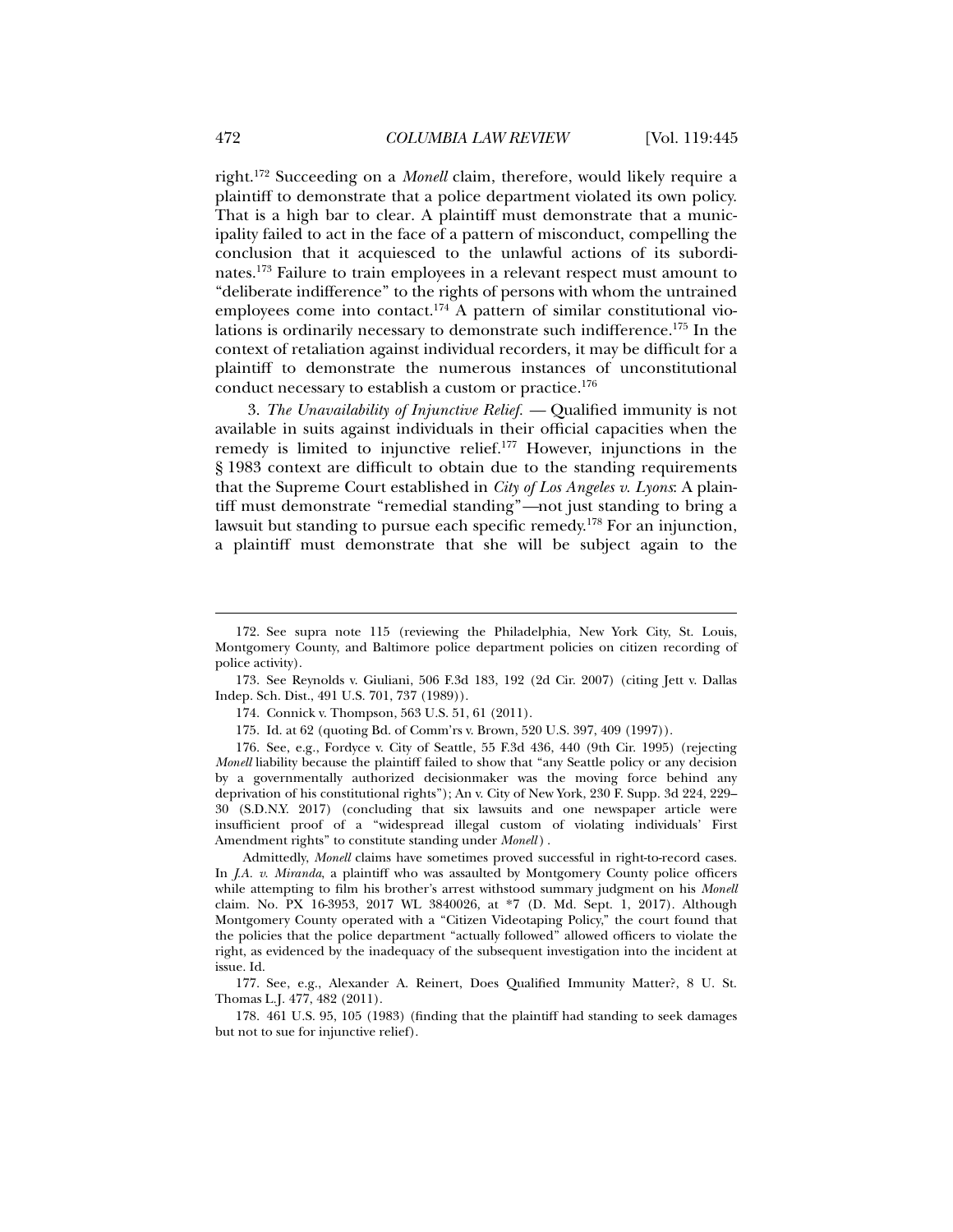right.[172] Succeeding on a *Monell* claim, therefore, would likely require a plaintiff to demonstrate that a police department violated its own policy. That is a high bar to clear. A plaintiff must demonstrate that a municipality failed to act in the face of a pattern of misconduct, compelling the conclusion that it acquiesced to the unlawful actions of its subordinates.[173] Failure to train employees in a relevant respect must amount to "deliberate indifference" to the rights of persons with whom the untrained employees come into contact.[174] A pattern of similar constitutional violations is ordinarily necessary to demonstrate such indifference.[175] In the context of retaliation against individual recorders, it may be difficult for a plaintiff to demonstrate the numerous instances of unconstitutional conduct necessary to establish a custom or practice.[176]

3. *The Unavailability of Injunctive Relief.* — Qualified immunity is not available in suits against individuals in their official capacities when the remedy is limited to injunctive relief.[177] However, injunctions in the § 1983 context are difficult to obtain due to the standing requirements that the Supreme Court established in *City of Los Angeles v. Lyons*: A plaintiff must demonstrate "remedial standing"—not just standing to bring a lawsuit but standing to pursue each specific remedy.[178] For an injunction, a plaintiff must demonstrate that she will be subject again to the

---

172. See supra note 115 (reviewing the Philadelphia, New York City, St. Louis, Montgomery County, and Baltimore police department policies on citizen recording of police activity).

173. See Reynolds v. Giuliani, 506 F.3d 183, 192 (2d Cir. 2007) (citing Jett v. Dallas Indep. Sch. Dist., 491 U.S. 701, 737 (1989)).

174. Connick v. Thompson, 563 U.S. 51, 61 (2011).

175. Id. at 62 (quoting Bd. of Comm'rs v. Brown, 520 U.S. 397, 409 (1997)).

176. See, e.g., Fordyce v. City of Seattle, 55 F.3d 436, 440 (9th Cir. 1995) (rejecting *Monell* liability because the plaintiff failed to show that "any Seattle policy or any decision by a governmentally authorized decisionmaker was the moving force behind any deprivation of his constitutional rights"); An v. City of New York, 230 F. Supp. 3d 224, 229–30 (S.D.N.Y. 2017) (concluding that six lawsuits and one newspaper article were insufficient proof of a "widespread illegal custom of violating individuals' First Amendment rights" to constitute standing under *Monell*).

Admittedly, *Monell* claims have sometimes proved successful in right-to-record cases. In *J.A. v. Miranda*, a plaintiff who was assaulted by Montgomery County police officers while attempting to film his brother's arrest withstood summary judgment on his *Monell* claim. No. PX 16-3953, 2017 WL 3840026, at *7 (D. Md. Sept. 1, 2017). Although Montgomery County operated with a "Citizen Videotaping Policy," the court found that the policies that the police department "actually followed" allowed officers to violate the right, as evidenced by the inadequacy of the subsequent investigation into the incident at issue. Id.

177. See, e.g., Alexander A. Reinert, Does Qualified Immunity Matter?, 8 U. St. Thomas L.J. 477, 482 (2011).

178. 461 U.S. 95, 105 (1983) (finding that the plaintiff had standing to seek damages but not to sue for injunctive relief).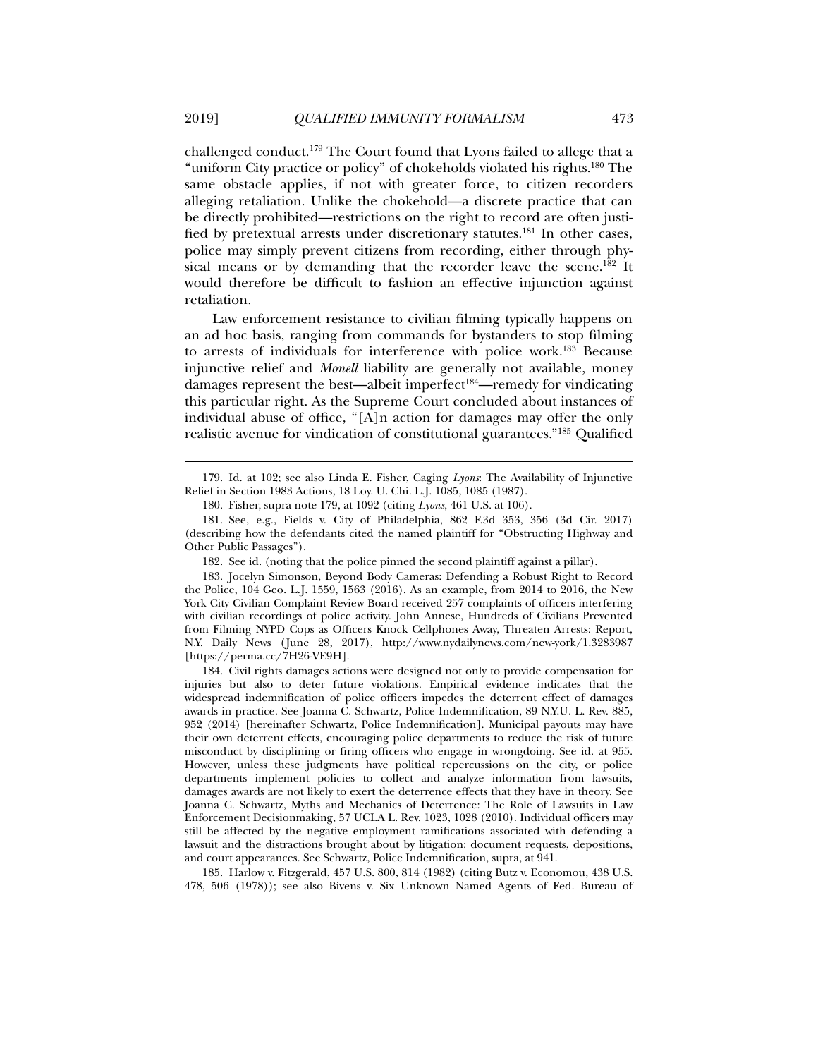challenged conduct.[179] The Court found that Lyons failed to allege that a "uniform City practice or policy" of chokeholds violated his rights.[180] The same obstacle applies, if not with greater force, to citizen recorders alleging retaliation. Unlike the chokehold—a discrete practice that can be directly prohibited—restrictions on the right to record are often justified by pretextual arrests under discretionary statutes.[181] In other cases, police may simply prevent citizens from recording, either through physical means or by demanding that the recorder leave the scene.[182] It would therefore be difficult to fashion an effective injunction against retaliation.

Law enforcement resistance to civilian filming typically happens on an ad hoc basis, ranging from commands for bystanders to stop filming to arrests of individuals for interference with police work.[183] Because injunctive relief and *Monell* liability are generally not available, money damages represent the best—albeit imperfect[184]—remedy for vindicating this particular right. As the Supreme Court concluded about instances of individual abuse of office, "[A]n action for damages may offer the only realistic avenue for vindication of constitutional guarantees."[185] Qualified

---

179. Id. at 102; see also Linda E. Fisher, Caging *Lyons*: The Availability of Injunctive Relief in Section 1983 Actions, 18 Loy. U. Chi. L.J. 1085, 1085 (1987).

180. Fisher, supra note 179, at 1092 (citing *Lyons*, 461 U.S. at 106).

181. See, e.g., Fields v. City of Philadelphia, 862 F.3d 353, 356 (3d Cir. 2017) (describing how the defendants cited the named plaintiff for "Obstructing Highway and Other Public Passages").

182. See id. (noting that the police pinned the second plaintiff against a pillar).

183. Jocelyn Simonson, Beyond Body Cameras: Defending a Robust Right to Record the Police, 104 Geo. L.J. 1559, 1563 (2016). As an example, from 2014 to 2016, the New York City Civilian Complaint Review Board received 257 complaints of officers interfering with civilian recordings of police activity. John Annese, Hundreds of Civilians Prevented from Filming NYPD Cops as Officers Knock Cellphones Away, Threaten Arrests: Report, N.Y. Daily News (June 28, 2017), http://www.nydailynews.com/new-york/1.3283987 [https://perma.cc/7H26-VE9H].

184. Civil rights damages actions were designed not only to provide compensation for injuries but also to deter future violations. Empirical evidence indicates that the widespread indemnification of police officers impedes the deterrent effect of damages awards in practice. See Joanna C. Schwartz, Police Indemnification, 89 N.Y.U. L. Rev. 885, 952 (2014) [hereinafter Schwartz, Police Indemnification]. Municipal payouts may have their own deterrent effects, encouraging police departments to reduce the risk of future misconduct by disciplining or firing officers who engage in wrongdoing. See id. at 955. However, unless these judgments have political repercussions on the city, or police departments implement policies to collect and analyze information from lawsuits, damages awards are not likely to exert the deterrence effects that they have in theory. See Joanna C. Schwartz, Myths and Mechanics of Deterrence: The Role of Lawsuits in Law Enforcement Decisionmaking, 57 UCLA L. Rev. 1023, 1028 (2010). Individual officers may still be affected by the negative employment ramifications associated with defending a lawsuit and the distractions brought about by litigation: document requests, depositions, and court appearances. See Schwartz, Police Indemnification, supra, at 941.

185. Harlow v. Fitzgerald, 457 U.S. 800, 814 (1982) (citing Butz v. Economou, 438 U.S. 478, 506 (1978)); see also Bivens v. Six Unknown Named Agents of Fed. Bureau of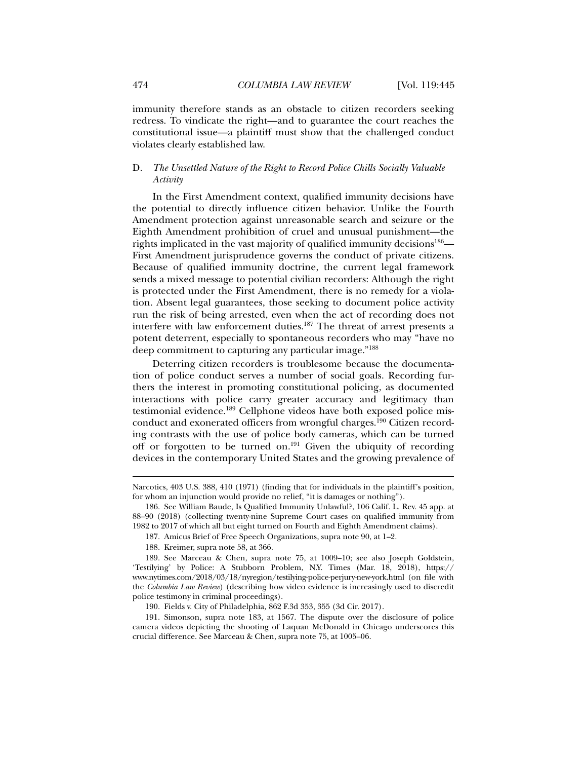immunity therefore stands as an obstacle to citizen recorders seeking redress. To vindicate the right—and to guarantee the court reaches the constitutional issue—a plaintiff must show that the challenged conduct violates clearly established law.

### D. *The Unsettled Nature of the Right to Record Police Chills Socially Valuable Activity*

In the First Amendment context, qualified immunity decisions have the potential to directly influence citizen behavior. Unlike the Fourth Amendment protection against unreasonable search and seizure or the Eighth Amendment prohibition of cruel and unusual punishment—the rights implicated in the vast majority of qualified immunity decisions[186]—First Amendment jurisprudence governs the conduct of private citizens. Because of qualified immunity doctrine, the current legal framework sends a mixed message to potential civilian recorders: Although the right is protected under the First Amendment, there is no remedy for a violation. Absent legal guarantees, those seeking to document police activity run the risk of being arrested, even when the act of recording does not interfere with law enforcement duties.[187] The threat of arrest presents a potent deterrent, especially to spontaneous recorders who may "have no deep commitment to capturing any particular image."[188]

Deterring citizen recorders is troublesome because the documentation of police conduct serves a number of social goals. Recording furthers the interest in promoting constitutional policing, as documented interactions with police carry greater accuracy and legitimacy than testimonial evidence.[189] Cellphone videos have both exposed police misconduct and exonerated officers from wrongful charges.[190] Citizen recording contrasts with the use of police body cameras, which can be turned off or forgotten to be turned on.[191] Given the ubiquity of recording devices in the contemporary United States and the growing prevalence of

---

Narcotics, 403 U.S. 388, 410 (1971) (finding that for individuals in the plaintiff's position, for whom an injunction would provide no relief, "it is damages or nothing").

186. See William Baude, Is Qualified Immunity Unlawful?, 106 Calif. L. Rev. 45 app. at 88–90 (2018) (collecting twenty-nine Supreme Court cases on qualified immunity from 1982 to 2017 of which all but eight turned on Fourth and Eighth Amendment claims).

187. Amicus Brief of Free Speech Organizations, supra note 90, at 1–2.

188. Kreimer, supra note 58, at 366.

189. See Marceau & Chen, supra note 75, at 1009–10; see also Joseph Goldstein, 'Testilying' by Police: A Stubborn Problem, N.Y. Times (Mar. 18, 2018), https://www.nytimes.com/2018/03/18/nyregion/testilying-police-perjury-new-york.html (on file with the *Columbia Law Review*) (describing how video evidence is increasingly used to discredit police testimony in criminal proceedings).

190. Fields v. City of Philadelphia, 862 F.3d 353, 355 (3d Cir. 2017).

191. Simonson, supra note 183, at 1567. The dispute over the disclosure of police camera videos depicting the shooting of Laquan McDonald in Chicago underscores this crucial difference. See Marceau & Chen, supra note 75, at 1005–06.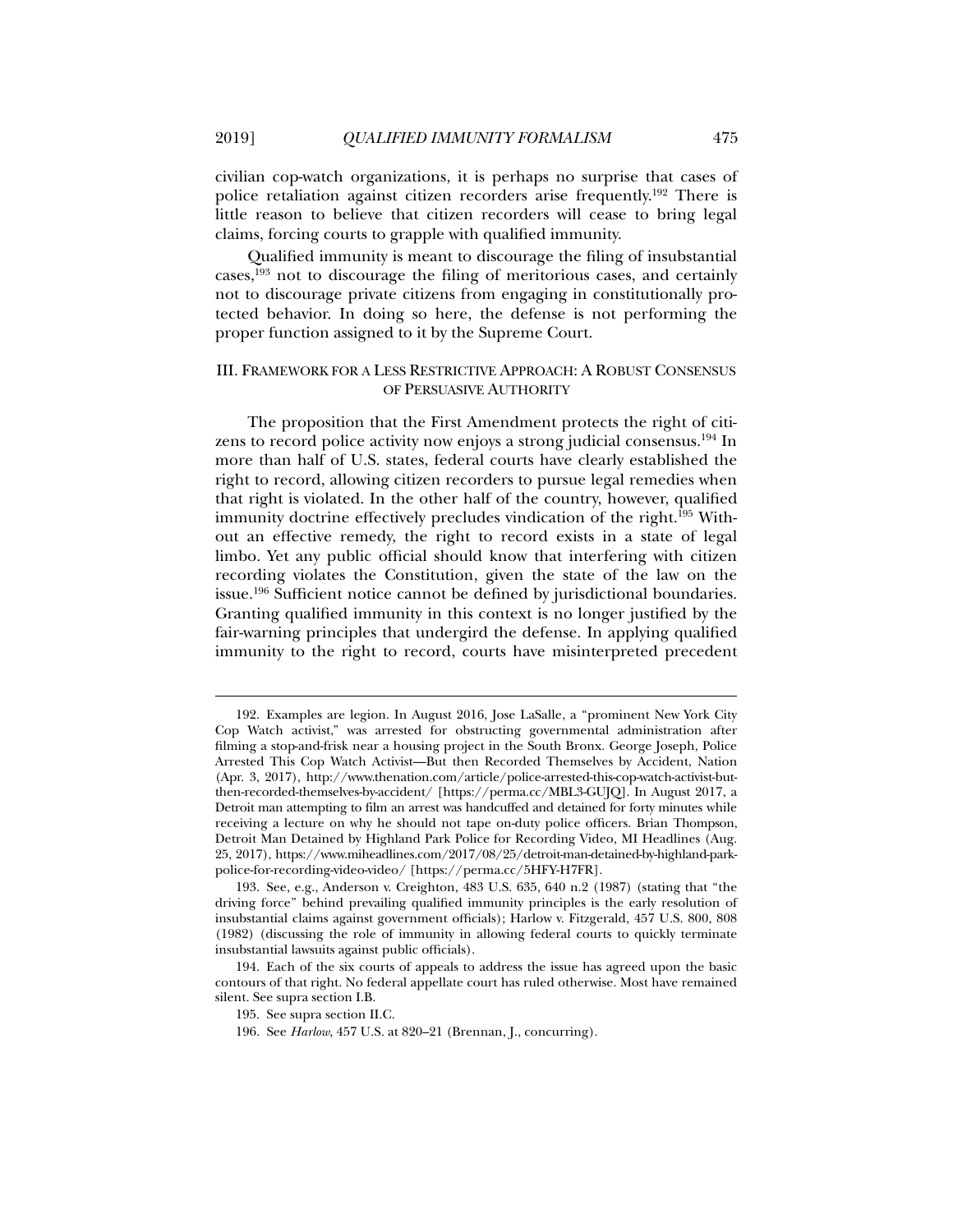civilian cop-watch organizations, it is perhaps no surprise that cases of police retaliation against citizen recorders arise frequently.[192] There is little reason to believe that citizen recorders will cease to bring legal claims, forcing courts to grapple with qualified immunity.

Qualified immunity is meant to discourage the filing of insubstantial cases,[193] not to discourage the filing of meritorious cases, and certainly not to discourage private citizens from engaging in constitutionally protected behavior. In doing so here, the defense is not performing the proper function assigned to it by the Supreme Court.

## III. Framework for a Less Restrictive Approach: A Robust Consensus of Persuasive Authority

The proposition that the First Amendment protects the right of citizens to record police activity now enjoys a strong judicial consensus.[194] In more than half of U.S. states, federal courts have clearly established the right to record, allowing citizen recorders to pursue legal remedies when that right is violated. In the other half of the country, however, qualified immunity doctrine effectively precludes vindication of the right.[195] Without an effective remedy, the right to record exists in a state of legal limbo. Yet any public official should know that interfering with citizen recording violates the Constitution, given the state of the law on the issue.[196] Sufficient notice cannot be defined by jurisdictional boundaries. Granting qualified immunity in this context is no longer justified by the fair-warning principles that undergird the defense. In applying qualified immunity to the right to record, courts have misinterpreted precedent

---

192. Examples are legion. In August 2016, Jose LaSalle, a "prominent New York City Cop Watch activist," was arrested for obstructing governmental administration after filming a stop-and-frisk near a housing project in the South Bronx. George Joseph, Police Arrested This Cop Watch Activist—But then Recorded Themselves by Accident, Nation (Apr. 3, 2017), http://www.thenation.com/article/police-arrested-this-cop-watch-activist-but-then-recorded-themselves-by-accident/ [https://perma.cc/MBL3-GUJQ]. In August 2017, a Detroit man attempting to film an arrest was handcuffed and detained for forty minutes while receiving a lecture on why he should not tape on-duty police officers. Brian Thompson, Detroit Man Detained by Highland Park Police for Recording Video, MI Headlines (Aug. 25, 2017), https://www.miheadlines.com/2017/08/25/detroit-man-detained-by-highland-park-police-for-recording-video-video/ [https://perma.cc/5HFY-H7FR].

193. See, e.g., Anderson v. Creighton, 483 U.S. 635, 640 n.2 (1987) (stating that "the driving force" behind prevailing qualified immunity principles is the early resolution of insubstantial claims against government officials); Harlow v. Fitzgerald, 457 U.S. 800, 808 (1982) (discussing the role of immunity in allowing federal courts to quickly terminate insubstantial lawsuits against public officials).

194. Each of the six courts of appeals to address the issue has agreed upon the basic contours of that right. No federal appellate court has ruled otherwise. Most have remained silent. See supra section I.B.

195. See supra section II.C.

196. See *Harlow*, 457 U.S. at 820–21 (Brennan, J., concurring).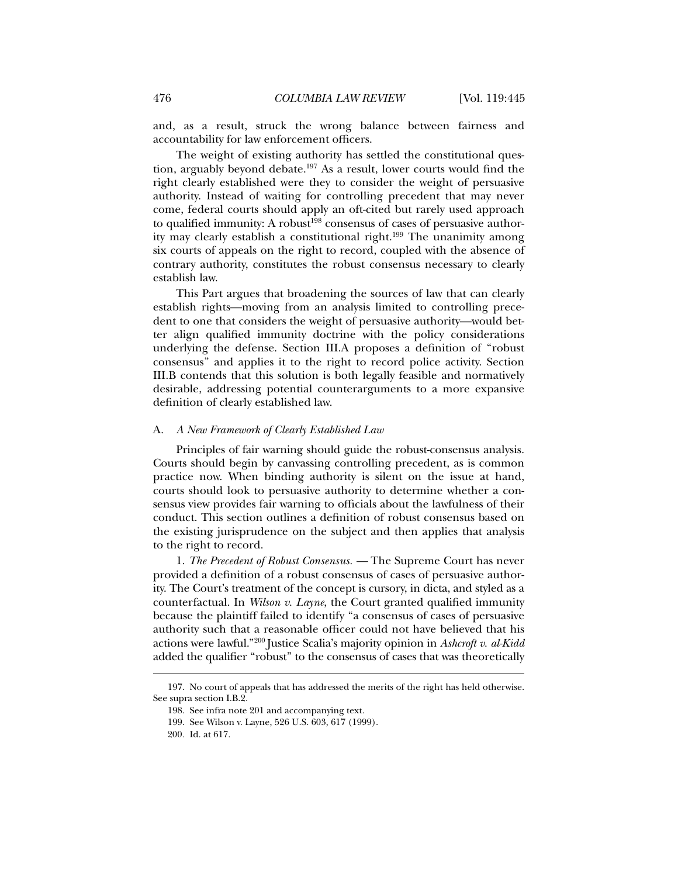and, as a result, struck the wrong balance between fairness and accountability for law enforcement officers.

The weight of existing authority has settled the constitutional question, arguably beyond debate.[197] As a result, lower courts would find the right clearly established were they to consider the weight of persuasive authority. Instead of waiting for controlling precedent that may never come, federal courts should apply an oft-cited but rarely used approach to qualified immunity: A robust[198] consensus of cases of persuasive authority may clearly establish a constitutional right.[199] The unanimity among six courts of appeals on the right to record, coupled with the absence of contrary authority, constitutes the robust consensus necessary to clearly establish law.

This Part argues that broadening the sources of law that can clearly establish rights—moving from an analysis limited to controlling precedent to one that considers the weight of persuasive authority—would better align qualified immunity doctrine with the policy considerations underlying the defense. Section III.A proposes a definition of "robust consensus" and applies it to the right to record police activity. Section III.B contends that this solution is both legally feasible and normatively desirable, addressing potential counterarguments to a more expansive definition of clearly established law.

### A. *A New Framework of Clearly Established Law*

Principles of fair warning should guide the robust-consensus analysis. Courts should begin by canvassing controlling precedent, as is common practice now. When binding authority is silent on the issue at hand, courts should look to persuasive authority to determine whether a consensus view provides fair warning to officials about the lawfulness of their conduct. This section outlines a definition of robust consensus based on the existing jurisprudence on the subject and then applies that analysis to the right to record.

1. *The Precedent of Robust Consensus.* — The Supreme Court has never provided a definition of a robust consensus of cases of persuasive authority. The Court's treatment of the concept is cursory, in dicta, and styled as a counterfactual. In *Wilson v. Layne*, the Court granted qualified immunity because the plaintiff failed to identify "a consensus of cases of persuasive authority such that a reasonable officer could not have believed that his actions were lawful."[200] Justice Scalia's majority opinion in *Ashcroft v. al-Kidd* added the qualifier "robust" to the consensus of cases that was theoretically

---

197. No court of appeals that has addressed the merits of the right has held otherwise. See supra section I.B.2.

198. See infra note 201 and accompanying text.

199. See Wilson v. Layne, 526 U.S. 603, 617 (1999).

200. Id. at 617.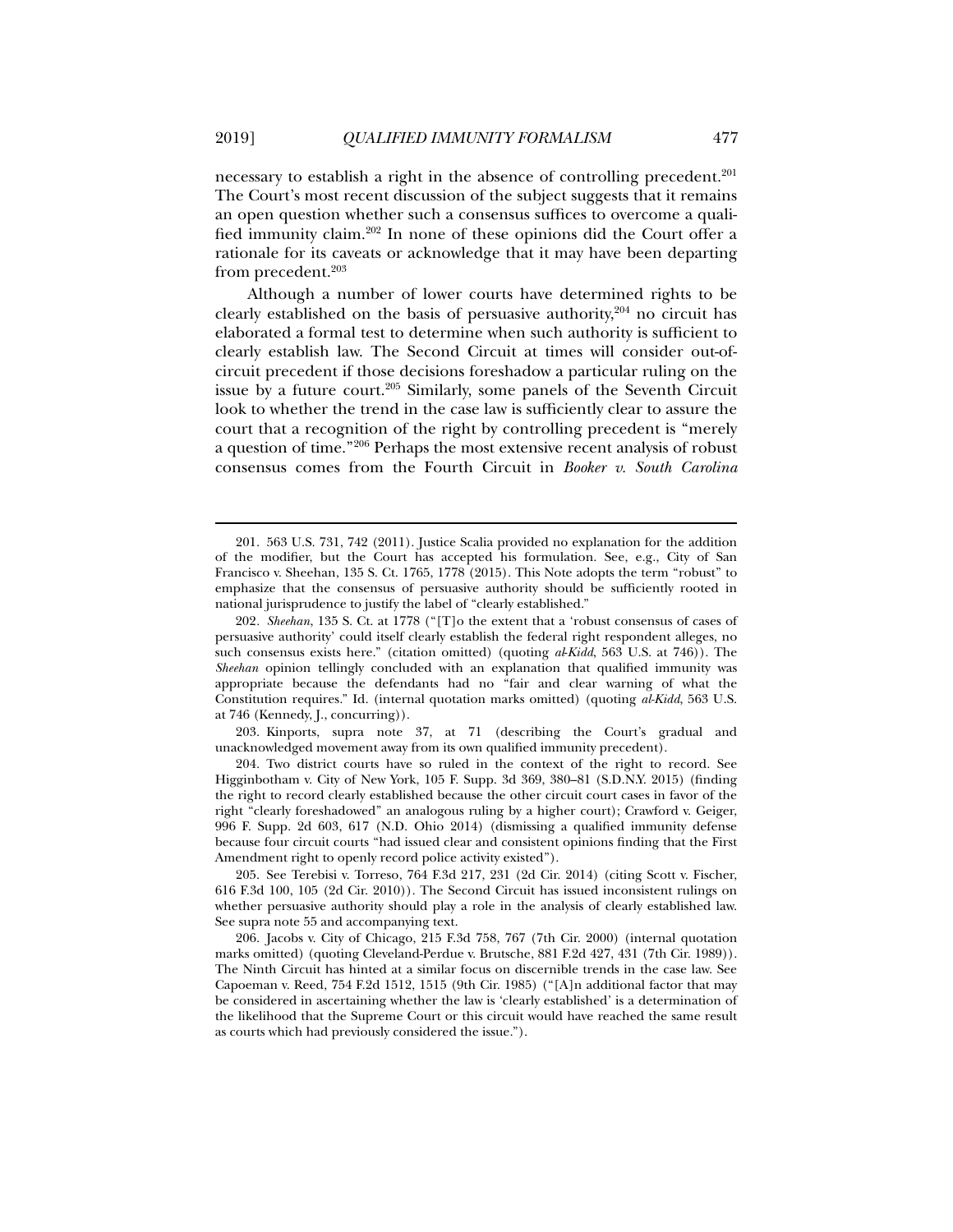necessary to establish a right in the absence of controlling precedent.[201] The Court's most recent discussion of the subject suggests that it remains an open question whether such a consensus suffices to overcome a qualified immunity claim.[202] In none of these opinions did the Court offer a rationale for its caveats or acknowledge that it may have been departing from precedent.[203]

Although a number of lower courts have determined rights to be clearly established on the basis of persuasive authority,[204] no circuit has elaborated a formal test to determine when such authority is sufficient to clearly establish law. The Second Circuit at times will consider out-of-circuit precedent if those decisions foreshadow a particular ruling on the issue by a future court.[205] Similarly, some panels of the Seventh Circuit look to whether the trend in the case law is sufficiently clear to assure the court that a recognition of the right by controlling precedent is "merely a question of time."[206] Perhaps the most extensive recent analysis of robust consensus comes from the Fourth Circuit in *Booker v. South Carolina*

---

201. 563 U.S. 731, 742 (2011). Justice Scalia provided no explanation for the addition of the modifier, but the Court has accepted his formulation. See, e.g., City of San Francisco v. Sheehan, 135 S. Ct. 1765, 1778 (2015). This Note adopts the term "robust" to emphasize that the consensus of persuasive authority should be sufficiently rooted in national jurisprudence to justify the label of "clearly established."

202. *Sheehan*, 135 S. Ct. at 1778 ("[T]o the extent that a 'robust consensus of cases of persuasive authority' could itself clearly establish the federal right respondent alleges, no such consensus exists here." (citation omitted) (quoting *al-Kidd*, 563 U.S. at 746)). The *Sheehan* opinion tellingly concluded with an explanation that qualified immunity was appropriate because the defendants had no "fair and clear warning of what the Constitution requires." Id. (internal quotation marks omitted) (quoting *al-Kidd*, 563 U.S. at 746 (Kennedy, J., concurring)).

203. Kinports, supra note 37, at 71 (describing the Court's gradual and unacknowledged movement away from its own qualified immunity precedent).

204. Two district courts have so ruled in the context of the right to record. See Higginbotham v. City of New York, 105 F. Supp. 3d 369, 380–81 (S.D.N.Y. 2015) (finding the right to record clearly established because the other circuit court cases in favor of the right "clearly foreshadowed" an analogous ruling by a higher court); Crawford v. Geiger, 996 F. Supp. 2d 603, 617 (N.D. Ohio 2014) (dismissing a qualified immunity defense because four circuit courts "had issued clear and consistent opinions finding that the First Amendment right to openly record police activity existed").

205. See Terebisi v. Torreso, 764 F.3d 217, 231 (2d Cir. 2014) (citing Scott v. Fischer, 616 F.3d 100, 105 (2d Cir. 2010)). The Second Circuit has issued inconsistent rulings on whether persuasive authority should play a role in the analysis of clearly established law. See supra note 55 and accompanying text.

206. Jacobs v. City of Chicago, 215 F.3d 758, 767 (7th Cir. 2000) (internal quotation marks omitted) (quoting Cleveland-Perdue v. Brutsche, 881 F.2d 427, 431 (7th Cir. 1989)). The Ninth Circuit has hinted at a similar focus on discernible trends in the case law. See Capoeman v. Reed, 754 F.2d 1512, 1515 (9th Cir. 1985) ("[A]n additional factor that may be considered in ascertaining whether the law is 'clearly established' is a determination of the likelihood that the Supreme Court or this circuit would have reached the same result as courts which had previously considered the issue.").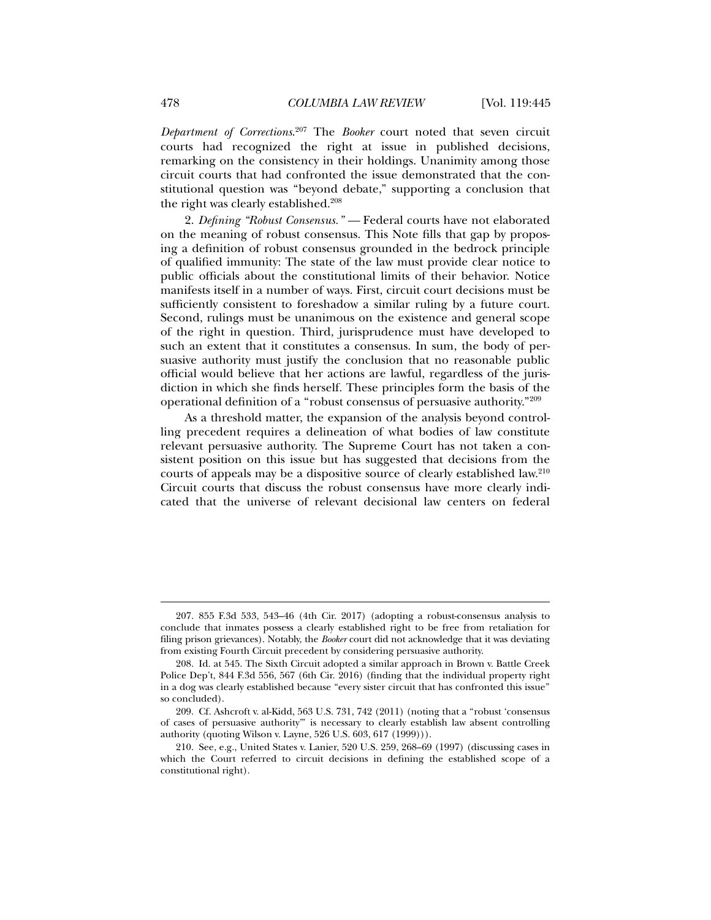*Department of Corrections*.[207] The *Booker* court noted that seven circuit courts had recognized the right at issue in published decisions, remarking on the consistency in their holdings. Unanimity among those circuit courts that had confronted the issue demonstrated that the constitutional question was "beyond debate," supporting a conclusion that the right was clearly established.[208]

2. *Defining "Robust Consensus."* — Federal courts have not elaborated on the meaning of robust consensus. This Note fills that gap by proposing a definition of robust consensus grounded in the bedrock principle of qualified immunity: The state of the law must provide clear notice to public officials about the constitutional limits of their behavior. Notice manifests itself in a number of ways. First, circuit court decisions must be sufficiently consistent to foreshadow a similar ruling by a future court. Second, rulings must be unanimous on the existence and general scope of the right in question. Third, jurisprudence must have developed to such an extent that it constitutes a consensus. In sum, the body of persuasive authority must justify the conclusion that no reasonable public official would believe that her actions are lawful, regardless of the jurisdiction in which she finds herself. These principles form the basis of the operational definition of a "robust consensus of persuasive authority."[209]

As a threshold matter, the expansion of the analysis beyond controlling precedent requires a delineation of what bodies of law constitute relevant persuasive authority. The Supreme Court has not taken a consistent position on this issue but has suggested that decisions from the courts of appeals may be a dispositive source of clearly established law.[210] Circuit courts that discuss the robust consensus have more clearly indicated that the universe of relevant decisional law centers on federal

---

207. 855 F.3d 533, 543–46 (4th Cir. 2017) (adopting a robust-consensus analysis to conclude that inmates possess a clearly established right to be free from retaliation for filing prison grievances). Notably, the *Booker* court did not acknowledge that it was deviating from existing Fourth Circuit precedent by considering persuasive authority.

208. Id. at 545. The Sixth Circuit adopted a similar approach in Brown v. Battle Creek Police Dep't, 844 F.3d 556, 567 (6th Cir. 2016) (finding that the individual property right in a dog was clearly established because "every sister circuit that has confronted this issue" so concluded).

209. Cf. Ashcroft v. al-Kidd, 563 U.S. 731, 742 (2011) (noting that a "robust 'consensus of cases of persuasive authority'" is necessary to clearly establish law absent controlling authority (quoting Wilson v. Layne, 526 U.S. 603, 617 (1999))).

210. See, e.g., United States v. Lanier, 520 U.S. 259, 268–69 (1997) (discussing cases in which the Court referred to circuit decisions in defining the established scope of a constitutional right).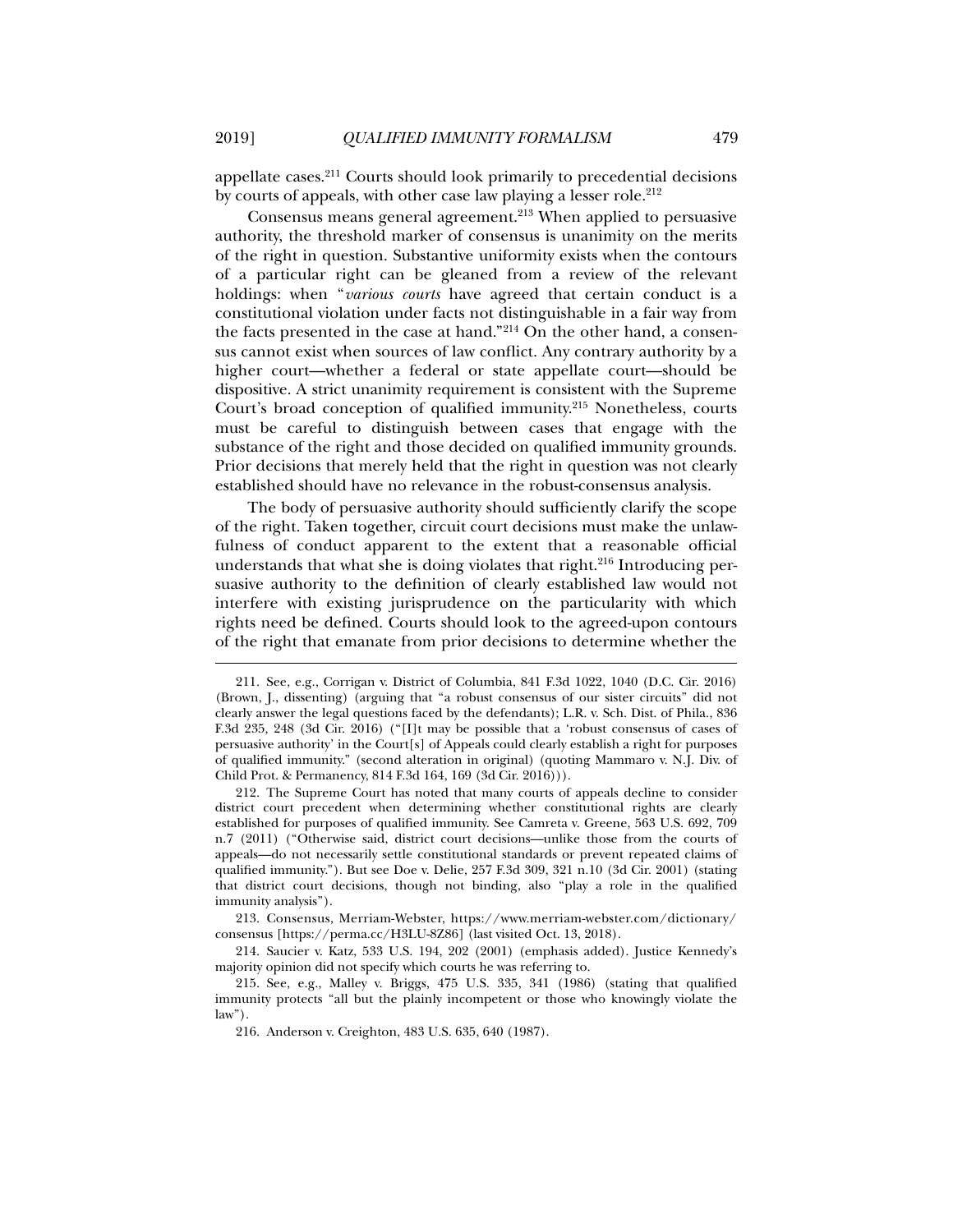appellate cases.[211] Courts should look primarily to precedential decisions by courts of appeals, with other case law playing a lesser role.[212]

Consensus means general agreement.[213] When applied to persuasive authority, the threshold marker of consensus is unanimity on the merits of the right in question. Substantive uniformity exists when the contours of a particular right can be gleaned from a review of the relevant holdings: when "*various courts* have agreed that certain conduct is a constitutional violation under facts not distinguishable in a fair way from the facts presented in the case at hand."[214] On the other hand, a consensus cannot exist when sources of law conflict. Any contrary authority by a higher court—whether a federal or state appellate court—should be dispositive. A strict unanimity requirement is consistent with the Supreme Court's broad conception of qualified immunity.[215] Nonetheless, courts must be careful to distinguish between cases that engage with the substance of the right and those decided on qualified immunity grounds. Prior decisions that merely held that the right in question was not clearly established should have no relevance in the robust-consensus analysis.

The body of persuasive authority should sufficiently clarify the scope of the right. Taken together, circuit court decisions must make the unlawfulness of conduct apparent to the extent that a reasonable official understands that what she is doing violates that right.[216] Introducing persuasive authority to the definition of clearly established law would not interfere with existing jurisprudence on the particularity with which rights need be defined. Courts should look to the agreed-upon contours of the right that emanate from prior decisions to determine whether the

---

211. See, e.g., Corrigan v. District of Columbia, 841 F.3d 1022, 1040 (D.C. Cir. 2016) (Brown, J., dissenting) (arguing that "a robust consensus of our sister circuits" did not clearly answer the legal questions faced by the defendants); L.R. v. Sch. Dist. of Phila., 836 F.3d 235, 248 (3d Cir. 2016) ("[I]t may be possible that a 'robust consensus of cases of persuasive authority' in the Court[s] of Appeals could clearly establish a right for purposes of qualified immunity." (second alteration in original) (quoting Mammaro v. N.J. Div. of Child Prot. & Permanency, 814 F.3d 164, 169 (3d Cir. 2016))).

212. The Supreme Court has noted that many courts of appeals decline to consider district court precedent when determining whether constitutional rights are clearly established for purposes of qualified immunity. See Camreta v. Greene, 563 U.S. 692, 709 n.7 (2011) ("Otherwise said, district court decisions—unlike those from the courts of appeals—do not necessarily settle constitutional standards or prevent repeated claims of qualified immunity."). But see Doe v. Delie, 257 F.3d 309, 321 n.10 (3d Cir. 2001) (stating that district court decisions, though not binding, also "play a role in the qualified immunity analysis").

213. Consensus, Merriam-Webster, https://www.merriam-webster.com/dictionary/consensus [https://perma.cc/H3LU-8Z86] (last visited Oct. 13, 2018).

214. Saucier v. Katz, 533 U.S. 194, 202 (2001) (emphasis added). Justice Kennedy's majority opinion did not specify which courts he was referring to.

215. See, e.g., Malley v. Briggs, 475 U.S. 335, 341 (1986) (stating that qualified immunity protects "all but the plainly incompetent or those who knowingly violate the law").

216. Anderson v. Creighton, 483 U.S. 635, 640 (1987).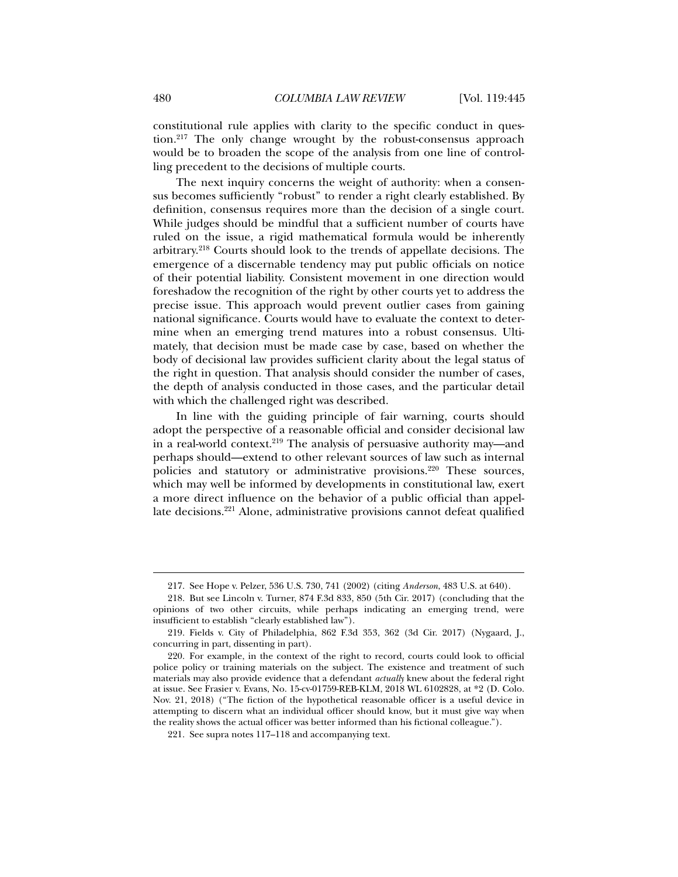constitutional rule applies with clarity to the specific conduct in question.[217] The only change wrought by the robust-consensus approach would be to broaden the scope of the analysis from one line of controlling precedent to the decisions of multiple courts.

The next inquiry concerns the weight of authority: when a consensus becomes sufficiently "robust" to render a right clearly established. By definition, consensus requires more than the decision of a single court. While judges should be mindful that a sufficient number of courts have ruled on the issue, a rigid mathematical formula would be inherently arbitrary.[218] Courts should look to the trends of appellate decisions. The emergence of a discernable tendency may put public officials on notice of their potential liability. Consistent movement in one direction would foreshadow the recognition of the right by other courts yet to address the precise issue. This approach would prevent outlier cases from gaining national significance. Courts would have to evaluate the context to determine when an emerging trend matures into a robust consensus. Ultimately, that decision must be made case by case, based on whether the body of decisional law provides sufficient clarity about the legal status of the right in question. That analysis should consider the number of cases, the depth of analysis conducted in those cases, and the particular detail with which the challenged right was described.

In line with the guiding principle of fair warning, courts should adopt the perspective of a reasonable official and consider decisional law in a real-world context.[219] The analysis of persuasive authority may—and perhaps should—extend to other relevant sources of law such as internal policies and statutory or administrative provisions.[220] These sources, which may well be informed by developments in constitutional law, exert a more direct influence on the behavior of a public official than appellate decisions.[221] Alone, administrative provisions cannot defeat qualified

---

217. See Hope v. Pelzer, 536 U.S. 730, 741 (2002) (citing *Anderson*, 483 U.S. at 640).

218. But see Lincoln v. Turner, 874 F.3d 833, 850 (5th Cir. 2017) (concluding that the opinions of two other circuits, while perhaps indicating an emerging trend, were insufficient to establish "clearly established law").

219. Fields v. City of Philadelphia, 862 F.3d 353, 362 (3d Cir. 2017) (Nygaard, J., concurring in part, dissenting in part).

220. For example, in the context of the right to record, courts could look to official police policy or training materials on the subject. The existence and treatment of such materials may also provide evidence that a defendant *actually* knew about the federal right at issue. See Frasier v. Evans, No. 15-cv-01759-REB-KLM, 2018 WL 6102828, at *2 (D. Colo. Nov. 21, 2018) ("The fiction of the hypothetical reasonable officer is a useful device in attempting to discern what an individual officer should know, but it must give way when the reality shows the actual officer was better informed than his fictional colleague.").

221. See supra notes 117–118 and accompanying text.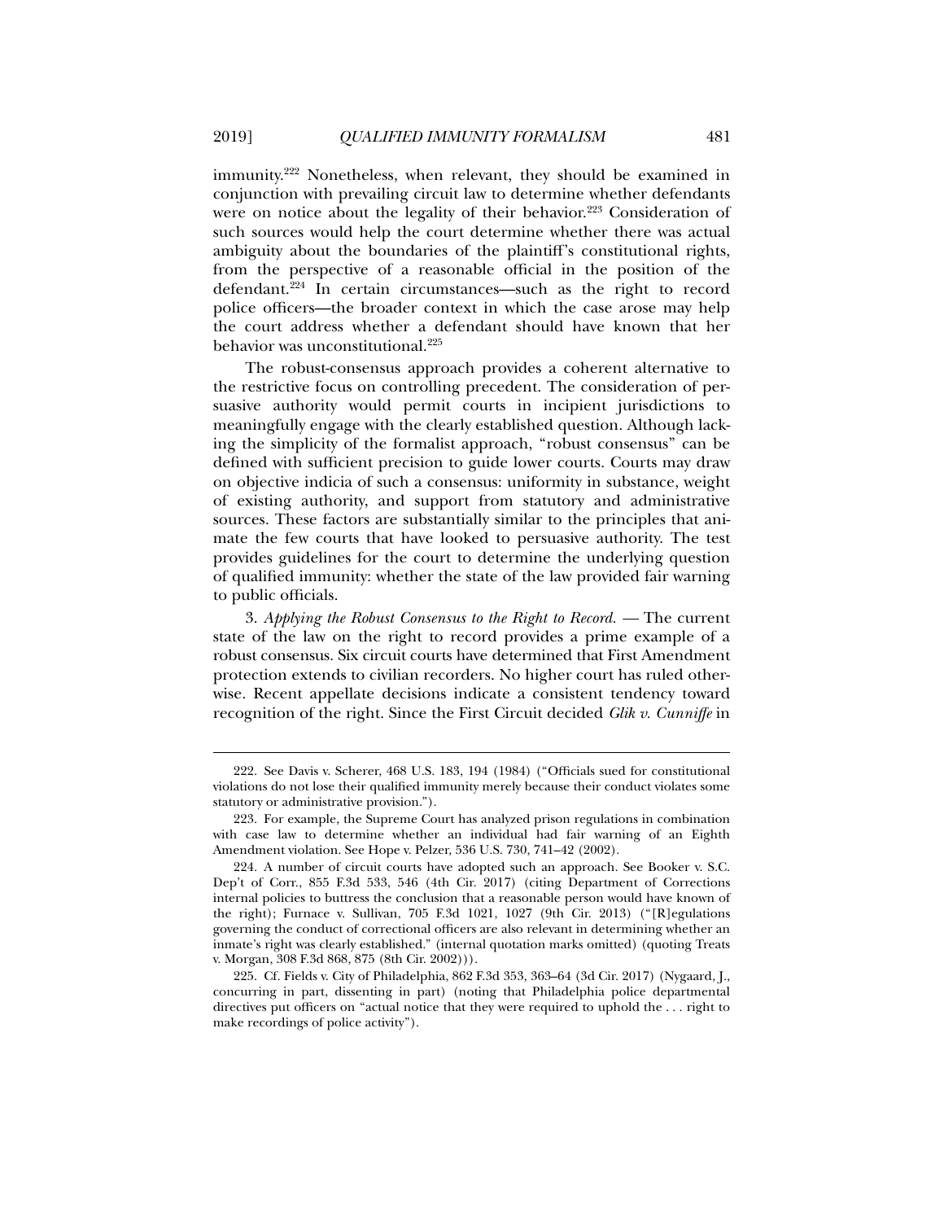immunity.[222] Nonetheless, when relevant, they should be examined in conjunction with prevailing circuit law to determine whether defendants were on notice about the legality of their behavior.[223] Consideration of such sources would help the court determine whether there was actual ambiguity about the boundaries of the plaintiff's constitutional rights, from the perspective of a reasonable official in the position of the defendant.[224] In certain circumstances—such as the right to record police officers—the broader context in which the case arose may help the court address whether a defendant should have known that her behavior was unconstitutional.[225]

The robust-consensus approach provides a coherent alternative to the restrictive focus on controlling precedent. The consideration of persuasive authority would permit courts in incipient jurisdictions to meaningfully engage with the clearly established question. Although lacking the simplicity of the formalist approach, "robust consensus" can be defined with sufficient precision to guide lower courts. Courts may draw on objective indicia of such a consensus: uniformity in substance, weight of existing authority, and support from statutory and administrative sources. These factors are substantially similar to the principles that animate the few courts that have looked to persuasive authority. The test provides guidelines for the court to determine the underlying question of qualified immunity: whether the state of the law provided fair warning to public officials.

3. *Applying the Robust Consensus to the Right to Record.* — The current state of the law on the right to record provides a prime example of a robust consensus. Six circuit courts have determined that First Amendment protection extends to civilian recorders. No higher court has ruled otherwise. Recent appellate decisions indicate a consistent tendency toward recognition of the right. Since the First Circuit decided *Glik v. Cunniffe* in

---

222. See Davis v. Scherer, 468 U.S. 183, 194 (1984) ("Officials sued for constitutional violations do not lose their qualified immunity merely because their conduct violates some statutory or administrative provision.").

223. For example, the Supreme Court has analyzed prison regulations in combination with case law to determine whether an individual had fair warning of an Eighth Amendment violation. See Hope v. Pelzer, 536 U.S. 730, 741–42 (2002).

224. A number of circuit courts have adopted such an approach. See Booker v. S.C. Dep't of Corr., 855 F.3d 533, 546 (4th Cir. 2017) (citing Department of Corrections internal policies to buttress the conclusion that a reasonable person would have known of the right); Furnace v. Sullivan, 705 F.3d 1021, 1027 (9th Cir. 2013) ("[R]egulations governing the conduct of correctional officers are also relevant in determining whether an inmate's right was clearly established." (internal quotation marks omitted) (quoting Treats v. Morgan, 308 F.3d 868, 875 (8th Cir. 2002))).

225. Cf. Fields v. City of Philadelphia, 862 F.3d 353, 363–64 (3d Cir. 2017) (Nygaard, J., concurring in part, dissenting in part) (noting that Philadelphia police departmental directives put officers on "actual notice that they were required to uphold the . . . right to make recordings of police activity").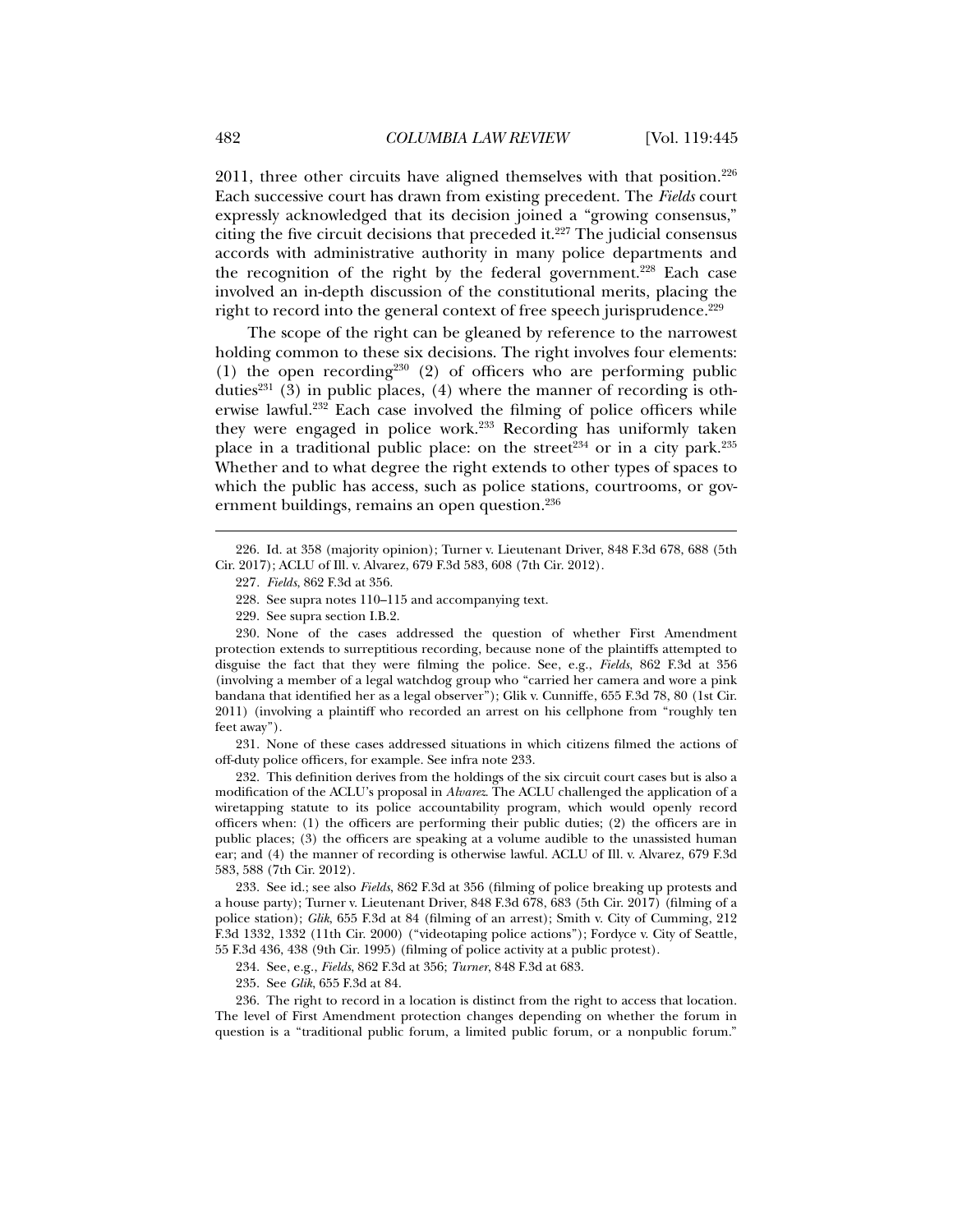2011, three other circuits have aligned themselves with that position.[226] Each successive court has drawn from existing precedent. The *Fields* court expressly acknowledged that its decision joined a "growing consensus," citing the five circuit decisions that preceded it.[227] The judicial consensus accords with administrative authority in many police departments and the recognition of the right by the federal government.[228] Each case involved an in-depth discussion of the constitutional merits, placing the right to record into the general context of free speech jurisprudence.[229]

The scope of the right can be gleaned by reference to the narrowest holding common to these six decisions. The right involves four elements: (1) the open recording[230] (2) of officers who are performing public duties[231] (3) in public places, (4) where the manner of recording is otherwise lawful.[232] Each case involved the filming of police officers while they were engaged in police work.[233] Recording has uniformly taken place in a traditional public place: on the street[234] or in a city park.[235] Whether and to what degree the right extends to other types of spaces to which the public has access, such as police stations, courtrooms, or government buildings, remains an open question.[236]

---

226. Id. at 358 (majority opinion); Turner v. Lieutenant Driver, 848 F.3d 678, 688 (5th Cir. 2017); ACLU of Ill. v. Alvarez, 679 F.3d 583, 608 (7th Cir. 2012).

227. *Fields*, 862 F.3d at 356.

228. See supra notes 110–115 and accompanying text.

229. See supra section I.B.2.

230. None of the cases addressed the question of whether First Amendment protection extends to surreptitious recording, because none of the plaintiffs attempted to disguise the fact that they were filming the police. See, e.g., *Fields*, 862 F.3d at 356 (involving a member of a legal watchdog group who "carried her camera and wore a pink bandana that identified her as a legal observer"); Glik v. Cunniffe, 655 F.3d 78, 80 (1st Cir. 2011) (involving a plaintiff who recorded an arrest on his cellphone from "roughly ten feet away").

231. None of these cases addressed situations in which citizens filmed the actions of off-duty police officers, for example. See infra note 233.

232. This definition derives from the holdings of the six circuit court cases but is also a modification of the ACLU's proposal in *Alvarez*. The ACLU challenged the application of a wiretapping statute to its police accountability program, which would openly record officers when: (1) the officers are performing their public duties; (2) the officers are in public places; (3) the officers are speaking at a volume audible to the unassisted human ear; and (4) the manner of recording is otherwise lawful. ACLU of Ill. v. Alvarez, 679 F.3d 583, 588 (7th Cir. 2012).

233. See id.; see also *Fields*, 862 F.3d at 356 (filming of police breaking up protests and a house party); Turner v. Lieutenant Driver, 848 F.3d 678, 683 (5th Cir. 2017) (filming of a police station); *Glik*, 655 F.3d at 84 (filming of an arrest); Smith v. City of Cumming, 212 F.3d 1332, 1332 (11th Cir. 2000) ("videotaping police actions"); Fordyce v. City of Seattle, 55 F.3d 436, 438 (9th Cir. 1995) (filming of police activity at a public protest).

234. See, e.g., *Fields*, 862 F.3d at 356; *Turner*, 848 F.3d at 683.

235. See *Glik*, 655 F.3d at 84.

236. The right to record in a location is distinct from the right to access that location. The level of First Amendment protection changes depending on whether the forum in question is a "traditional public forum, a limited public forum, or a nonpublic forum."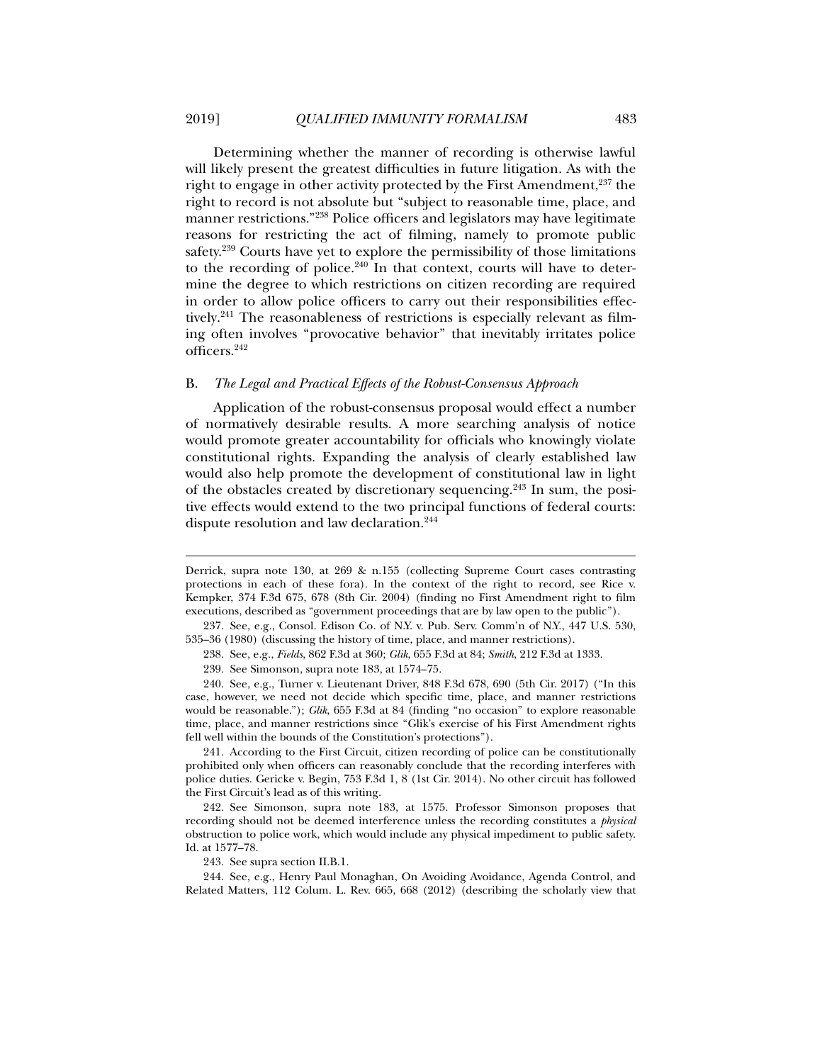Determining whether the manner of recording is otherwise lawful will likely present the greatest difficulties in future litigation. As with the right to engage in other activity protected by the First Amendment,[237] the right to record is not absolute but "subject to reasonable time, place, and manner restrictions."[238] Police officers and legislators may have legitimate reasons for restricting the act of filming, namely to promote public safety.[239] Courts have yet to explore the permissibility of those limitations to the recording of police.[240] In that context, courts will have to determine the degree to which restrictions on citizen recording are required in order to allow police officers to carry out their responsibilities effectively.[241] The reasonableness of restrictions is especially relevant as filming often involves "provocative behavior" that inevitably irritates police officers.[242]

### B. *The Legal and Practical Effects of the Robust-Consensus Approach*

Application of the robust-consensus proposal would effect a number of normatively desirable results. A more searching analysis of notice would promote greater accountability for officials who knowingly violate constitutional rights. Expanding the analysis of clearly established law would also help promote the development of constitutional law in light of the obstacles created by discretionary sequencing.[243] In sum, the positive effects would extend to the two principal functions of federal courts: dispute resolution and law declaration.[244]

---

Derrick, supra note 130, at 269 & n.155 (collecting Supreme Court cases contrasting protections in each of these fora). In the context of the right to record, see Rice v. Kempker, 374 F.3d 675, 678 (8th Cir. 2004) (finding no First Amendment right to film executions, described as "government proceedings that are by law open to the public").

237. See, e.g., Consol. Edison Co. of N.Y. v. Pub. Serv. Comm'n of N.Y., 447 U.S. 530, 535–36 (1980) (discussing the history of time, place, and manner restrictions).

238. See, e.g., *Fields*, 862 F.3d at 360; *Glik*, 655 F.3d at 84; *Smith*, 212 F.3d at 1333.

239. See Simonson, supra note 183, at 1574–75.

240. See, e.g., Turner v. Lieutenant Driver, 848 F.3d 678, 690 (5th Cir. 2017) ("In this case, however, we need not decide which specific time, place, and manner restrictions would be reasonable."); *Glik*, 655 F.3d at 84 (finding "no occasion" to explore reasonable time, place, and manner restrictions since "Glik's exercise of his First Amendment rights fell well within the bounds of the Constitution's protections").

241. According to the First Circuit, citizen recording of police can be constitutionally prohibited only when officers can reasonably conclude that the recording interferes with police duties. Gericke v. Begin, 753 F.3d 1, 8 (1st Cir. 2014). No other circuit has followed the First Circuit's lead as of this writing.

242. See Simonson, supra note 183, at 1575. Professor Simonson proposes that recording should not be deemed interference unless the recording constitutes a *physical* obstruction to police work, which would include any physical impediment to public safety. Id. at 1577–78.

243. See supra section II.B.1.

244. See, e.g., Henry Paul Monaghan, On Avoiding Avoidance, Agenda Control, and Related Matters, 112 Colum. L. Rev. 665, 668 (2012) (describing the scholarly view that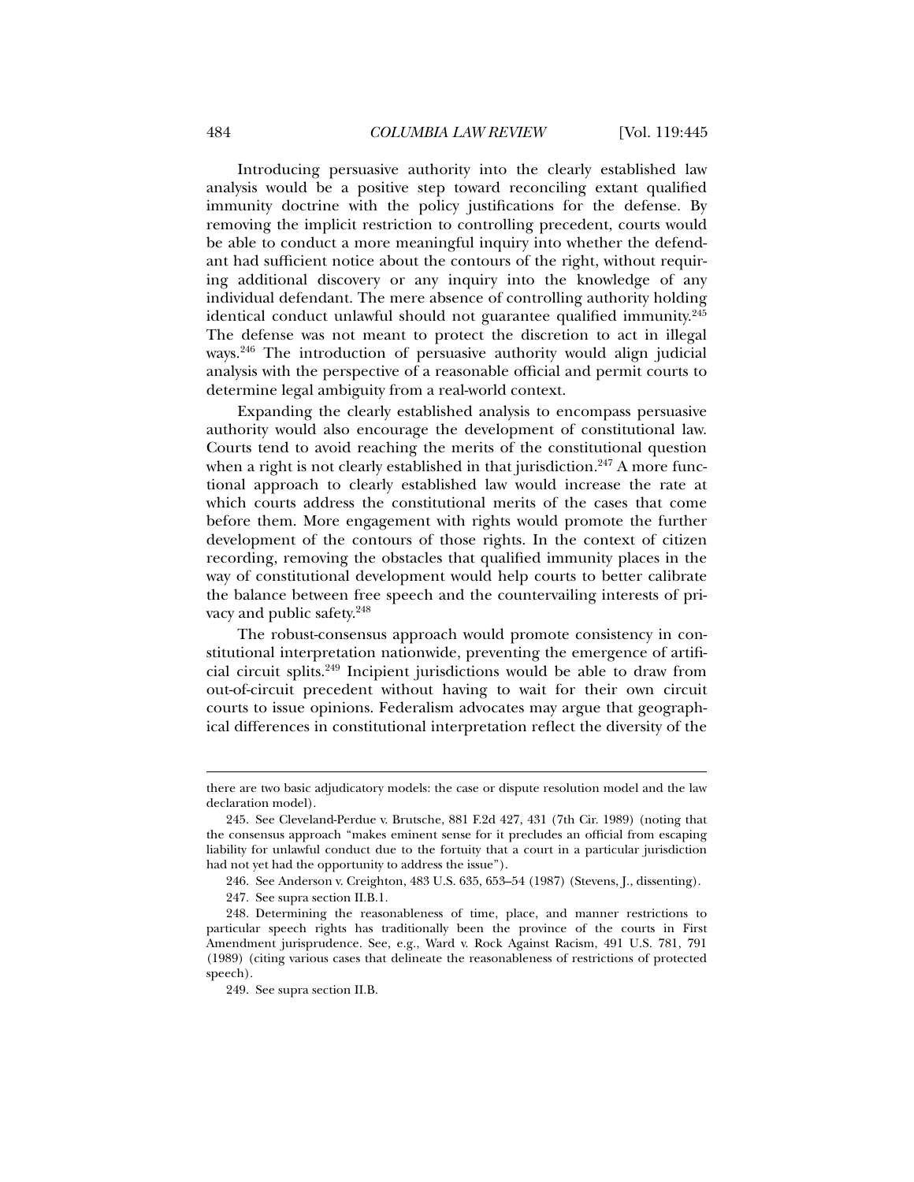Introducing persuasive authority into the clearly established law analysis would be a positive step toward reconciling extant qualified immunity doctrine with the policy justifications for the defense. By removing the implicit restriction to controlling precedent, courts would be able to conduct a more meaningful inquiry into whether the defendant had sufficient notice about the contours of the right, without requiring additional discovery or any inquiry into the knowledge of any individual defendant. The mere absence of controlling authority holding identical conduct unlawful should not guarantee qualified immunity.[245] The defense was not meant to protect the discretion to act in illegal ways.[246] The introduction of persuasive authority would align judicial analysis with the perspective of a reasonable official and permit courts to determine legal ambiguity from a real-world context.

Expanding the clearly established analysis to encompass persuasive authority would also encourage the development of constitutional law. Courts tend to avoid reaching the merits of the constitutional question when a right is not clearly established in that jurisdiction.[247] A more functional approach to clearly established law would increase the rate at which courts address the constitutional merits of the cases that come before them. More engagement with rights would promote the further development of the contours of those rights. In the context of citizen recording, removing the obstacles that qualified immunity places in the way of constitutional development would help courts to better calibrate the balance between free speech and the countervailing interests of privacy and public safety.[248]

The robust-consensus approach would promote consistency in constitutional interpretation nationwide, preventing the emergence of artificial circuit splits.[249] Incipient jurisdictions would be able to draw from out-of-circuit precedent without having to wait for their own circuit courts to issue opinions. Federalism advocates may argue that geographical differences in constitutional interpretation reflect the diversity of the

---

there are two basic adjudicatory models: the case or dispute resolution model and the law declaration model).

245. See Cleveland-Perdue v. Brutsche, 881 F.2d 427, 431 (7th Cir. 1989) (noting that the consensus approach "makes eminent sense for it precludes an official from escaping liability for unlawful conduct due to the fortuity that a court in a particular jurisdiction had not yet had the opportunity to address the issue").

246. See Anderson v. Creighton, 483 U.S. 635, 653–54 (1987) (Stevens, J., dissenting).

247. See supra section II.B.1.

248. Determining the reasonableness of time, place, and manner restrictions to particular speech rights has traditionally been the province of the courts in First Amendment jurisprudence. See, e.g., Ward v. Rock Against Racism, 491 U.S. 781, 791 (1989) (citing various cases that delineate the reasonableness of restrictions of protected speech).

249. See supra section II.B.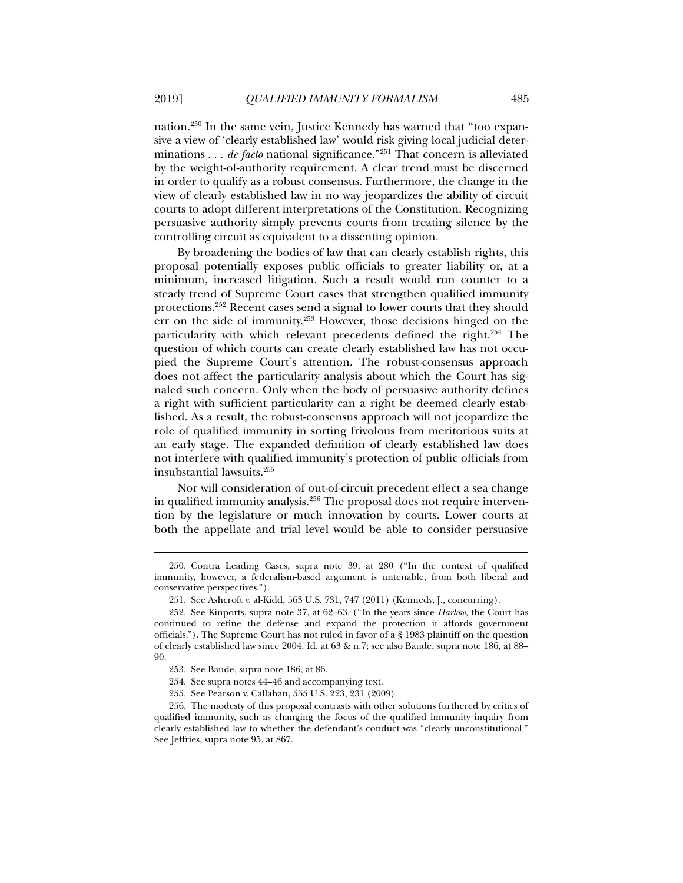nation.[250] In the same vein, Justice Kennedy has warned that "too expansive a view of 'clearly established law' would risk giving local judicial determinations . . . *de facto* national significance."[251] That concern is alleviated by the weight-of-authority requirement. A clear trend must be discerned in order to qualify as a robust consensus. Furthermore, the change in the view of clearly established law in no way jeopardizes the ability of circuit courts to adopt different interpretations of the Constitution. Recognizing persuasive authority simply prevents courts from treating silence by the controlling circuit as equivalent to a dissenting opinion.

By broadening the bodies of law that can clearly establish rights, this proposal potentially exposes public officials to greater liability or, at a minimum, increased litigation. Such a result would run counter to a steady trend of Supreme Court cases that strengthen qualified immunity protections.[252] Recent cases send a signal to lower courts that they should err on the side of immunity.[253] However, those decisions hinged on the particularity with which relevant precedents defined the right.[254] The question of which courts can create clearly established law has not occupied the Supreme Court's attention. The robust-consensus approach does not affect the particularity analysis about which the Court has signaled such concern. Only when the body of persuasive authority defines a right with sufficient particularity can a right be deemed clearly established. As a result, the robust-consensus approach will not jeopardize the role of qualified immunity in sorting frivolous from meritorious suits at an early stage. The expanded definition of clearly established law does not interfere with qualified immunity's protection of public officials from insubstantial lawsuits.[255]

Nor will consideration of out-of-circuit precedent effect a sea change in qualified immunity analysis.[256] The proposal does not require intervention by the legislature or much innovation by courts. Lower courts at both the appellate and trial level would be able to consider persuasive

---

250. Contra Leading Cases, supra note 39, at 280 ("In the context of qualified immunity, however, a federalism-based argument is untenable, from both liberal and conservative perspectives.").

251. See Ashcroft v. al-Kidd, 563 U.S. 731, 747 (2011) (Kennedy, J., concurring).

252. See Kinports, supra note 37, at 62–63. ("In the years since *Harlow*, the Court has continued to refine the defense and expand the protection it affords government officials."). The Supreme Court has not ruled in favor of a § 1983 plaintiff on the question of clearly established law since 2004. Id. at 63 & n.7; see also Baude, supra note 186, at 88–90.

253. See Baude, supra note 186, at 86.

254. See supra notes 44–46 and accompanying text.

255. See Pearson v. Callahan, 555 U.S. 223, 231 (2009).

256. The modesty of this proposal contrasts with other solutions furthered by critics of qualified immunity, such as changing the focus of the qualified immunity inquiry from clearly established law to whether the defendant's conduct was "clearly unconstitutional." See Jeffries, supra note 95, at 867.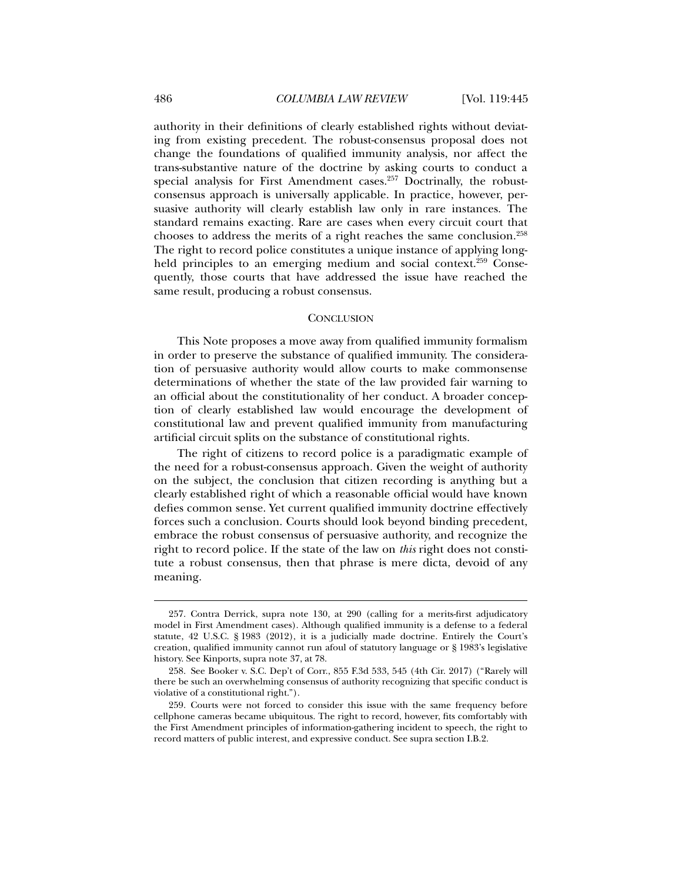authority in their definitions of clearly established rights without deviating from existing precedent. The robust-consensus proposal does not change the foundations of qualified immunity analysis, nor affect the trans-substantive nature of the doctrine by asking courts to conduct a special analysis for First Amendment cases.[257] Doctrinally, the robust-consensus approach is universally applicable. In practice, however, persuasive authority will clearly establish law only in rare instances. The standard remains exacting. Rare are cases when every circuit court that chooses to address the merits of a right reaches the same conclusion.[258] The right to record police constitutes a unique instance of applying long-held principles to an emerging medium and social context.[259] Consequently, those courts that have addressed the issue have reached the same result, producing a robust consensus.

## CONCLUSION

This Note proposes a move away from qualified immunity formalism in order to preserve the substance of qualified immunity. The consideration of persuasive authority would allow courts to make commonsense determinations of whether the state of the law provided fair warning to an official about the constitutionality of her conduct. A broader conception of clearly established law would encourage the development of constitutional law and prevent qualified immunity from manufacturing artificial circuit splits on the substance of constitutional rights.

The right of citizens to record police is a paradigmatic example of the need for a robust-consensus approach. Given the weight of authority on the subject, the conclusion that citizen recording is anything but a clearly established right of which a reasonable official would have known defies common sense. Yet current qualified immunity doctrine effectively forces such a conclusion. Courts should look beyond binding precedent, embrace the robust consensus of persuasive authority, and recognize the right to record police. If the state of the law on *this* right does not constitute a robust consensus, then that phrase is mere dicta, devoid of any meaning.

---

257. Contra Derrick, supra note 130, at 290 (calling for a merits-first adjudicatory model in First Amendment cases). Although qualified immunity is a defense to a federal statute, 42 U.S.C. § 1983 (2012), it is a judicially made doctrine. Entirely the Court's creation, qualified immunity cannot run afoul of statutory language or § 1983's legislative history. See Kinports, supra note 37, at 78.

258. See Booker v. S.C. Dep't of Corr., 855 F.3d 533, 545 (4th Cir. 2017) ("Rarely will there be such an overwhelming consensus of authority recognizing that specific conduct is violative of a constitutional right.").

259. Courts were not forced to consider this issue with the same frequency before cellphone cameras became ubiquitous. The right to record, however, fits comfortably with the First Amendment principles of information-gathering incident to speech, the right to record matters of public interest, and expressive conduct. See supra section I.B.2.